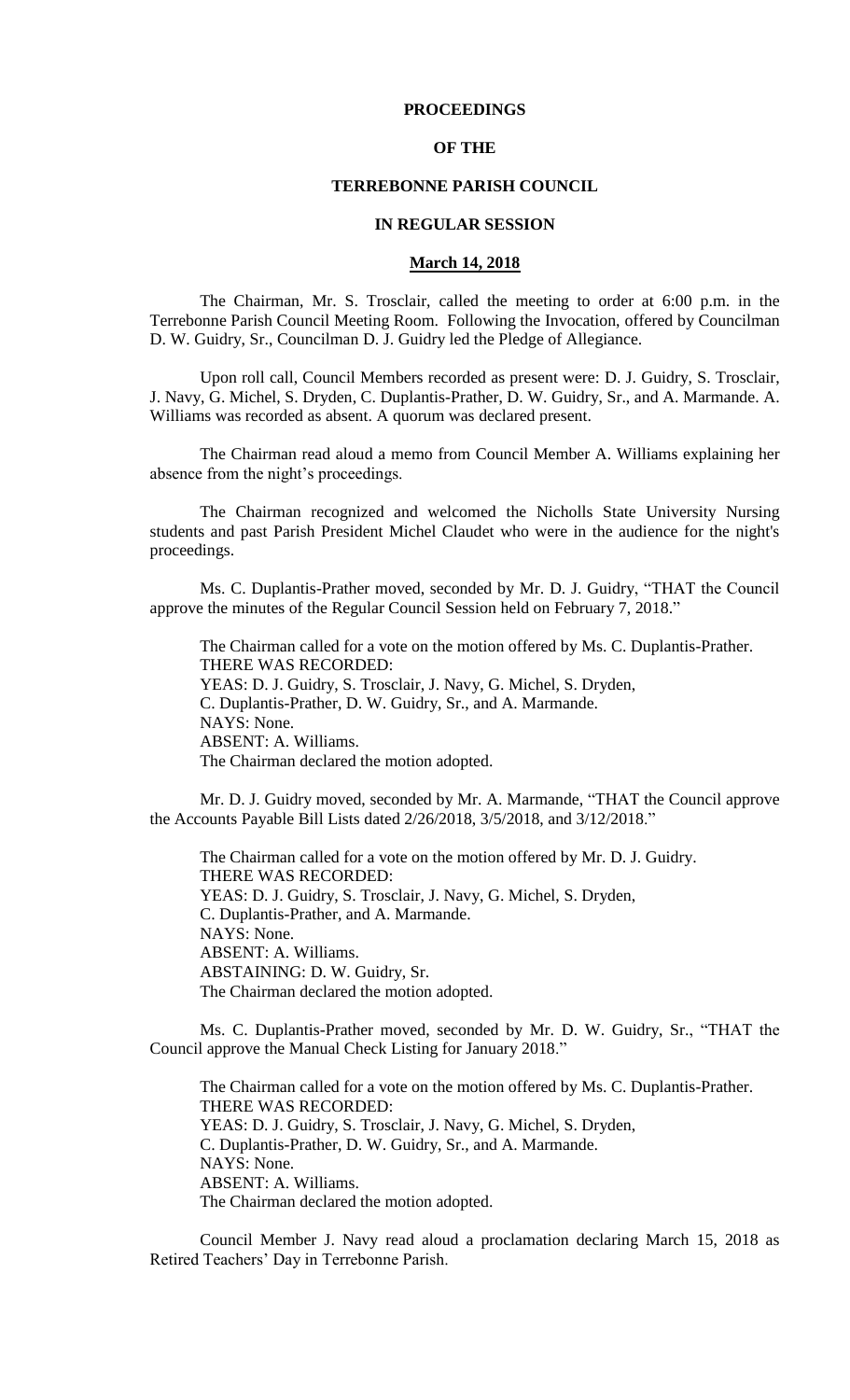# PROCEEDINGS

# OF THE

# TERREBONNE PARISH COUNCIL

# IN REGULAR SESSION

## March 14, 2018

The Chairman, Mr. S. Trosclair, called the meeting to order at 6:00 p.m. in the Terrebonne Parish Council Meeting Room. Following the Invocation, offered by Councilman D. W. Guidry, Sr., Councilman D. J. Guidry led the Pledge of Allegiance.

Upon roll call, Council Members recorded as present were: D. J. Guidry, S. Trosclair, J. Navy, G. Michel, S. Dryden, C. Duplantis-Prather, D. W. Guidry, Sr., and A. Marmande. A. Williams was recorded as absent. A quorum was declared present.

The Chairman read aloud a memo from Council Member A. Williams explaining her absence from the night's proceedings.

The Chairman recognized and welcomed the Nicholls State University Nursing students and past Parish President Michel Claudet who were in the audience for the night's proceedings.

Ms. C. Duplantis-Prather moved, seconded by Mr. D. J. Guidry, "THAT the Council approve the minutes of the Regular Council Session held on February 7, 2018."

The Chairman called for a vote on the motion offered by Ms. C. Duplantis-Prather.
THERE WAS RECORDED:
YEAS: D. J. Guidry, S. Trosclair, J. Navy, G. Michel, S. Dryden, C. Duplantis-Prather, D. W. Guidry, Sr., and A. Marmande.
NAYS: None.
ABSENT: A. Williams.
The Chairman declared the motion adopted.

Mr. D. J. Guidry moved, seconded by Mr. A. Marmande, "THAT the Council approve the Accounts Payable Bill Lists dated 2/26/2018, 3/5/2018, and 3/12/2018."

The Chairman called for a vote on the motion offered by Mr. D. J. Guidry.
THERE WAS RECORDED:
YEAS: D. J. Guidry, S. Trosclair, J. Navy, G. Michel, S. Dryden, C. Duplantis-Prather, and A. Marmande.
NAYS: None.
ABSENT: A. Williams.
ABSTAINING: D. W. Guidry, Sr.
The Chairman declared the motion adopted.

Ms. C. Duplantis-Prather moved, seconded by Mr. D. W. Guidry, Sr., "THAT the Council approve the Manual Check Listing for January 2018."

The Chairman called for a vote on the motion offered by Ms. C. Duplantis-Prather.
THERE WAS RECORDED:
YEAS: D. J. Guidry, S. Trosclair, J. Navy, G. Michel, S. Dryden, C. Duplantis-Prather, D. W. Guidry, Sr., and A. Marmande.
NAYS: None.
ABSENT: A. Williams.
The Chairman declared the motion adopted.

Council Member J. Navy read aloud a proclamation declaring March 15, 2018 as Retired Teachers' Day in Terrebonne Parish.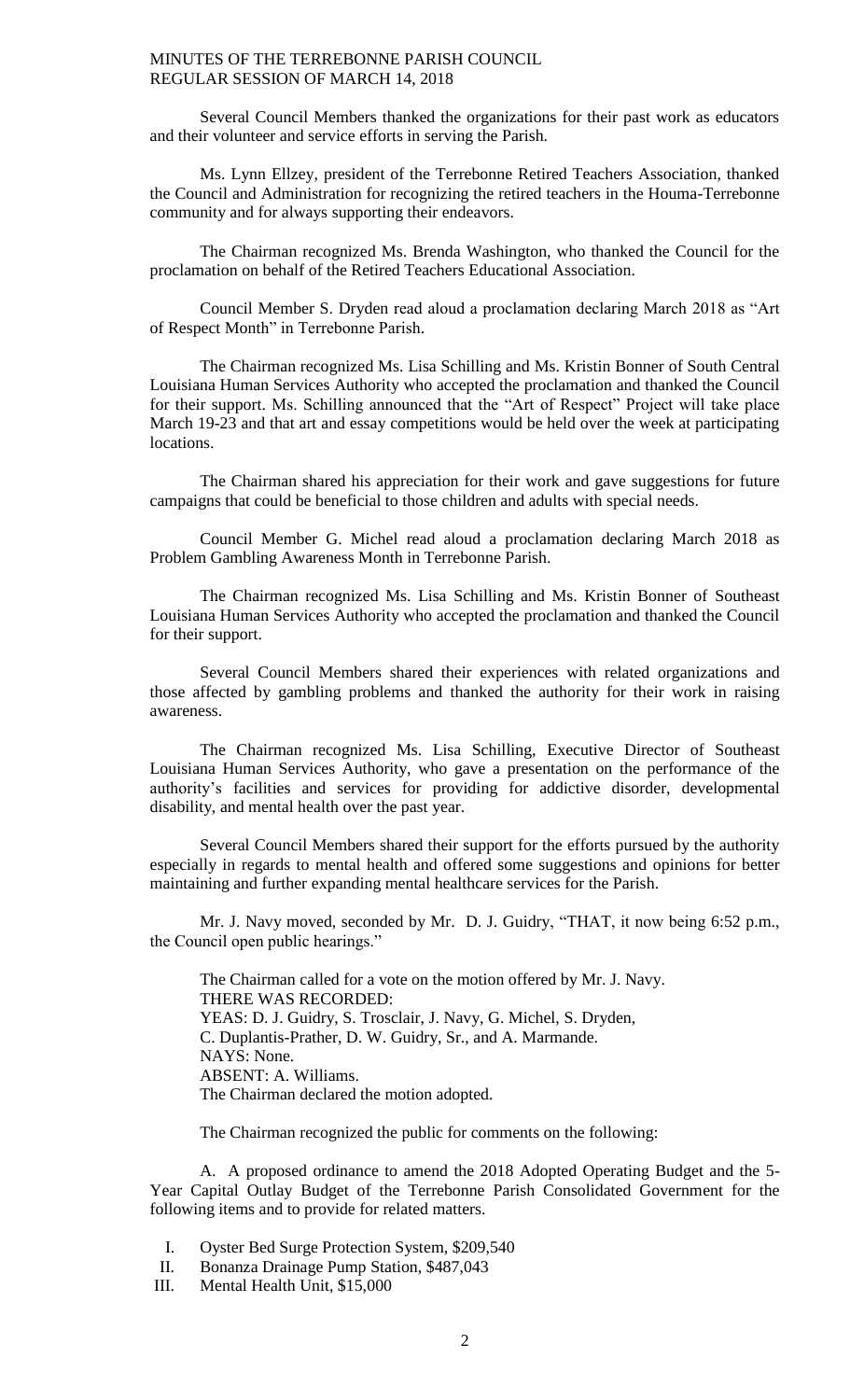Several Council Members thanked the organizations for their past work as educators and their volunteer and service efforts in serving the Parish.

Ms. Lynn Ellzey, president of the Terrebonne Retired Teachers Association, thanked the Council and Administration for recognizing the retired teachers in the Houma-Terrebonne community and for always supporting their endeavors.

The Chairman recognized Ms. Brenda Washington, who thanked the Council for the proclamation on behalf of the Retired Teachers Educational Association.

Council Member S. Dryden read aloud a proclamation declaring March 2018 as "Art of Respect Month" in Terrebonne Parish.

The Chairman recognized Ms. Lisa Schilling and Ms. Kristin Bonner of South Central Louisiana Human Services Authority who accepted the proclamation and thanked the Council for their support. Ms. Schilling announced that the "Art of Respect" Project will take place March 19-23 and that art and essay competitions would be held over the week at participating locations.

The Chairman shared his appreciation for their work and gave suggestions for future campaigns that could be beneficial to those children and adults with special needs.

Council Member G. Michel read aloud a proclamation declaring March 2018 as Problem Gambling Awareness Month in Terrebonne Parish.

The Chairman recognized Ms. Lisa Schilling and Ms. Kristin Bonner of Southeast Louisiana Human Services Authority who accepted the proclamation and thanked the Council for their support.

Several Council Members shared their experiences with related organizations and those affected by gambling problems and thanked the authority for their work in raising awareness.

The Chairman recognized Ms. Lisa Schilling, Executive Director of Southeast Louisiana Human Services Authority, who gave a presentation on the performance of the authority's facilities and services for providing for addictive disorder, developmental disability, and mental health over the past year.

Several Council Members shared their support for the efforts pursued by the authority especially in regards to mental health and offered some suggestions and opinions for better maintaining and further expanding mental healthcare services for the Parish.

Mr. J. Navy moved, seconded by Mr. D. J. Guidry, "THAT, it now being 6:52 p.m., the Council open public hearings."

The Chairman called for a vote on the motion offered by Mr. J. Navy.
THERE WAS RECORDED:
YEAS: D. J. Guidry, S. Trosclair, J. Navy, G. Michel, S. Dryden, C. Duplantis-Prather, D. W. Guidry, Sr., and A. Marmande.
NAYS: None.
ABSENT: A. Williams.
The Chairman declared the motion adopted.

The Chairman recognized the public for comments on the following:

A. A proposed ordinance to amend the 2018 Adopted Operating Budget and the 5-Year Capital Outlay Budget of the Terrebonne Parish Consolidated Government for the following items and to provide for related matters.

I. Oyster Bed Surge Protection System, $209,540
II. Bonanza Drainage Pump Station, $487,043
III. Mental Health Unit, $15,000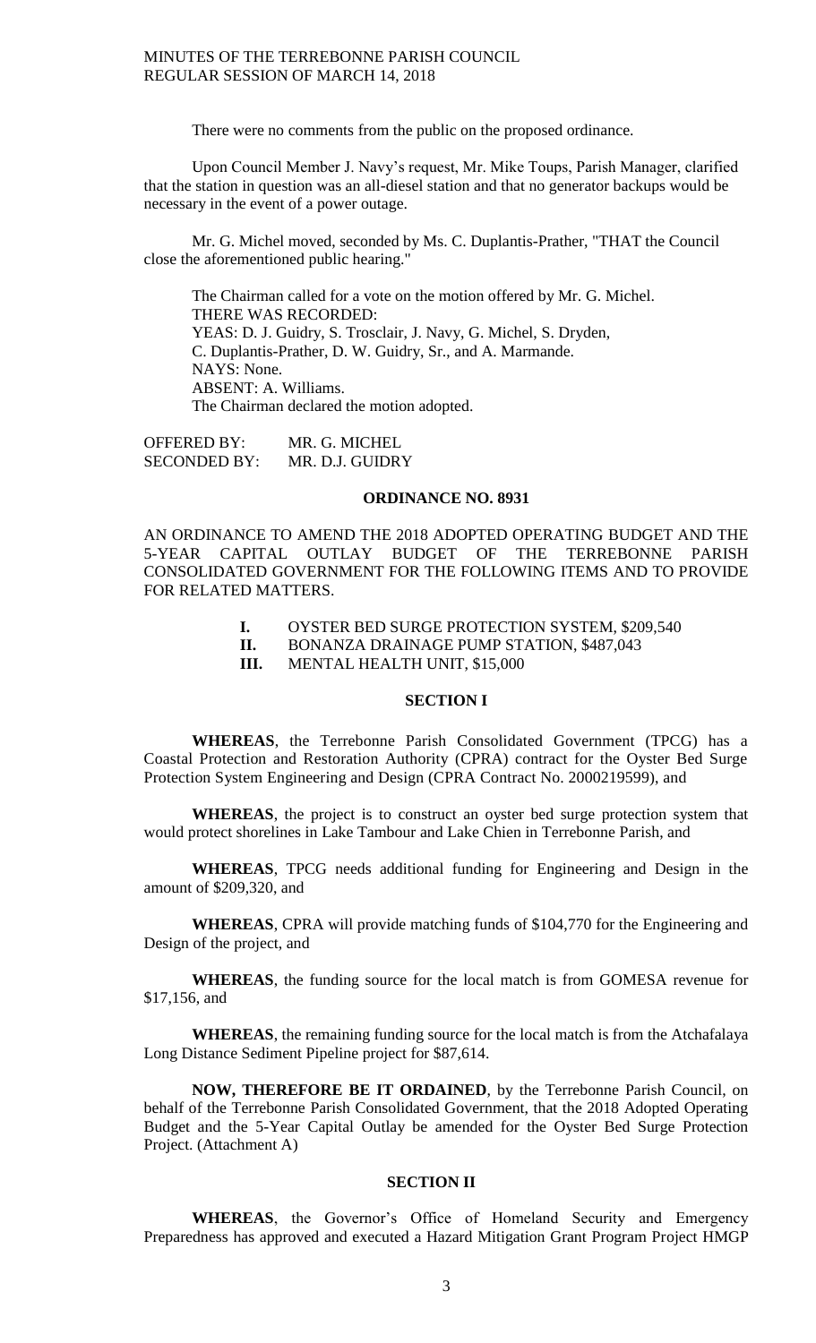There were no comments from the public on the proposed ordinance.

Upon Council Member J. Navy's request, Mr. Mike Toups, Parish Manager, clarified that the station in question was an all-diesel station and that no generator backups would be necessary in the event of a power outage.

Mr. G. Michel moved, seconded by Ms. C. Duplantis-Prather, "THAT the Council close the aforementioned public hearing."

The Chairman called for a vote on the motion offered by Mr. G. Michel.
THERE WAS RECORDED:
YEAS: D. J. Guidry, S. Trosclair, J. Navy, G. Michel, S. Dryden, C. Duplantis-Prather, D. W. Guidry, Sr., and A. Marmande.
NAYS: None.
ABSENT: A. Williams.
The Chairman declared the motion adopted.

OFFERED BY: MR. G. MICHEL
SECONDED BY: MR. D.J. GUIDRY

## ORDINANCE NO. 8931

AN ORDINANCE TO AMEND THE 2018 ADOPTED OPERATING BUDGET AND THE 5-YEAR CAPITAL OUTLAY BUDGET OF THE TERREBONNE PARISH CONSOLIDATED GOVERNMENT FOR THE FOLLOWING ITEMS AND TO PROVIDE FOR RELATED MATTERS.

**I.** OYSTER BED SURGE PROTECTION SYSTEM, $209,540
**II.** BONANZA DRAINAGE PUMP STATION, $487,043
**III.** MENTAL HEALTH UNIT, $15,000

### SECTION I

**WHEREAS**, the Terrebonne Parish Consolidated Government (TPCG) has a Coastal Protection and Restoration Authority (CPRA) contract for the Oyster Bed Surge Protection System Engineering and Design (CPRA Contract No. 2000219599), and

**WHEREAS**, the project is to construct an oyster bed surge protection system that would protect shorelines in Lake Tambour and Lake Chien in Terrebonne Parish, and

**WHEREAS**, TPCG needs additional funding for Engineering and Design in the amount of $209,320, and

**WHEREAS**, CPRA will provide matching funds of $104,770 for the Engineering and Design of the project, and

**WHEREAS**, the funding source for the local match is from GOMESA revenue for $17,156, and

**WHEREAS**, the remaining funding source for the local match is from the Atchafalaya Long Distance Sediment Pipeline project for $87,614.

**NOW, THEREFORE BE IT ORDAINED**, by the Terrebonne Parish Council, on behalf of the Terrebonne Parish Consolidated Government, that the 2018 Adopted Operating Budget and the 5-Year Capital Outlay be amended for the Oyster Bed Surge Protection Project. (Attachment A)

### SECTION II

**WHEREAS**, the Governor's Office of Homeland Security and Emergency Preparedness has approved and executed a Hazard Mitigation Grant Program Project HMGP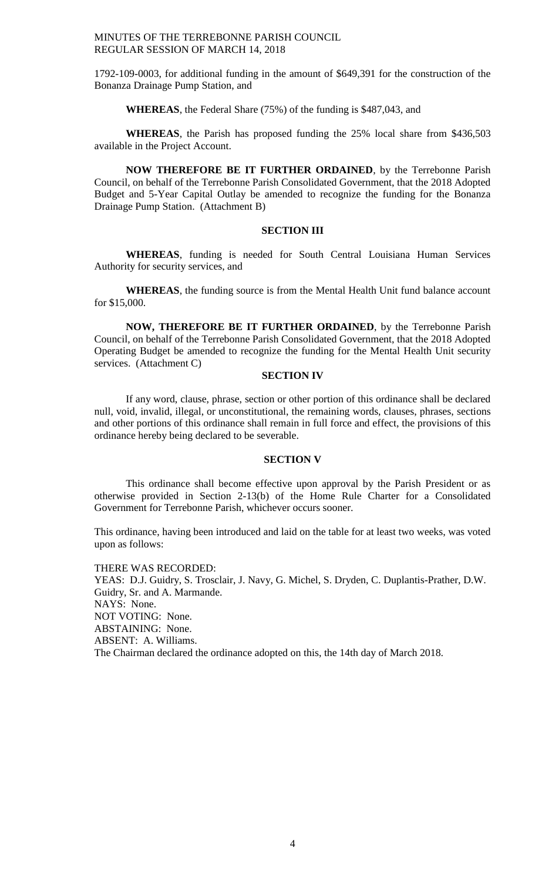1792-109-0003, for additional funding in the amount of $649,391 for the construction of the Bonanza Drainage Pump Station, and

**WHEREAS**, the Federal Share (75%) of the funding is $487,043, and

**WHEREAS**, the Parish has proposed funding the 25% local share from $436,503 available in the Project Account.

**NOW THEREFORE BE IT FURTHER ORDAINED**, by the Terrebonne Parish Council, on behalf of the Terrebonne Parish Consolidated Government, that the 2018 Adopted Budget and 5-Year Capital Outlay be amended to recognize the funding for the Bonanza Drainage Pump Station. (Attachment B)

**SECTION III**

**WHEREAS**, funding is needed for South Central Louisiana Human Services Authority for security services, and

**WHEREAS**, the funding source is from the Mental Health Unit fund balance account for $15,000.

**NOW, THEREFORE BE IT FURTHER ORDAINED**, by the Terrebonne Parish Council, on behalf of the Terrebonne Parish Consolidated Government, that the 2018 Adopted Operating Budget be amended to recognize the funding for the Mental Health Unit security services. (Attachment C)

**SECTION IV**

If any word, clause, phrase, section or other portion of this ordinance shall be declared null, void, invalid, illegal, or unconstitutional, the remaining words, clauses, phrases, sections and other portions of this ordinance shall remain in full force and effect, the provisions of this ordinance hereby being declared to be severable.

**SECTION V**

This ordinance shall become effective upon approval by the Parish President or as otherwise provided in Section 2-13(b) of the Home Rule Charter for a Consolidated Government for Terrebonne Parish, whichever occurs sooner.

This ordinance, having been introduced and laid on the table for at least two weeks, was voted upon as follows:

THERE WAS RECORDED:
YEAS: D.J. Guidry, S. Trosclair, J. Navy, G. Michel, S. Dryden, C. Duplantis-Prather, D.W. Guidry, Sr. and A. Marmande.
NAYS: None.
NOT VOTING: None.
ABSTAINING: None.
ABSENT: A. Williams.
The Chairman declared the ordinance adopted on this, the 14th day of March 2018.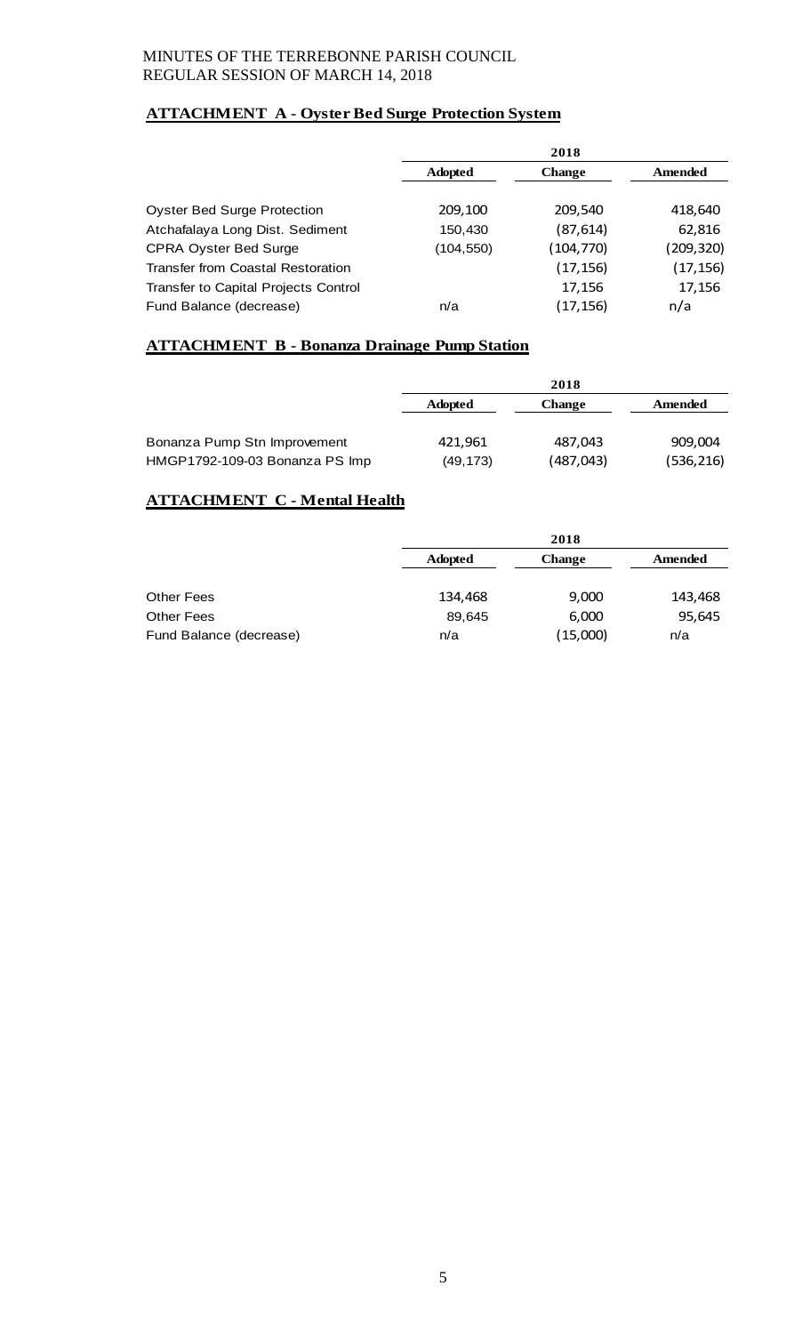MINUTES OF THE TERREBONNE PARISH COUNCIL
REGULAR SESSION OF MARCH 14, 2018

## ATTACHMENT A - Oyster Bed Surge Protection System

| | 2018 | | |
|---|---|---|---|
| | Adopted | Change | Amended |
| Oyster Bed Surge Protection | 209,100 | 209,540 | 418,640 |
| Atchafalaya Long Dist. Sediment | 150,430 | (87,614) | 62,816 |
| CPRA Oyster Bed Surge | (104,550) | (104,770) | (209,320) |
| Transfer from Coastal Restoration | | (17,156) | (17,156) |
| Transfer to Capital Projects Control | | 17,156 | 17,156 |
| Fund Balance (decrease) | n/a | (17,156) | n/a |

## ATTACHMENT B - Bonanza Drainage Pump Station

| | 2018 | | |
|---|---|---|---|
| | Adopted | Change | Amended |
| Bonanza Pump Stn Improvement | 421,961 | 487,043 | 909,004 |
| HMGP1792-109-03 Bonanza PS Imp | (49,173) | (487,043) | (536,216) |

## ATTACHMENT C - Mental Health

| | 2018 | | |
|---|---|---|---|
| | Adopted | Change | Amended |
| Other Fees | 134,468 | 9,000 | 143,468 |
| Other Fees | 89,645 | 6,000 | 95,645 |
| Fund Balance (decrease) | n/a | (15,000) | n/a |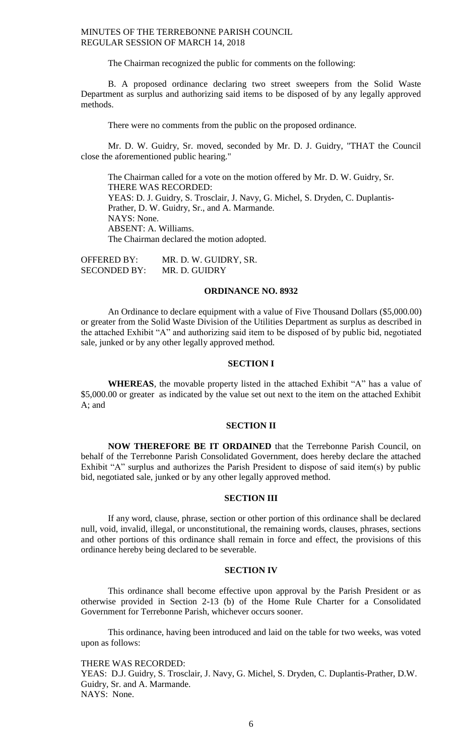The Chairman recognized the public for comments on the following:

B. A proposed ordinance declaring two street sweepers from the Solid Waste Department as surplus and authorizing said items to be disposed of by any legally approved methods.

There were no comments from the public on the proposed ordinance.

Mr. D. W. Guidry, Sr. moved, seconded by Mr. D. J. Guidry, "THAT the Council close the aforementioned public hearing."

The Chairman called for a vote on the motion offered by Mr. D. W. Guidry, Sr.
THERE WAS RECORDED:
YEAS: D. J. Guidry, S. Trosclair, J. Navy, G. Michel, S. Dryden, C. Duplantis-Prather, D. W. Guidry, Sr., and A. Marmande.
NAYS: None.
ABSENT: A. Williams.
The Chairman declared the motion adopted.

OFFERED BY: MR. D. W. GUIDRY, SR.
SECONDED BY: MR. D. GUIDRY

## ORDINANCE NO. 8932

An Ordinance to declare equipment with a value of Five Thousand Dollars ($5,000.00) or greater from the Solid Waste Division of the Utilities Department as surplus as described in the attached Exhibit "A" and authorizing said item to be disposed of by public bid, negotiated sale, junked or by any other legally approved method.

### SECTION I

**WHEREAS**, the movable property listed in the attached Exhibit "A" has a value of $5,000.00 or greater as indicated by the value set out next to the item on the attached Exhibit A; and

### SECTION II

**NOW THEREFORE BE IT ORDAINED** that the Terrebonne Parish Council, on behalf of the Terrebonne Parish Consolidated Government, does hereby declare the attached Exhibit "A" surplus and authorizes the Parish President to dispose of said item(s) by public bid, negotiated sale, junked or by any other legally approved method.

### SECTION III

If any word, clause, phrase, section or other portion of this ordinance shall be declared null, void, invalid, illegal, or unconstitutional, the remaining words, clauses, phrases, sections and other portions of this ordinance shall remain in force and effect, the provisions of this ordinance hereby being declared to be severable.

### SECTION IV

This ordinance shall become effective upon approval by the Parish President or as otherwise provided in Section 2-13 (b) of the Home Rule Charter for a Consolidated Government for Terrebonne Parish, whichever occurs sooner.

This ordinance, having been introduced and laid on the table for two weeks, was voted upon as follows:

THERE WAS RECORDED:
YEAS: D.J. Guidry, S. Trosclair, J. Navy, G. Michel, S. Dryden, C. Duplantis-Prather, D.W. Guidry, Sr. and A. Marmande.
NAYS: None.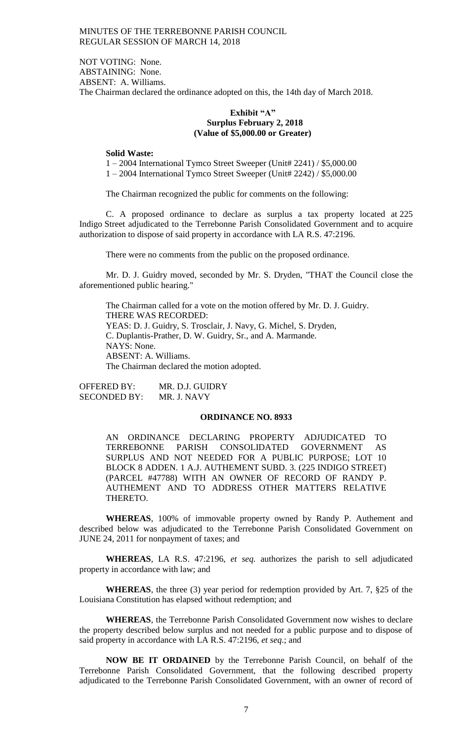NOT VOTING: None.
ABSTAINING: None.
ABSENT: A. Williams.
The Chairman declared the ordinance adopted on this, the 14th day of March 2018.

**Exhibit "A"**
**Surplus February 2, 2018**
**(Value of $5,000.00 or Greater)**

**Solid Waste:**

1 – 2004 International Tymco Street Sweeper (Unit# 2241) / $5,000.00
1 – 2004 International Tymco Street Sweeper (Unit# 2242) / $5,000.00

The Chairman recognized the public for comments on the following:

C. A proposed ordinance to declare as surplus a tax property located at 225 Indigo Street adjudicated to the Terrebonne Parish Consolidated Government and to acquire authorization to dispose of said property in accordance with LA R.S. 47:2196.

There were no comments from the public on the proposed ordinance.

Mr. D. J. Guidry moved, seconded by Mr. S. Dryden, "THAT the Council close the aforementioned public hearing."

The Chairman called for a vote on the motion offered by Mr. D. J. Guidry.
THERE WAS RECORDED:
YEAS: D. J. Guidry, S. Trosclair, J. Navy, G. Michel, S. Dryden, C. Duplantis-Prather, D. W. Guidry, Sr., and A. Marmande.
NAYS: None.
ABSENT: A. Williams.
The Chairman declared the motion adopted.

OFFERED BY: MR. D.J. GUIDRY
SECONDED BY: MR. J. NAVY

**ORDINANCE NO. 8933**

AN ORDINANCE DECLARING PROPERTY ADJUDICATED TO TERREBONNE PARISH CONSOLIDATED GOVERNMENT AS SURPLUS AND NOT NEEDED FOR A PUBLIC PURPOSE; LOT 10 BLOCK 8 ADDEN. 1 A.J. AUTHEMENT SUBD. 3. (225 INDIGO STREET) (PARCEL #47788) WITH AN OWNER OF RECORD OF RANDY P. AUTHEMENT AND TO ADDRESS OTHER MATTERS RELATIVE THERETO.

**WHEREAS**, 100% of immovable property owned by Randy P. Authement and described below was adjudicated to the Terrebonne Parish Consolidated Government on JUNE 24, 2011 for nonpayment of taxes; and

**WHEREAS**, LA R.S. 47:2196, *et seq.* authorizes the parish to sell adjudicated property in accordance with law; and

**WHEREAS**, the three (3) year period for redemption provided by Art. 7, §25 of the Louisiana Constitution has elapsed without redemption; and

**WHEREAS**, the Terrebonne Parish Consolidated Government now wishes to declare the property described below surplus and not needed for a public purpose and to dispose of said property in accordance with LA R.S. 47:2196, *et seq*.; and

**NOW BE IT ORDAINED** by the Terrebonne Parish Council, on behalf of the Terrebonne Parish Consolidated Government, that the following described property adjudicated to the Terrebonne Parish Consolidated Government, with an owner of record of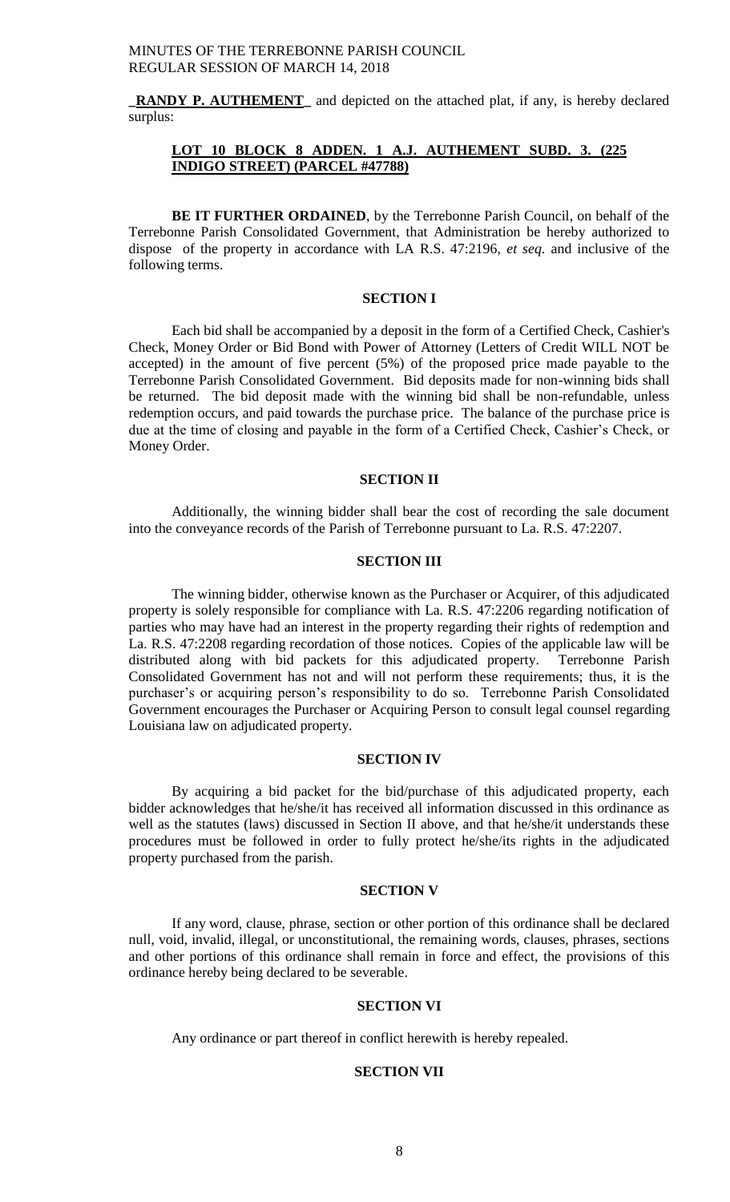**_RANDY P. AUTHEMENT_** and depicted on the attached plat, if any, is hereby declared surplus:

**LOT 10 BLOCK 8 ADDEN. 1 A.J. AUTHEMENT SUBD. 3. (225 INDIGO STREET) (PARCEL #47788)**

**BE IT FURTHER ORDAINED**, by the Terrebonne Parish Council, on behalf of the Terrebonne Parish Consolidated Government, that Administration be hereby authorized to dispose of the property in accordance with LA R.S. 47:2196, *et seq.* and inclusive of the following terms.

**SECTION I**

Each bid shall be accompanied by a deposit in the form of a Certified Check, Cashier's Check, Money Order or Bid Bond with Power of Attorney (Letters of Credit WILL NOT be accepted) in the amount of five percent (5%) of the proposed price made payable to the Terrebonne Parish Consolidated Government. Bid deposits made for non-winning bids shall be returned. The bid deposit made with the winning bid shall be non-refundable, unless redemption occurs, and paid towards the purchase price. The balance of the purchase price is due at the time of closing and payable in the form of a Certified Check, Cashier's Check, or Money Order.

**SECTION II**

Additionally, the winning bidder shall bear the cost of recording the sale document into the conveyance records of the Parish of Terrebonne pursuant to La. R.S. 47:2207.

**SECTION III**

The winning bidder, otherwise known as the Purchaser or Acquirer, of this adjudicated property is solely responsible for compliance with La. R.S. 47:2206 regarding notification of parties who may have had an interest in the property regarding their rights of redemption and La. R.S. 47:2208 regarding recordation of those notices. Copies of the applicable law will be distributed along with bid packets for this adjudicated property. Terrebonne Parish Consolidated Government has not and will not perform these requirements; thus, it is the purchaser's or acquiring person's responsibility to do so. Terrebonne Parish Consolidated Government encourages the Purchaser or Acquiring Person to consult legal counsel regarding Louisiana law on adjudicated property.

**SECTION IV**

By acquiring a bid packet for the bid/purchase of this adjudicated property, each bidder acknowledges that he/she/it has received all information discussed in this ordinance as well as the statutes (laws) discussed in Section II above, and that he/she/it understands these procedures must be followed in order to fully protect he/she/its rights in the adjudicated property purchased from the parish.

**SECTION V**

If any word, clause, phrase, section or other portion of this ordinance shall be declared null, void, invalid, illegal, or unconstitutional, the remaining words, clauses, phrases, sections and other portions of this ordinance shall remain in force and effect, the provisions of this ordinance hereby being declared to be severable.

**SECTION VI**

Any ordinance or part thereof in conflict herewith is hereby repealed.

**SECTION VII**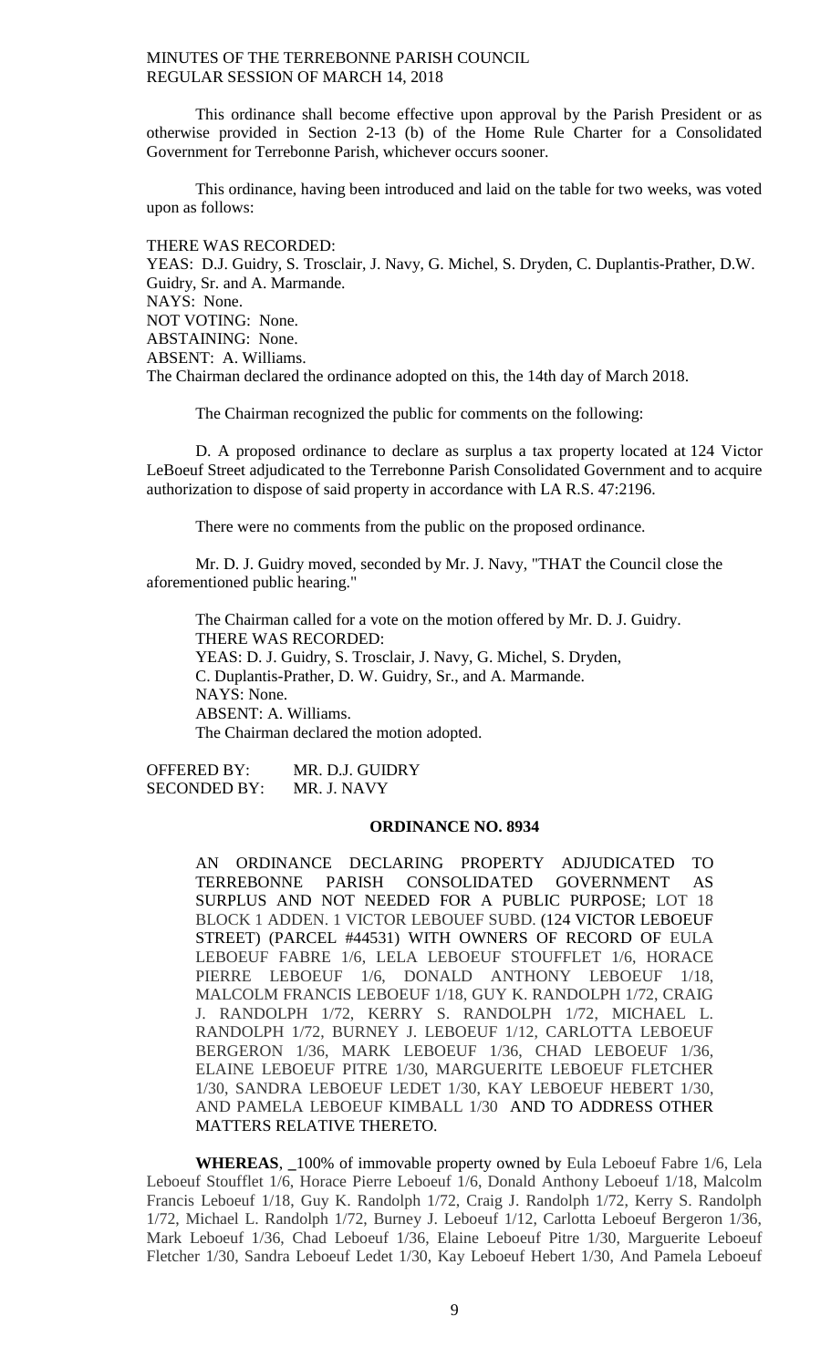This ordinance shall become effective upon approval by the Parish President or as otherwise provided in Section 2-13 (b) of the Home Rule Charter for a Consolidated Government for Terrebonne Parish, whichever occurs sooner.

This ordinance, having been introduced and laid on the table for two weeks, was voted upon as follows:

THERE WAS RECORDED:
YEAS: D.J. Guidry, S. Trosclair, J. Navy, G. Michel, S. Dryden, C. Duplantis-Prather, D.W. Guidry, Sr. and A. Marmande.
NAYS: None.
NOT VOTING: None.
ABSTAINING: None.
ABSENT: A. Williams.
The Chairman declared the ordinance adopted on this, the 14th day of March 2018.

The Chairman recognized the public for comments on the following:

D. A proposed ordinance to declare as surplus a tax property located at 124 Victor LeBoeuf Street adjudicated to the Terrebonne Parish Consolidated Government and to acquire authorization to dispose of said property in accordance with LA R.S. 47:2196.

There were no comments from the public on the proposed ordinance.

Mr. D. J. Guidry moved, seconded by Mr. J. Navy, "THAT the Council close the aforementioned public hearing."

The Chairman called for a vote on the motion offered by Mr. D. J. Guidry.
THERE WAS RECORDED:
YEAS: D. J. Guidry, S. Trosclair, J. Navy, G. Michel, S. Dryden, C. Duplantis-Prather, D. W. Guidry, Sr., and A. Marmande.
NAYS: None.
ABSENT: A. Williams.
The Chairman declared the motion adopted.

OFFERED BY: MR. D.J. GUIDRY
SECONDED BY: MR. J. NAVY

**ORDINANCE NO. 8934**

AN ORDINANCE DECLARING PROPERTY ADJUDICATED TO TERREBONNE PARISH CONSOLIDATED GOVERNMENT AS SURPLUS AND NOT NEEDED FOR A PUBLIC PURPOSE; LOT 18 BLOCK 1 ADDEN. 1 VICTOR LEBOUEF SUBD. (124 VICTOR LEBOEUF STREET) (PARCEL #44531) WITH OWNERS OF RECORD OF EULA LEBOEUF FABRE 1/6, LELA LEBOEUF STOUFFLET 1/6, HORACE PIERRE LEBOEUF 1/6, DONALD ANTHONY LEBOEUF 1/18, MALCOLM FRANCIS LEBOEUF 1/18, GUY K. RANDOLPH 1/72, CRAIG J. RANDOLPH 1/72, KERRY S. RANDOLPH 1/72, MICHAEL L. RANDOLPH 1/72, BURNEY J. LEBOEUF 1/12, CARLOTTA LEBOEUF BERGERON 1/36, MARK LEBOEUF 1/36, CHAD LEBOEUF 1/36, ELAINE LEBOEUF PITRE 1/30, MARGUERITE LEBOEUF FLETCHER 1/30, SANDRA LEBOEUF LEDET 1/30, KAY LEBOEUF HEBERT 1/30, AND PAMELA LEBOEUF KIMBALL 1/30 AND TO ADDRESS OTHER MATTERS RELATIVE THERETO.

**WHEREAS**, _100% of immovable property owned by Eula Leboeuf Fabre 1/6, Lela Leboeuf Stoufflet 1/6, Horace Pierre Leboeuf 1/6, Donald Anthony Leboeuf 1/18, Malcolm Francis Leboeuf 1/18, Guy K. Randolph 1/72, Craig J. Randolph 1/72, Kerry S. Randolph 1/72, Michael L. Randolph 1/72, Burney J. Leboeuf 1/12, Carlotta Leboeuf Bergeron 1/36, Mark Leboeuf 1/36, Chad Leboeuf 1/36, Elaine Leboeuf Pitre 1/30, Marguerite Leboeuf Fletcher 1/30, Sandra Leboeuf Ledet 1/30, Kay Leboeuf Hebert 1/30, And Pamela Leboeuf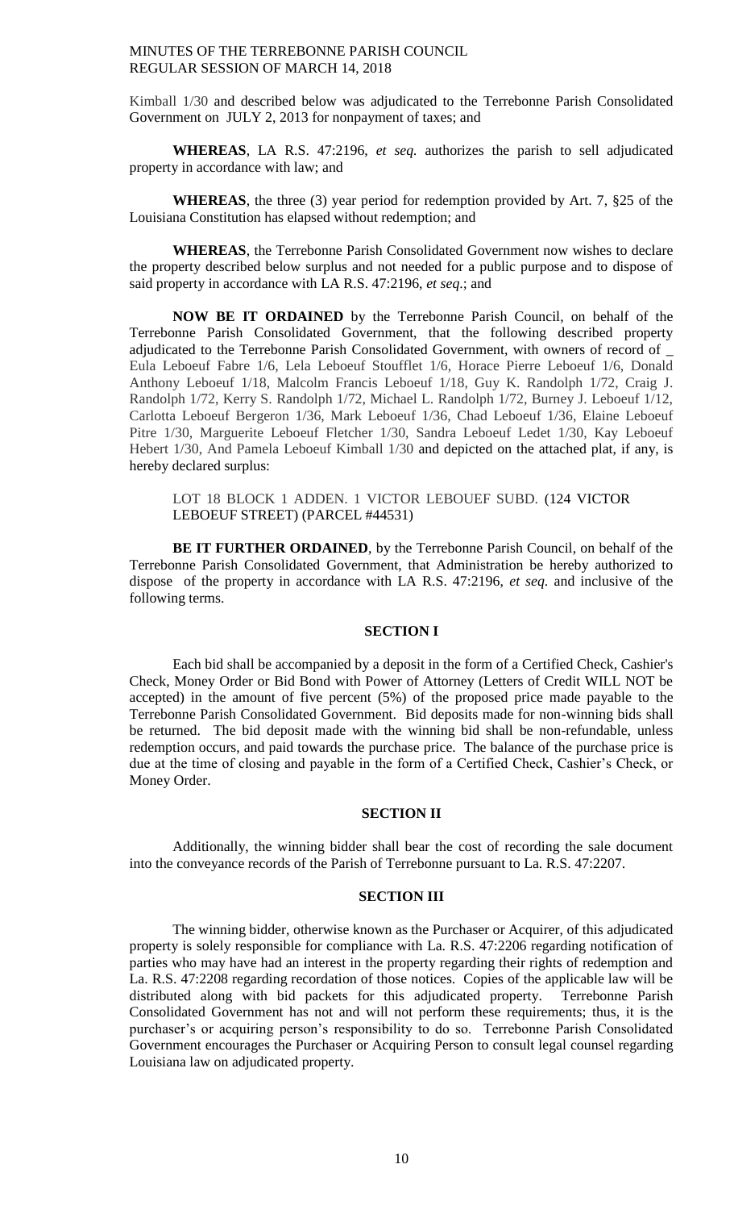Kimball 1/30 and described below was adjudicated to the Terrebonne Parish Consolidated Government on JULY 2, 2013 for nonpayment of taxes; and

**WHEREAS**, LA R.S. 47:2196, *et seq.* authorizes the parish to sell adjudicated property in accordance with law; and

**WHEREAS**, the three (3) year period for redemption provided by Art. 7, §25 of the Louisiana Constitution has elapsed without redemption; and

**WHEREAS**, the Terrebonne Parish Consolidated Government now wishes to declare the property described below surplus and not needed for a public purpose and to dispose of said property in accordance with LA R.S. 47:2196, *et seq*.; and

**NOW BE IT ORDAINED** by the Terrebonne Parish Council, on behalf of the Terrebonne Parish Consolidated Government, that the following described property adjudicated to the Terrebonne Parish Consolidated Government, with owners of record of _ Eula Leboeuf Fabre 1/6, Lela Leboeuf Stoufflet 1/6, Horace Pierre Leboeuf 1/6, Donald Anthony Leboeuf 1/18, Malcolm Francis Leboeuf 1/18, Guy K. Randolph 1/72, Craig J. Randolph 1/72, Kerry S. Randolph 1/72, Michael L. Randolph 1/72, Burney J. Leboeuf 1/12, Carlotta Leboeuf Bergeron 1/36, Mark Leboeuf 1/36, Chad Leboeuf 1/36, Elaine Leboeuf Pitre 1/30, Marguerite Leboeuf Fletcher 1/30, Sandra Leboeuf Ledet 1/30, Kay Leboeuf Hebert 1/30, And Pamela Leboeuf Kimball 1/30 and depicted on the attached plat, if any, is hereby declared surplus:

LOT 18 BLOCK 1 ADDEN. 1 VICTOR LEBOUEF SUBD. (124 VICTOR LEBOEUF STREET) (PARCEL #44531)

**BE IT FURTHER ORDAINED**, by the Terrebonne Parish Council, on behalf of the Terrebonne Parish Consolidated Government, that Administration be hereby authorized to dispose of the property in accordance with LA R.S. 47:2196, *et seq.* and inclusive of the following terms.

## SECTION I

Each bid shall be accompanied by a deposit in the form of a Certified Check, Cashier's Check, Money Order or Bid Bond with Power of Attorney (Letters of Credit WILL NOT be accepted) in the amount of five percent (5%) of the proposed price made payable to the Terrebonne Parish Consolidated Government. Bid deposits made for non-winning bids shall be returned. The bid deposit made with the winning bid shall be non-refundable, unless redemption occurs, and paid towards the purchase price. The balance of the purchase price is due at the time of closing and payable in the form of a Certified Check, Cashier's Check, or Money Order.

## SECTION II

Additionally, the winning bidder shall bear the cost of recording the sale document into the conveyance records of the Parish of Terrebonne pursuant to La. R.S. 47:2207.

## SECTION III

The winning bidder, otherwise known as the Purchaser or Acquirer, of this adjudicated property is solely responsible for compliance with La. R.S. 47:2206 regarding notification of parties who may have had an interest in the property regarding their rights of redemption and La. R.S. 47:2208 regarding recordation of those notices. Copies of the applicable law will be distributed along with bid packets for this adjudicated property. Terrebonne Parish Consolidated Government has not and will not perform these requirements; thus, it is the purchaser's or acquiring person's responsibility to do so. Terrebonne Parish Consolidated Government encourages the Purchaser or Acquiring Person to consult legal counsel regarding Louisiana law on adjudicated property.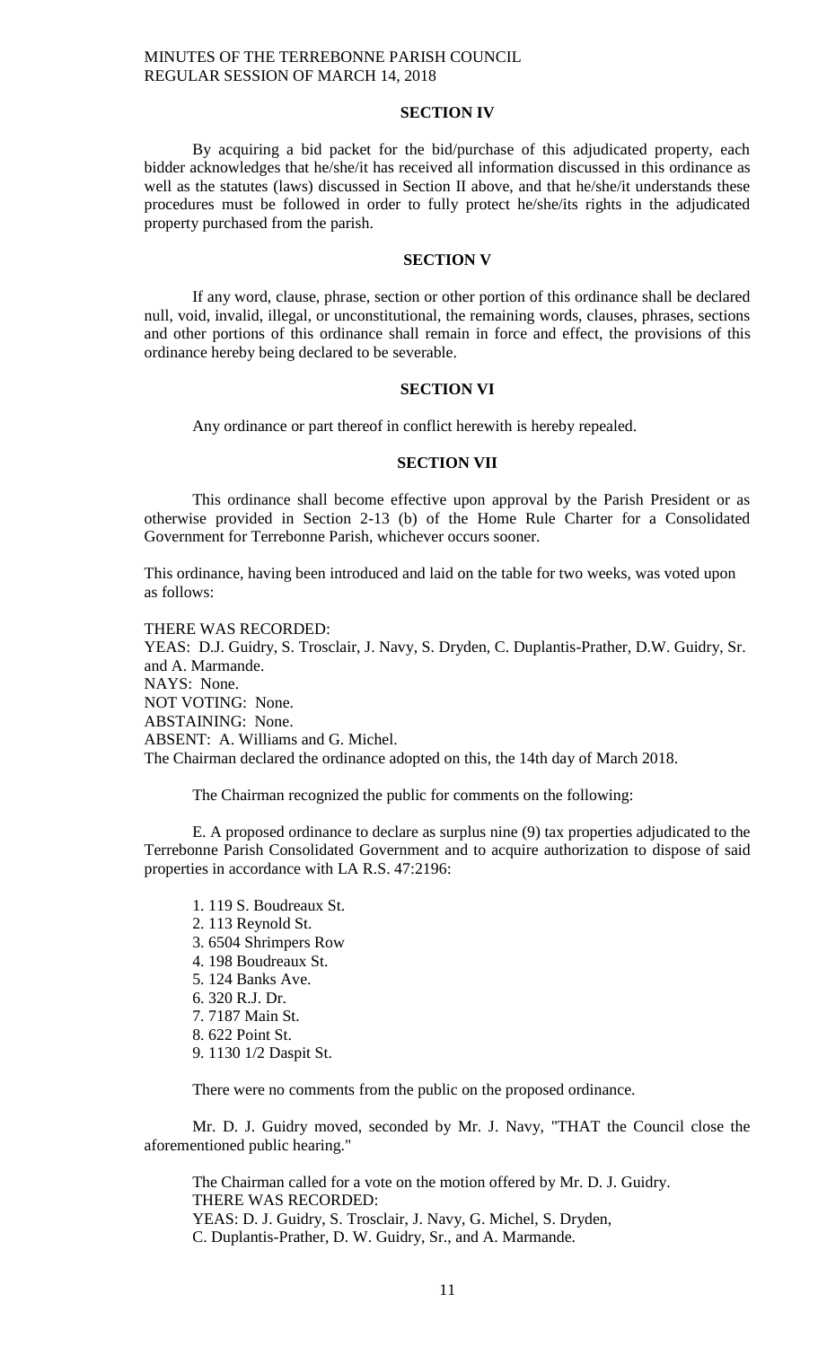**SECTION IV**

By acquiring a bid packet for the bid/purchase of this adjudicated property, each bidder acknowledges that he/she/it has received all information discussed in this ordinance as well as the statutes (laws) discussed in Section II above, and that he/she/it understands these procedures must be followed in order to fully protect he/she/its rights in the adjudicated property purchased from the parish.

**SECTION V**

If any word, clause, phrase, section or other portion of this ordinance shall be declared null, void, invalid, illegal, or unconstitutional, the remaining words, clauses, phrases, sections and other portions of this ordinance shall remain in force and effect, the provisions of this ordinance hereby being declared to be severable.

**SECTION VI**

Any ordinance or part thereof in conflict herewith is hereby repealed.

**SECTION VII**

This ordinance shall become effective upon approval by the Parish President or as otherwise provided in Section 2-13 (b) of the Home Rule Charter for a Consolidated Government for Terrebonne Parish, whichever occurs sooner.

This ordinance, having been introduced and laid on the table for two weeks, was voted upon as follows:

THERE WAS RECORDED:
YEAS: D.J. Guidry, S. Trosclair, J. Navy, S. Dryden, C. Duplantis-Prather, D.W. Guidry, Sr. and A. Marmande.
NAYS: None.
NOT VOTING: None.
ABSTAINING: None.
ABSENT: A. Williams and G. Michel.
The Chairman declared the ordinance adopted on this, the 14th day of March 2018.

The Chairman recognized the public for comments on the following:

E. A proposed ordinance to declare as surplus nine (9) tax properties adjudicated to the Terrebonne Parish Consolidated Government and to acquire authorization to dispose of said properties in accordance with LA R.S. 47:2196:

1. 119 S. Boudreaux St.
2. 113 Reynold St.
3. 6504 Shrimpers Row
4. 198 Boudreaux St.
5. 124 Banks Ave.
6. 320 R.J. Dr.
7. 7187 Main St.
8. 622 Point St.
9. 1130 1/2 Daspit St.

There were no comments from the public on the proposed ordinance.

Mr. D. J. Guidry moved, seconded by Mr. J. Navy, "THAT the Council close the aforementioned public hearing."

The Chairman called for a vote on the motion offered by Mr. D. J. Guidry.
THERE WAS RECORDED:
YEAS: D. J. Guidry, S. Trosclair, J. Navy, G. Michel, S. Dryden,
C. Duplantis-Prather, D. W. Guidry, Sr., and A. Marmande.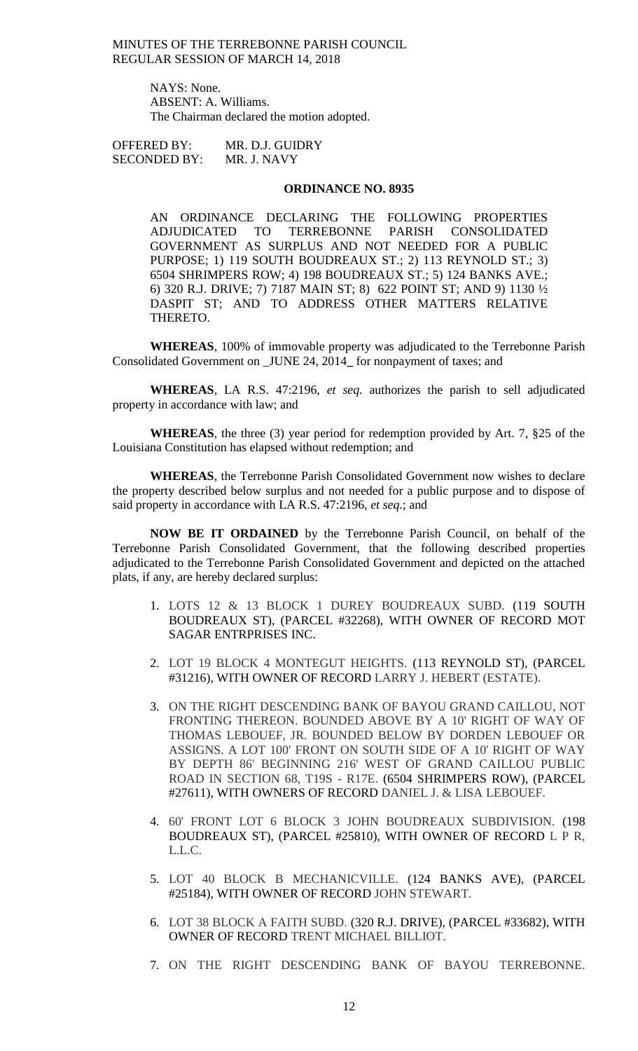NAYS: None.
ABSENT: A. Williams.
The Chairman declared the motion adopted.

OFFERED BY: MR. D.J. GUIDRY
SECONDED BY: MR. J. NAVY

**ORDINANCE NO. 8935**

AN ORDINANCE DECLARING THE FOLLOWING PROPERTIES ADJUDICATED TO TERREBONNE PARISH CONSOLIDATED GOVERNMENT AS SURPLUS AND NOT NEEDED FOR A PUBLIC PURPOSE; 1) 119 SOUTH BOUDREAUX ST.; 2) 113 REYNOLD ST.; 3) 6504 SHRIMPERS ROW; 4) 198 BOUDREAUX ST.; 5) 124 BANKS AVE.; 6) 320 R.J. DRIVE; 7) 7187 MAIN ST; 8) 622 POINT ST; AND 9) 1130 ½ DASPIT ST; AND TO ADDRESS OTHER MATTERS RELATIVE THERETO.

**WHEREAS**, 100% of immovable property was adjudicated to the Terrebonne Parish Consolidated Government on _JUNE 24, 2014_ for nonpayment of taxes; and

**WHEREAS**, LA R.S. 47:2196, *et seq.* authorizes the parish to sell adjudicated property in accordance with law; and

**WHEREAS**, the three (3) year period for redemption provided by Art. 7, §25 of the Louisiana Constitution has elapsed without redemption; and

**WHEREAS**, the Terrebonne Parish Consolidated Government now wishes to declare the property described below surplus and not needed for a public purpose and to dispose of said property in accordance with LA R.S. 47:2196, *et seq.*; and

**NOW BE IT ORDAINED** by the Terrebonne Parish Council, on behalf of the Terrebonne Parish Consolidated Government, that the following described properties adjudicated to the Terrebonne Parish Consolidated Government and depicted on the attached plats, if any, are hereby declared surplus:

1. LOTS 12 & 13 BLOCK 1 DUREY BOUDREAUX SUBD. (119 SOUTH BOUDREAUX ST), (PARCEL #32268), WITH OWNER OF RECORD MOT SAGAR ENTRPRISES INC.
2. LOT 19 BLOCK 4 MONTEGUT HEIGHTS. (113 REYNOLD ST), (PARCEL #31216), WITH OWNER OF RECORD LARRY J. HEBERT (ESTATE).
3. ON THE RIGHT DESCENDING BANK OF BAYOU GRAND CAILLOU, NOT FRONTING THEREON. BOUNDED ABOVE BY A 10' RIGHT OF WAY OF THOMAS LEBOUEF, JR. BOUNDED BELOW BY DORDEN LEBOUEF OR ASSIGNS. A LOT 100' FRONT ON SOUTH SIDE OF A 10' RIGHT OF WAY BY DEPTH 86' BEGINNING 216' WEST OF GRAND CAILLOU PUBLIC ROAD IN SECTION 68, T19S - R17E. (6504 SHRIMPERS ROW), (PARCEL #27611), WITH OWNERS OF RECORD DANIEL J. & LISA LEBOUEF.
4. 60' FRONT LOT 6 BLOCK 3 JOHN BOUDREAUX SUBDIVISION. (198 BOUDREAUX ST), (PARCEL #25810), WITH OWNER OF RECORD L P R, L.L.C.
5. LOT 40 BLOCK B MECHANICVILLE. (124 BANKS AVE), (PARCEL #25184), WITH OWNER OF RECORD JOHN STEWART.
6. LOT 38 BLOCK A FAITH SUBD. (320 R.J. DRIVE), (PARCEL #33682), WITH OWNER OF RECORD TRENT MICHAEL BILLIOT.
7. ON THE RIGHT DESCENDING BANK OF BAYOU TERREBONNE.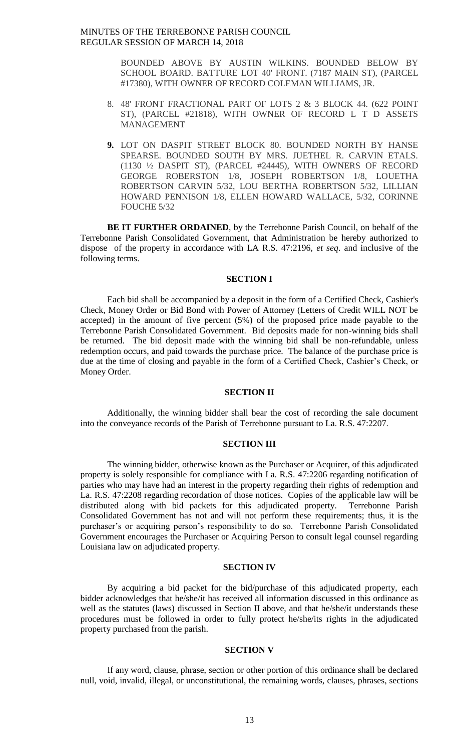BOUNDED ABOVE BY AUSTIN WILKINS. BOUNDED BELOW BY SCHOOL BOARD. BATTURE LOT 40' FRONT. (7187 MAIN ST), (PARCEL #17380), WITH OWNER OF RECORD COLEMAN WILLIAMS, JR.

8. 48' FRONT FRACTIONAL PART OF LOTS 2 & 3 BLOCK 44. (622 POINT ST), (PARCEL #21818), WITH OWNER OF RECORD L T D ASSETS MANAGEMENT

9. LOT ON DASPIT STREET BLOCK 80. BOUNDED NORTH BY HANSE SPEARSE. BOUNDED SOUTH BY MRS. JUETHEL R. CARVIN ETALS. (1130 ½ DASPIT ST), (PARCEL #24445), WITH OWNERS OF RECORD GEORGE ROBERSTON 1/8, JOSEPH ROBERTSON 1/8, LOUETHA ROBERTSON CARVIN 5/32, LOU BERTHA ROBERTSON 5/32, LILLIAN HOWARD PENNISON 1/8, ELLEN HOWARD WALLACE, 5/32, CORINNE FOUCHE 5/32

**BE IT FURTHER ORDAINED**, by the Terrebonne Parish Council, on behalf of the Terrebonne Parish Consolidated Government, that Administration be hereby authorized to dispose of the property in accordance with LA R.S. 47:2196, *et seq.* and inclusive of the following terms.

**SECTION I**

Each bid shall be accompanied by a deposit in the form of a Certified Check, Cashier's Check, Money Order or Bid Bond with Power of Attorney (Letters of Credit WILL NOT be accepted) in the amount of five percent (5%) of the proposed price made payable to the Terrebonne Parish Consolidated Government. Bid deposits made for non-winning bids shall be returned. The bid deposit made with the winning bid shall be non-refundable, unless redemption occurs, and paid towards the purchase price. The balance of the purchase price is due at the time of closing and payable in the form of a Certified Check, Cashier's Check, or Money Order.

**SECTION II**

Additionally, the winning bidder shall bear the cost of recording the sale document into the conveyance records of the Parish of Terrebonne pursuant to La. R.S. 47:2207.

**SECTION III**

The winning bidder, otherwise known as the Purchaser or Acquirer, of this adjudicated property is solely responsible for compliance with La. R.S. 47:2206 regarding notification of parties who may have had an interest in the property regarding their rights of redemption and La. R.S. 47:2208 regarding recordation of those notices. Copies of the applicable law will be distributed along with bid packets for this adjudicated property. Terrebonne Parish Consolidated Government has not and will not perform these requirements; thus, it is the purchaser's or acquiring person's responsibility to do so. Terrebonne Parish Consolidated Government encourages the Purchaser or Acquiring Person to consult legal counsel regarding Louisiana law on adjudicated property.

**SECTION IV**

By acquiring a bid packet for the bid/purchase of this adjudicated property, each bidder acknowledges that he/she/it has received all information discussed in this ordinance as well as the statutes (laws) discussed in Section II above, and that he/she/it understands these procedures must be followed in order to fully protect he/she/its rights in the adjudicated property purchased from the parish.

**SECTION V**

If any word, clause, phrase, section or other portion of this ordinance shall be declared null, void, invalid, illegal, or unconstitutional, the remaining words, clauses, phrases, sections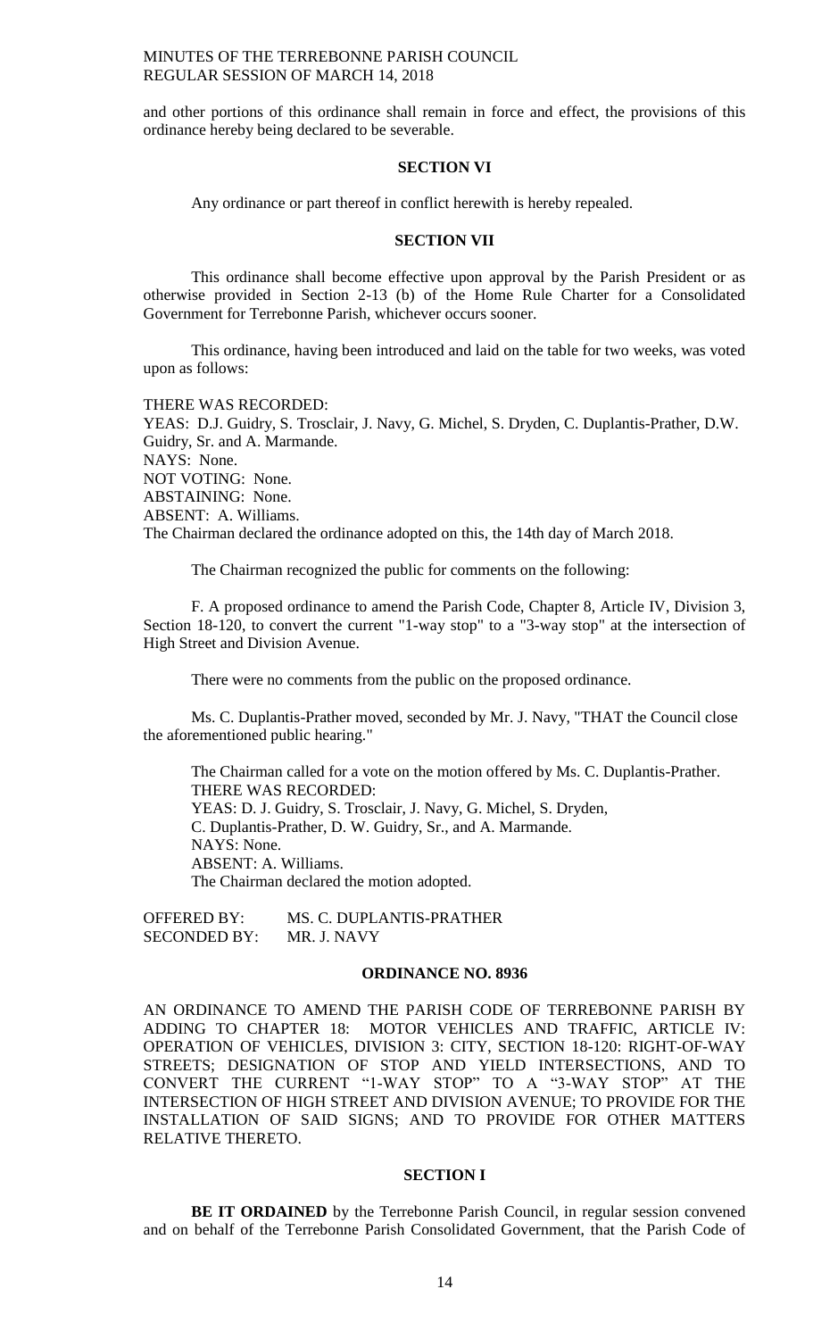and other portions of this ordinance shall remain in force and effect, the provisions of this ordinance hereby being declared to be severable.

**SECTION VI**

Any ordinance or part thereof in conflict herewith is hereby repealed.

**SECTION VII**

This ordinance shall become effective upon approval by the Parish President or as otherwise provided in Section 2-13 (b) of the Home Rule Charter for a Consolidated Government for Terrebonne Parish, whichever occurs sooner.

This ordinance, having been introduced and laid on the table for two weeks, was voted upon as follows:

THERE WAS RECORDED:
YEAS: D.J. Guidry, S. Trosclair, J. Navy, G. Michel, S. Dryden, C. Duplantis-Prather, D.W. Guidry, Sr. and A. Marmande.
NAYS: None.
NOT VOTING: None.
ABSTAINING: None.
ABSENT: A. Williams.
The Chairman declared the ordinance adopted on this, the 14th day of March 2018.

The Chairman recognized the public for comments on the following:

F. A proposed ordinance to amend the Parish Code, Chapter 8, Article IV, Division 3, Section 18-120, to convert the current "1-way stop" to a "3-way stop" at the intersection of High Street and Division Avenue.

There were no comments from the public on the proposed ordinance.

Ms. C. Duplantis-Prather moved, seconded by Mr. J. Navy, "THAT the Council close the aforementioned public hearing."

The Chairman called for a vote on the motion offered by Ms. C. Duplantis-Prather.
THERE WAS RECORDED:
YEAS: D. J. Guidry, S. Trosclair, J. Navy, G. Michel, S. Dryden, C. Duplantis-Prather, D. W. Guidry, Sr., and A. Marmande.
NAYS: None.
ABSENT: A. Williams.
The Chairman declared the motion adopted.

OFFERED BY: MS. C. DUPLANTIS-PRATHER
SECONDED BY: MR. J. NAVY

**ORDINANCE NO. 8936**

AN ORDINANCE TO AMEND THE PARISH CODE OF TERREBONNE PARISH BY ADDING TO CHAPTER 18: MOTOR VEHICLES AND TRAFFIC, ARTICLE IV: OPERATION OF VEHICLES, DIVISION 3: CITY, SECTION 18-120: RIGHT-OF-WAY STREETS; DESIGNATION OF STOP AND YIELD INTERSECTIONS, AND TO CONVERT THE CURRENT "1-WAY STOP" TO A "3-WAY STOP" AT THE INTERSECTION OF HIGH STREET AND DIVISION AVENUE; TO PROVIDE FOR THE INSTALLATION OF SAID SIGNS; AND TO PROVIDE FOR OTHER MATTERS RELATIVE THERETO.

**SECTION I**

**BE IT ORDAINED** by the Terrebonne Parish Council, in regular session convened and on behalf of the Terrebonne Parish Consolidated Government, that the Parish Code of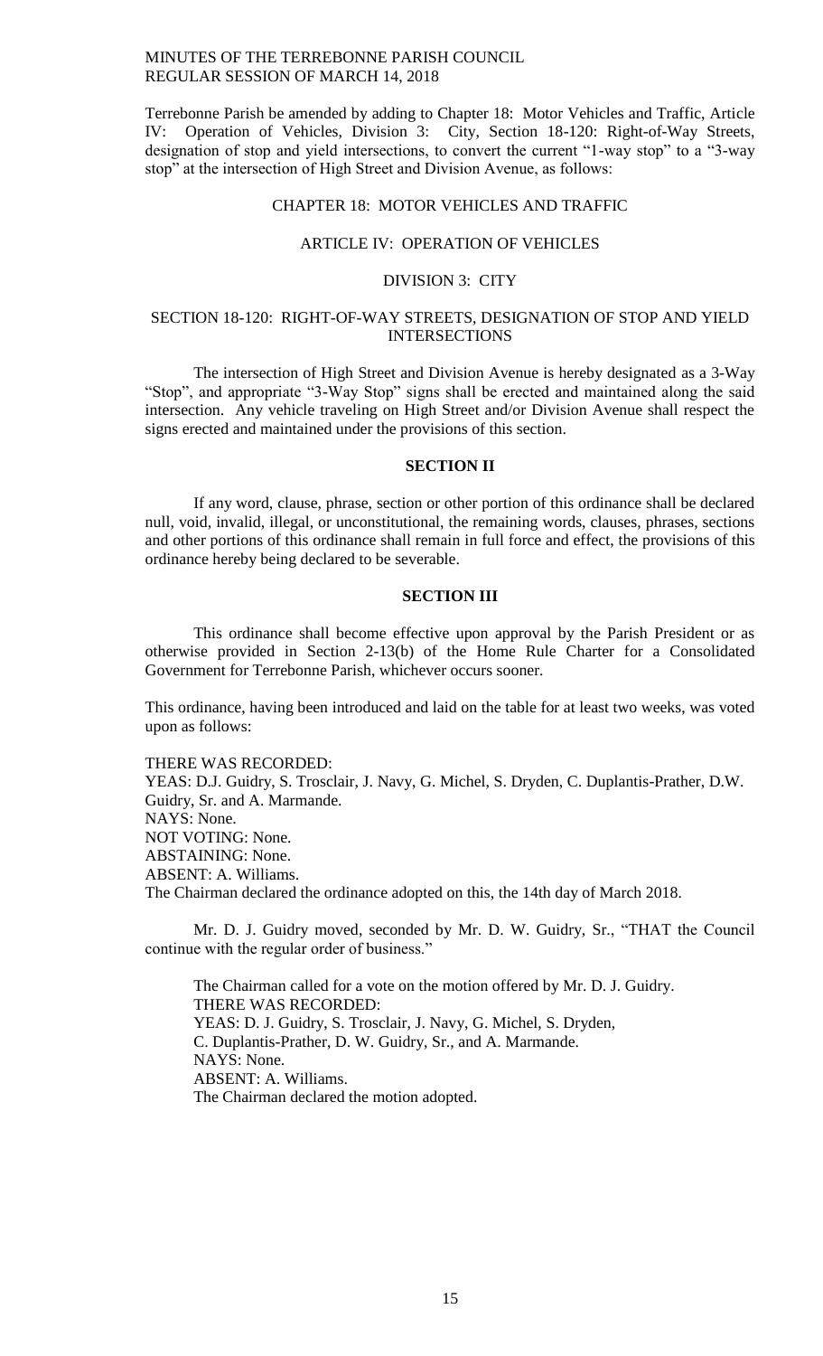Terrebonne Parish be amended by adding to Chapter 18: Motor Vehicles and Traffic, Article IV: Operation of Vehicles, Division 3: City, Section 18-120: Right-of-Way Streets, designation of stop and yield intersections, to convert the current "1-way stop" to a "3-way stop" at the intersection of High Street and Division Avenue, as follows:

CHAPTER 18: MOTOR VEHICLES AND TRAFFIC

ARTICLE IV: OPERATION OF VEHICLES

DIVISION 3: CITY

SECTION 18-120: RIGHT-OF-WAY STREETS, DESIGNATION OF STOP AND YIELD INTERSECTIONS

The intersection of High Street and Division Avenue is hereby designated as a 3-Way "Stop", and appropriate "3-Way Stop" signs shall be erected and maintained along the said intersection. Any vehicle traveling on High Street and/or Division Avenue shall respect the signs erected and maintained under the provisions of this section.

**SECTION II**

If any word, clause, phrase, section or other portion of this ordinance shall be declared null, void, invalid, illegal, or unconstitutional, the remaining words, clauses, phrases, sections and other portions of this ordinance shall remain in full force and effect, the provisions of this ordinance hereby being declared to be severable.

**SECTION III**

This ordinance shall become effective upon approval by the Parish President or as otherwise provided in Section 2-13(b) of the Home Rule Charter for a Consolidated Government for Terrebonne Parish, whichever occurs sooner.

This ordinance, having been introduced and laid on the table for at least two weeks, was voted upon as follows:

THERE WAS RECORDED:
YEAS: D.J. Guidry, S. Trosclair, J. Navy, G. Michel, S. Dryden, C. Duplantis-Prather, D.W. Guidry, Sr. and A. Marmande.
NAYS: None.
NOT VOTING: None.
ABSTAINING: None.
ABSENT: A. Williams.
The Chairman declared the ordinance adopted on this, the 14th day of March 2018.

Mr. D. J. Guidry moved, seconded by Mr. D. W. Guidry, Sr., "THAT the Council continue with the regular order of business."

The Chairman called for a vote on the motion offered by Mr. D. J. Guidry.
THERE WAS RECORDED:
YEAS: D. J. Guidry, S. Trosclair, J. Navy, G. Michel, S. Dryden, C. Duplantis-Prather, D. W. Guidry, Sr., and A. Marmande.
NAYS: None.
ABSENT: A. Williams.
The Chairman declared the motion adopted.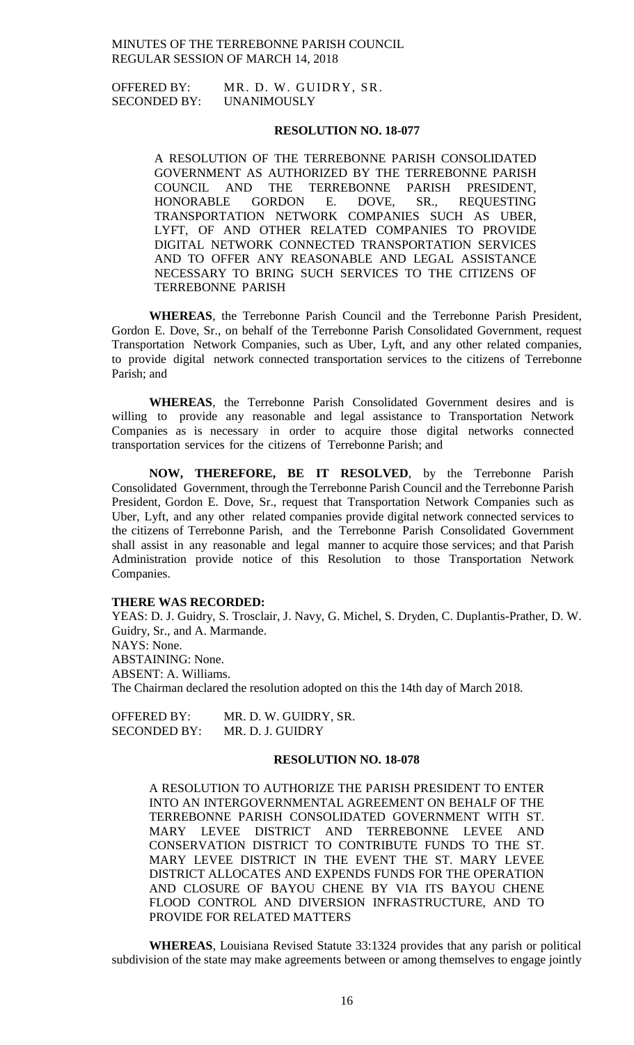OFFERED BY: MR. D. W. GUIDRY, SR.
SECONDED BY: UNANIMOUSLY

**RESOLUTION NO. 18-077**

A RESOLUTION OF THE TERREBONNE PARISH CONSOLIDATED GOVERNMENT AS AUTHORIZED BY THE TERREBONNE PARISH COUNCIL AND THE TERREBONNE PARISH PRESIDENT, HONORABLE GORDON E. DOVE, SR., REQUESTING TRANSPORTATION NETWORK COMPANIES SUCH AS UBER, LYFT, OF AND OTHER RELATED COMPANIES TO PROVIDE DIGITAL NETWORK CONNECTED TRANSPORTATION SERVICES AND TO OFFER ANY REASONABLE AND LEGAL ASSISTANCE NECESSARY TO BRING SUCH SERVICES TO THE CITIZENS OF TERREBONNE PARISH

**WHEREAS**, the Terrebonne Parish Council and the Terrebonne Parish President, Gordon E. Dove, Sr., on behalf of the Terrebonne Parish Consolidated Government, request Transportation Network Companies, such as Uber, Lyft, and any other related companies, to provide digital network connected transportation services to the citizens of Terrebonne Parish; and

**WHEREAS**, the Terrebonne Parish Consolidated Government desires and is willing to provide any reasonable and legal assistance to Transportation Network Companies as is necessary in order to acquire those digital networks connected transportation services for the citizens of Terrebonne Parish; and

**NOW, THEREFORE, BE IT RESOLVED**, by the Terrebonne Parish Consolidated Government, through the Terrebonne Parish Council and the Terrebonne Parish President, Gordon E. Dove, Sr., request that Transportation Network Companies such as Uber, Lyft, and any other related companies provide digital network connected services to the citizens of Terrebonne Parish, and the Terrebonne Parish Consolidated Government shall assist in any reasonable and legal manner to acquire those services; and that Parish Administration provide notice of this Resolution to those Transportation Network Companies.

**THERE WAS RECORDED:**
YEAS: D. J. Guidry, S. Trosclair, J. Navy, G. Michel, S. Dryden, C. Duplantis-Prather, D. W. Guidry, Sr., and A. Marmande.
NAYS: None.
ABSTAINING: None.
ABSENT: A. Williams.
The Chairman declared the resolution adopted on this the 14th day of March 2018.

OFFERED BY: MR. D. W. GUIDRY, SR.
SECONDED BY: MR. D. J. GUIDRY

**RESOLUTION NO. 18-078**

A RESOLUTION TO AUTHORIZE THE PARISH PRESIDENT TO ENTER INTO AN INTERGOVERNMENTAL AGREEMENT ON BEHALF OF THE TERREBONNE PARISH CONSOLIDATED GOVERNMENT WITH ST. MARY LEVEE DISTRICT AND TERREBONNE LEVEE AND CONSERVATION DISTRICT TO CONTRIBUTE FUNDS TO THE ST. MARY LEVEE DISTRICT IN THE EVENT THE ST. MARY LEVEE DISTRICT ALLOCATES AND EXPENDS FUNDS FOR THE OPERATION AND CLOSURE OF BAYOU CHENE BY VIA ITS BAYOU CHENE FLOOD CONTROL AND DIVERSION INFRASTRUCTURE, AND TO PROVIDE FOR RELATED MATTERS

**WHEREAS**, Louisiana Revised Statute 33:1324 provides that any parish or political subdivision of the state may make agreements between or among themselves to engage jointly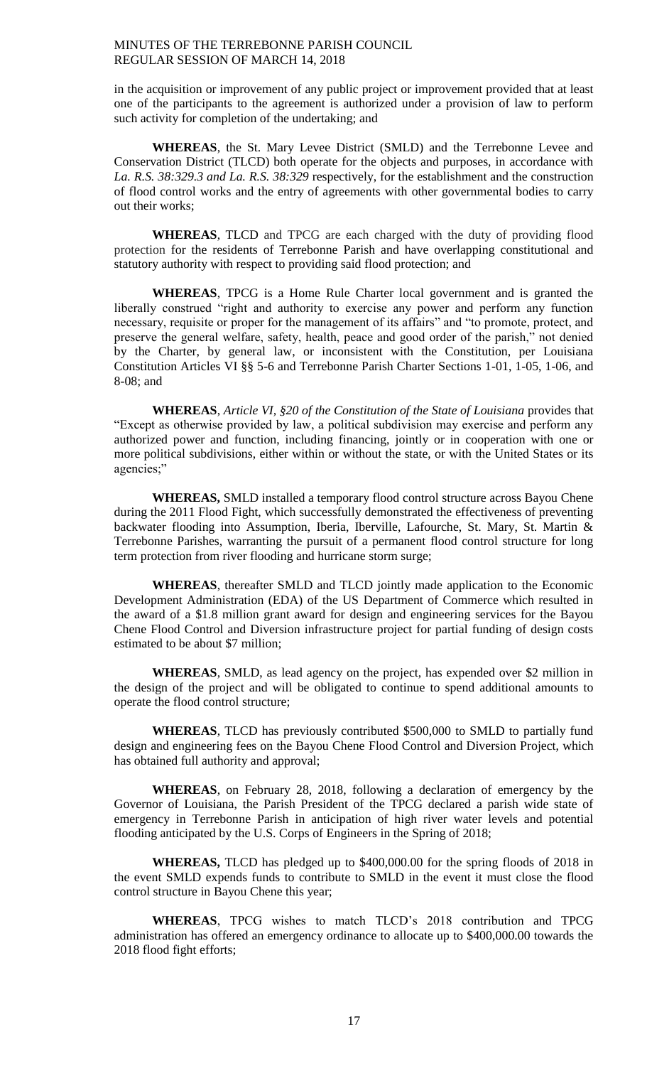in the acquisition or improvement of any public project or improvement provided that at least one of the participants to the agreement is authorized under a provision of law to perform such activity for completion of the undertaking; and

**WHEREAS**, the St. Mary Levee District (SMLD) and the Terrebonne Levee and Conservation District (TLCD) both operate for the objects and purposes, in accordance with *La. R.S. 38:329.3 and La. R.S. 38:329* respectively, for the establishment and the construction of flood control works and the entry of agreements with other governmental bodies to carry out their works;

**WHEREAS**, TLCD and TPCG are each charged with the duty of providing flood protection for the residents of Terrebonne Parish and have overlapping constitutional and statutory authority with respect to providing said flood protection; and

**WHEREAS**, TPCG is a Home Rule Charter local government and is granted the liberally construed "right and authority to exercise any power and perform any function necessary, requisite or proper for the management of its affairs" and "to promote, protect, and preserve the general welfare, safety, health, peace and good order of the parish," not denied by the Charter, by general law, or inconsistent with the Constitution, per Louisiana Constitution Articles VI §§ 5-6 and Terrebonne Parish Charter Sections 1-01, 1-05, 1-06, and 8-08; and

**WHEREAS**, *Article VI, §20 of the Constitution of the State of Louisiana* provides that "Except as otherwise provided by law, a political subdivision may exercise and perform any authorized power and function, including financing, jointly or in cooperation with one or more political subdivisions, either within or without the state, or with the United States or its agencies;"

**WHEREAS,** SMLD installed a temporary flood control structure across Bayou Chene during the 2011 Flood Fight, which successfully demonstrated the effectiveness of preventing backwater flooding into Assumption, Iberia, Iberville, Lafourche, St. Mary, St. Martin & Terrebonne Parishes, warranting the pursuit of a permanent flood control structure for long term protection from river flooding and hurricane storm surge;

**WHEREAS**, thereafter SMLD and TLCD jointly made application to the Economic Development Administration (EDA) of the US Department of Commerce which resulted in the award of a $1.8 million grant award for design and engineering services for the Bayou Chene Flood Control and Diversion infrastructure project for partial funding of design costs estimated to be about $7 million;

**WHEREAS**, SMLD, as lead agency on the project, has expended over $2 million in the design of the project and will be obligated to continue to spend additional amounts to operate the flood control structure;

**WHEREAS**, TLCD has previously contributed $500,000 to SMLD to partially fund design and engineering fees on the Bayou Chene Flood Control and Diversion Project, which has obtained full authority and approval;

**WHEREAS**, on February 28, 2018, following a declaration of emergency by the Governor of Louisiana, the Parish President of the TPCG declared a parish wide state of emergency in Terrebonne Parish in anticipation of high river water levels and potential flooding anticipated by the U.S. Corps of Engineers in the Spring of 2018;

**WHEREAS,** TLCD has pledged up to $400,000.00 for the spring floods of 2018 in the event SMLD expends funds to contribute to SMLD in the event it must close the flood control structure in Bayou Chene this year;

**WHEREAS**, TPCG wishes to match TLCD's 2018 contribution and TPCG administration has offered an emergency ordinance to allocate up to $400,000.00 towards the 2018 flood fight efforts;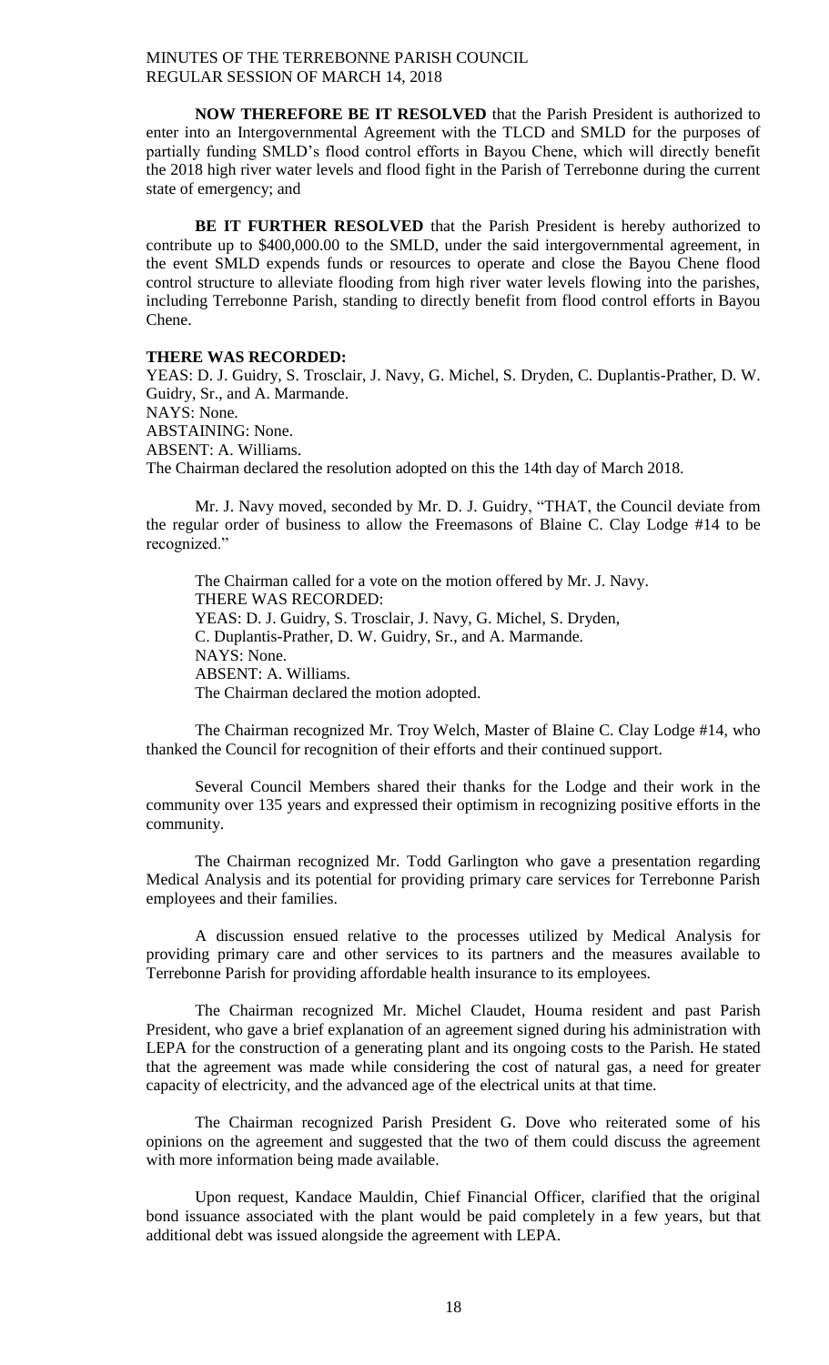**NOW THEREFORE BE IT RESOLVED** that the Parish President is authorized to enter into an Intergovernmental Agreement with the TLCD and SMLD for the purposes of partially funding SMLD's flood control efforts in Bayou Chene, which will directly benefit the 2018 high river water levels and flood fight in the Parish of Terrebonne during the current state of emergency; and

**BE IT FURTHER RESOLVED** that the Parish President is hereby authorized to contribute up to $400,000.00 to the SMLD, under the said intergovernmental agreement, in the event SMLD expends funds or resources to operate and close the Bayou Chene flood control structure to alleviate flooding from high river water levels flowing into the parishes, including Terrebonne Parish, standing to directly benefit from flood control efforts in Bayou Chene.

**THERE WAS RECORDED:**
YEAS: D. J. Guidry, S. Trosclair, J. Navy, G. Michel, S. Dryden, C. Duplantis-Prather, D. W. Guidry, Sr., and A. Marmande.
NAYS: None.
ABSTAINING: None.
ABSENT: A. Williams.
The Chairman declared the resolution adopted on this the 14th day of March 2018.

Mr. J. Navy moved, seconded by Mr. D. J. Guidry, "THAT, the Council deviate from the regular order of business to allow the Freemasons of Blaine C. Clay Lodge #14 to be recognized."

The Chairman called for a vote on the motion offered by Mr. J. Navy.
THERE WAS RECORDED:
YEAS: D. J. Guidry, S. Trosclair, J. Navy, G. Michel, S. Dryden, C. Duplantis-Prather, D. W. Guidry, Sr., and A. Marmande.
NAYS: None.
ABSENT: A. Williams.
The Chairman declared the motion adopted.

The Chairman recognized Mr. Troy Welch, Master of Blaine C. Clay Lodge #14, who thanked the Council for recognition of their efforts and their continued support.

Several Council Members shared their thanks for the Lodge and their work in the community over 135 years and expressed their optimism in recognizing positive efforts in the community.

The Chairman recognized Mr. Todd Garlington who gave a presentation regarding Medical Analysis and its potential for providing primary care services for Terrebonne Parish employees and their families.

A discussion ensued relative to the processes utilized by Medical Analysis for providing primary care and other services to its partners and the measures available to Terrebonne Parish for providing affordable health insurance to its employees.

The Chairman recognized Mr. Michel Claudet, Houma resident and past Parish President, who gave a brief explanation of an agreement signed during his administration with LEPA for the construction of a generating plant and its ongoing costs to the Parish. He stated that the agreement was made while considering the cost of natural gas, a need for greater capacity of electricity, and the advanced age of the electrical units at that time.

The Chairman recognized Parish President G. Dove who reiterated some of his opinions on the agreement and suggested that the two of them could discuss the agreement with more information being made available.

Upon request, Kandace Mauldin, Chief Financial Officer, clarified that the original bond issuance associated with the plant would be paid completely in a few years, but that additional debt was issued alongside the agreement with LEPA.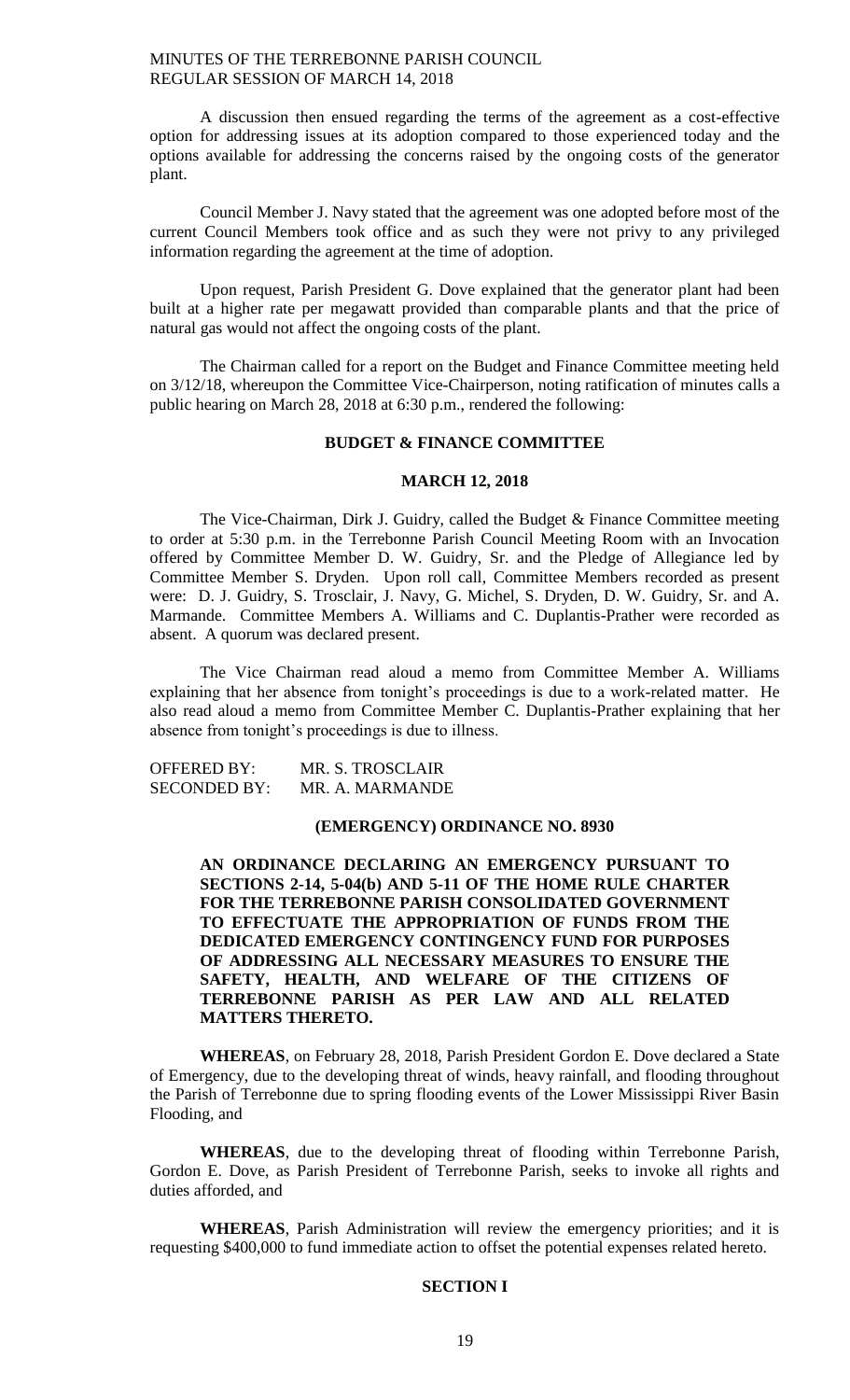A discussion then ensued regarding the terms of the agreement as a cost-effective option for addressing issues at its adoption compared to those experienced today and the options available for addressing the concerns raised by the ongoing costs of the generator plant.

Council Member J. Navy stated that the agreement was one adopted before most of the current Council Members took office and as such they were not privy to any privileged information regarding the agreement at the time of adoption.

Upon request, Parish President G. Dove explained that the generator plant had been built at a higher rate per megawatt provided than comparable plants and that the price of natural gas would not affect the ongoing costs of the plant.

The Chairman called for a report on the Budget and Finance Committee meeting held on 3/12/18, whereupon the Committee Vice-Chairperson, noting ratification of minutes calls a public hearing on March 28, 2018 at 6:30 p.m., rendered the following:

**BUDGET & FINANCE COMMITTEE**

**MARCH 12, 2018**

The Vice-Chairman, Dirk J. Guidry, called the Budget & Finance Committee meeting to order at 5:30 p.m. in the Terrebonne Parish Council Meeting Room with an Invocation offered by Committee Member D. W. Guidry, Sr. and the Pledge of Allegiance led by Committee Member S. Dryden. Upon roll call, Committee Members recorded as present were: D. J. Guidry, S. Trosclair, J. Navy, G. Michel, S. Dryden, D. W. Guidry, Sr. and A. Marmande. Committee Members A. Williams and C. Duplantis-Prather were recorded as absent. A quorum was declared present.

The Vice Chairman read aloud a memo from Committee Member A. Williams explaining that her absence from tonight's proceedings is due to a work-related matter. He also read aloud a memo from Committee Member C. Duplantis-Prather explaining that her absence from tonight's proceedings is due to illness.

OFFERED BY: MR. S. TROSCLAIR
SECONDED BY: MR. A. MARMANDE

**(EMERGENCY) ORDINANCE NO. 8930**

**AN ORDINANCE DECLARING AN EMERGENCY PURSUANT TO SECTIONS 2-14, 5-04(b) AND 5-11 OF THE HOME RULE CHARTER FOR THE TERREBONNE PARISH CONSOLIDATED GOVERNMENT TO EFFECTUATE THE APPROPRIATION OF FUNDS FROM THE DEDICATED EMERGENCY CONTINGENCY FUND FOR PURPOSES OF ADDRESSING ALL NECESSARY MEASURES TO ENSURE THE SAFETY, HEALTH, AND WELFARE OF THE CITIZENS OF TERREBONNE PARISH AS PER LAW AND ALL RELATED MATTERS THERETO.**

**WHEREAS**, on February 28, 2018, Parish President Gordon E. Dove declared a State of Emergency, due to the developing threat of winds, heavy rainfall, and flooding throughout the Parish of Terrebonne due to spring flooding events of the Lower Mississippi River Basin Flooding, and

**WHEREAS**, due to the developing threat of flooding within Terrebonne Parish, Gordon E. Dove, as Parish President of Terrebonne Parish, seeks to invoke all rights and duties afforded, and

**WHEREAS**, Parish Administration will review the emergency priorities; and it is requesting $400,000 to fund immediate action to offset the potential expenses related hereto.

**SECTION I**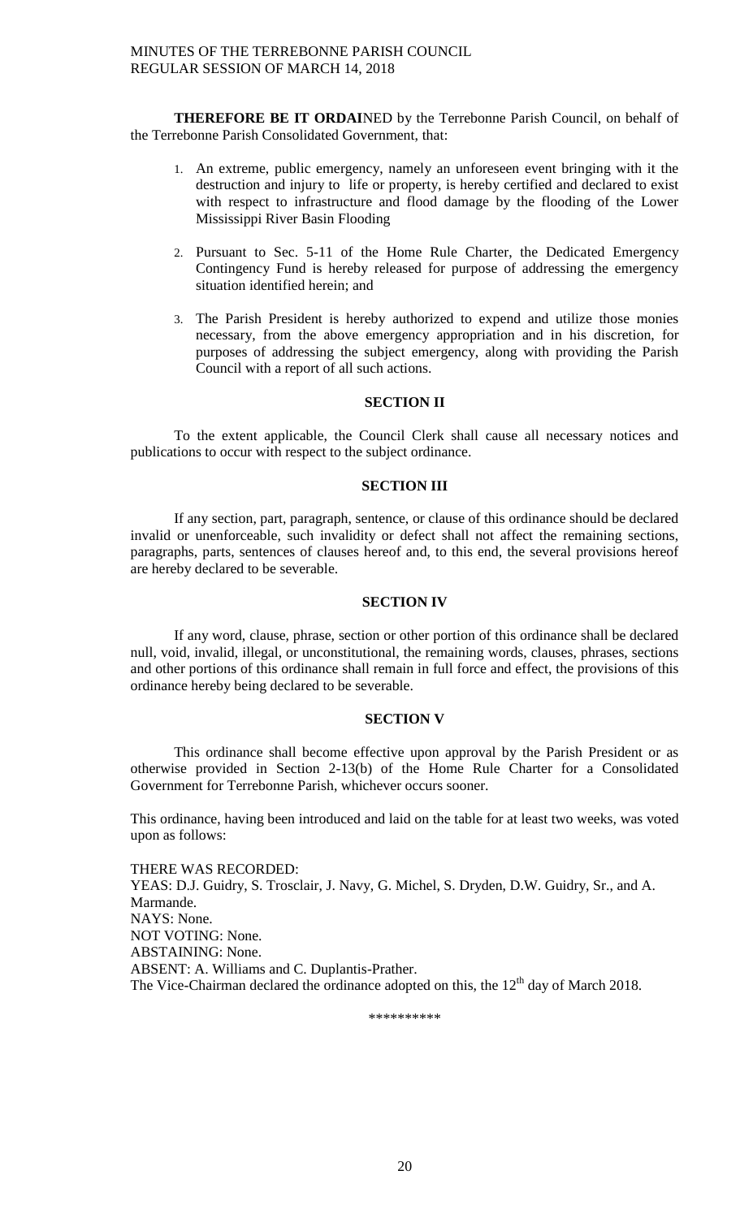**THEREFORE BE IT ORDAI**NED by the Terrebonne Parish Council, on behalf of the Terrebonne Parish Consolidated Government, that:

1. An extreme, public emergency, namely an unforeseen event bringing with it the destruction and injury to life or property, is hereby certified and declared to exist with respect to infrastructure and flood damage by the flooding of the Lower Mississippi River Basin Flooding
2. Pursuant to Sec. 5-11 of the Home Rule Charter, the Dedicated Emergency Contingency Fund is hereby released for purpose of addressing the emergency situation identified herein; and
3. The Parish President is hereby authorized to expend and utilize those monies necessary, from the above emergency appropriation and in his discretion, for purposes of addressing the subject emergency, along with providing the Parish Council with a report of all such actions.

**SECTION II**

To the extent applicable, the Council Clerk shall cause all necessary notices and publications to occur with respect to the subject ordinance.

**SECTION III**

If any section, part, paragraph, sentence, or clause of this ordinance should be declared invalid or unenforceable, such invalidity or defect shall not affect the remaining sections, paragraphs, parts, sentences of clauses hereof and, to this end, the several provisions hereof are hereby declared to be severable.

**SECTION IV**

If any word, clause, phrase, section or other portion of this ordinance shall be declared null, void, invalid, illegal, or unconstitutional, the remaining words, clauses, phrases, sections and other portions of this ordinance shall remain in full force and effect, the provisions of this ordinance hereby being declared to be severable.

**SECTION V**

This ordinance shall become effective upon approval by the Parish President or as otherwise provided in Section 2-13(b) of the Home Rule Charter for a Consolidated Government for Terrebonne Parish, whichever occurs sooner.

This ordinance, having been introduced and laid on the table for at least two weeks, was voted upon as follows:

THERE WAS RECORDED:
YEAS: D.J. Guidry, S. Trosclair, J. Navy, G. Michel, S. Dryden, D.W. Guidry, Sr., and A. Marmande.
NAYS: None.
NOT VOTING: None.
ABSTAINING: None.
ABSENT: A. Williams and C. Duplantis-Prather.
The Vice-Chairman declared the ordinance adopted on this, the 12th day of March 2018.

\*\*\*\*\*\*\*\*\*\*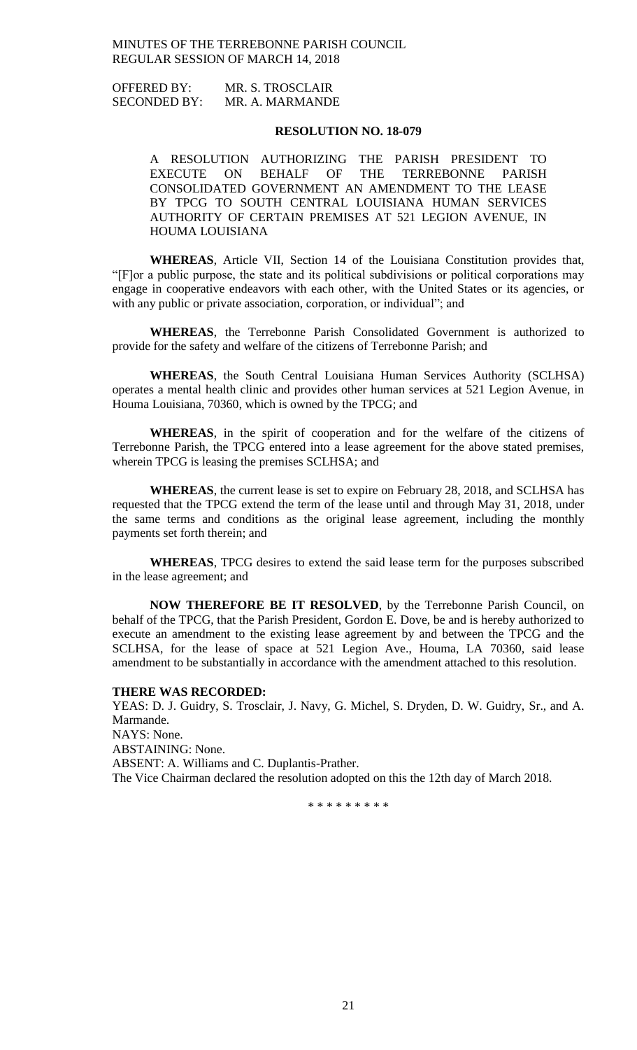OFFERED BY: MR. S. TROSCLAIR
SECONDED BY: MR. A. MARMANDE

**RESOLUTION NO. 18-079**

A RESOLUTION AUTHORIZING THE PARISH PRESIDENT TO EXECUTE ON BEHALF OF THE TERREBONNE PARISH CONSOLIDATED GOVERNMENT AN AMENDMENT TO THE LEASE BY TPCG TO SOUTH CENTRAL LOUISIANA HUMAN SERVICES AUTHORITY OF CERTAIN PREMISES AT 521 LEGION AVENUE, IN HOUMA LOUISIANA

**WHEREAS**, Article VII, Section 14 of the Louisiana Constitution provides that, "[F]or a public purpose, the state and its political subdivisions or political corporations may engage in cooperative endeavors with each other, with the United States or its agencies, or with any public or private association, corporation, or individual"; and

**WHEREAS**, the Terrebonne Parish Consolidated Government is authorized to provide for the safety and welfare of the citizens of Terrebonne Parish; and

**WHEREAS**, the South Central Louisiana Human Services Authority (SCLHSA) operates a mental health clinic and provides other human services at 521 Legion Avenue, in Houma Louisiana, 70360, which is owned by the TPCG; and

**WHEREAS**, in the spirit of cooperation and for the welfare of the citizens of Terrebonne Parish, the TPCG entered into a lease agreement for the above stated premises, wherein TPCG is leasing the premises SCLHSA; and

**WHEREAS**, the current lease is set to expire on February 28, 2018, and SCLHSA has requested that the TPCG extend the term of the lease until and through May 31, 2018, under the same terms and conditions as the original lease agreement, including the monthly payments set forth therein; and

**WHEREAS**, TPCG desires to extend the said lease term for the purposes subscribed in the lease agreement; and

**NOW THEREFORE BE IT RESOLVED**, by the Terrebonne Parish Council, on behalf of the TPCG, that the Parish President, Gordon E. Dove, be and is hereby authorized to execute an amendment to the existing lease agreement by and between the TPCG and the SCLHSA, for the lease of space at 521 Legion Ave., Houma, LA 70360, said lease amendment to be substantially in accordance with the amendment attached to this resolution.

**THERE WAS RECORDED:**
YEAS: D. J. Guidry, S. Trosclair, J. Navy, G. Michel, S. Dryden, D. W. Guidry, Sr., and A. Marmande.
NAYS: None.
ABSTAINING: None.
ABSENT: A. Williams and C. Duplantis-Prather.
The Vice Chairman declared the resolution adopted on this the 12th day of March 2018.

\* \* \* \* \* \* \* \* \*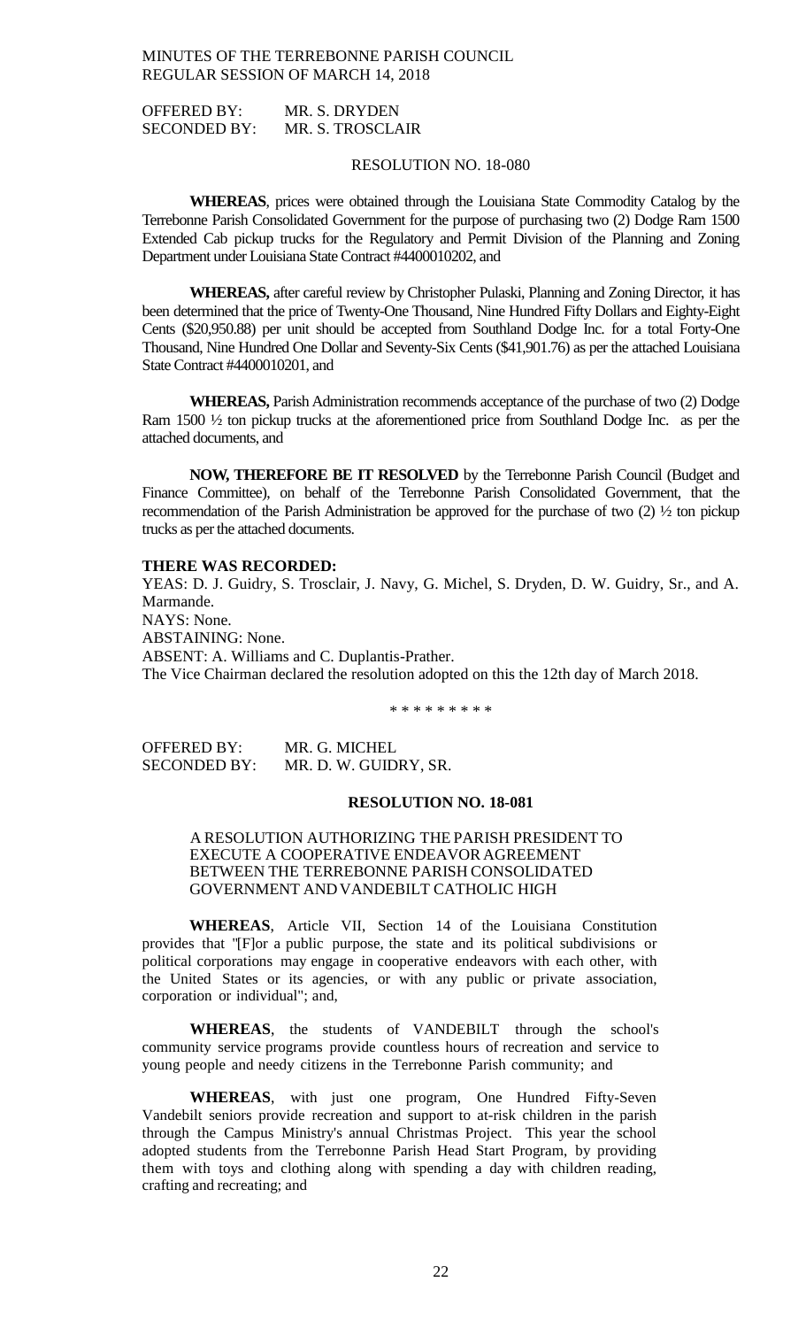OFFERED BY: MR. S. DRYDEN
SECONDED BY: MR. S. TROSCLAIR

RESOLUTION NO. 18-080

**WHEREAS**, prices were obtained through the Louisiana State Commodity Catalog by the Terrebonne Parish Consolidated Government for the purpose of purchasing two (2) Dodge Ram 1500 Extended Cab pickup trucks for the Regulatory and Permit Division of the Planning and Zoning Department under Louisiana State Contract #4400010202, and

**WHEREAS,** after careful review by Christopher Pulaski, Planning and Zoning Director, it has been determined that the price of Twenty-One Thousand, Nine Hundred Fifty Dollars and Eighty-Eight Cents ($20,950.88) per unit should be accepted from Southland Dodge Inc. for a total Forty-One Thousand, Nine Hundred One Dollar and Seventy-Six Cents ($41,901.76) as per the attached Louisiana State Contract #4400010201, and

**WHEREAS,** Parish Administration recommends acceptance of the purchase of two (2) Dodge Ram 1500 ½ ton pickup trucks at the aforementioned price from Southland Dodge Inc. as per the attached documents, and

**NOW, THEREFORE BE IT RESOLVED** by the Terrebonne Parish Council (Budget and Finance Committee), on behalf of the Terrebonne Parish Consolidated Government, that the recommendation of the Parish Administration be approved for the purchase of two (2) ½ ton pickup trucks as per the attached documents.

**THERE WAS RECORDED:**
YEAS: D. J. Guidry, S. Trosclair, J. Navy, G. Michel, S. Dryden, D. W. Guidry, Sr., and A. Marmande.
NAYS: None.
ABSTAINING: None.
ABSENT: A. Williams and C. Duplantis-Prather.
The Vice Chairman declared the resolution adopted on this the 12th day of March 2018.

\* \* \* \* \* \* \* \* \*

OFFERED BY: MR. G. MICHEL
SECONDED BY: MR. D. W. GUIDRY, SR.

**RESOLUTION NO. 18-081**

A RESOLUTION AUTHORIZING THE PARISH PRESIDENT TO EXECUTE A COOPERATIVE ENDEAVOR AGREEMENT BETWEEN THE TERREBONNE PARISH CONSOLIDATED GOVERNMENT AND VANDEBILT CATHOLIC HIGH

**WHEREAS**, Article VII, Section 14 of the Louisiana Constitution provides that "[F]or a public purpose, the state and its political subdivisions or political corporations may engage in cooperative endeavors with each other, with the United States or its agencies, or with any public or private association, corporation or individual"; and,

**WHEREAS**, the students of VANDEBILT through the school's community service programs provide countless hours of recreation and service to young people and needy citizens in the Terrebonne Parish community; and

**WHEREAS**, with just one program, One Hundred Fifty-Seven Vandebilt seniors provide recreation and support to at-risk children in the parish through the Campus Ministry's annual Christmas Project. This year the school adopted students from the Terrebonne Parish Head Start Program, by providing them with toys and clothing along with spending a day with children reading, crafting and recreating; and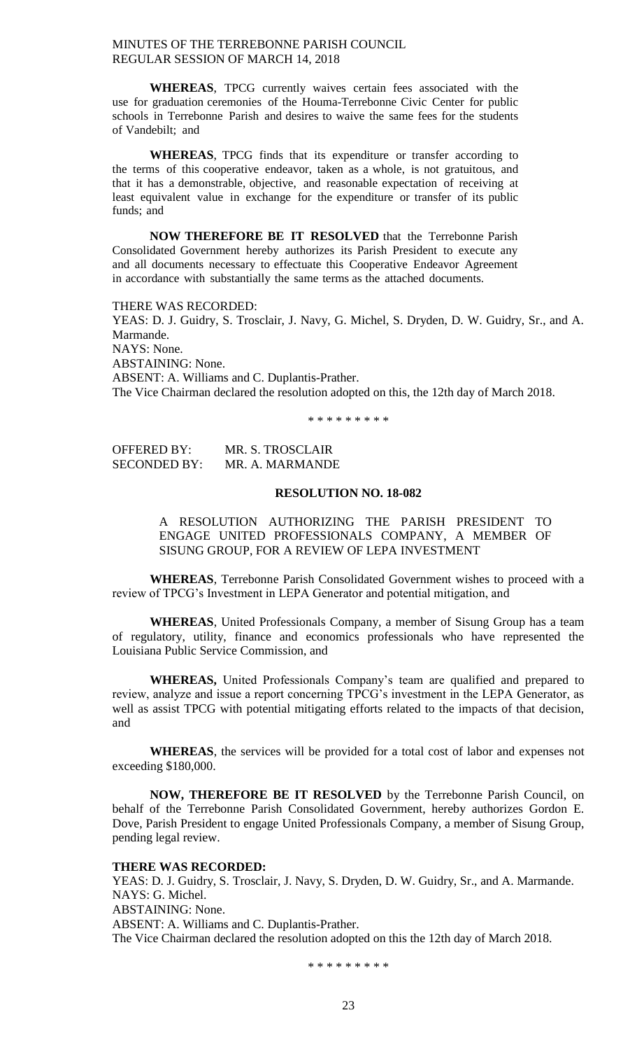**WHEREAS**, TPCG currently waives certain fees associated with the use for graduation ceremonies of the Houma-Terrebonne Civic Center for public schools in Terrebonne Parish and desires to waive the same fees for the students of Vandebilt; and

**WHEREAS**, TPCG finds that its expenditure or transfer according to the terms of this cooperative endeavor, taken as a whole, is not gratuitous, and that it has a demonstrable, objective, and reasonable expectation of receiving at least equivalent value in exchange for the expenditure or transfer of its public funds; and

**NOW THEREFORE BE IT RESOLVED** that the Terrebonne Parish Consolidated Government hereby authorizes its Parish President to execute any and all documents necessary to effectuate this Cooperative Endeavor Agreement in accordance with substantially the same terms as the attached documents.

THERE WAS RECORDED:
YEAS: D. J. Guidry, S. Trosclair, J. Navy, G. Michel, S. Dryden, D. W. Guidry, Sr., and A. Marmande.
NAYS: None.
ABSTAINING: None.
ABSENT: A. Williams and C. Duplantis-Prather.
The Vice Chairman declared the resolution adopted on this, the 12th day of March 2018.

\* \* \* \* \* \* \* \* \*

OFFERED BY: MR. S. TROSCLAIR
SECONDED BY: MR. A. MARMANDE

**RESOLUTION NO. 18-082**

A RESOLUTION AUTHORIZING THE PARISH PRESIDENT TO ENGAGE UNITED PROFESSIONALS COMPANY, A MEMBER OF SISUNG GROUP, FOR A REVIEW OF LEPA INVESTMENT

**WHEREAS**, Terrebonne Parish Consolidated Government wishes to proceed with a review of TPCG's Investment in LEPA Generator and potential mitigation, and

**WHEREAS**, United Professionals Company, a member of Sisung Group has a team of regulatory, utility, finance and economics professionals who have represented the Louisiana Public Service Commission, and

**WHEREAS,** United Professionals Company's team are qualified and prepared to review, analyze and issue a report concerning TPCG's investment in the LEPA Generator, as well as assist TPCG with potential mitigating efforts related to the impacts of that decision, and

**WHEREAS**, the services will be provided for a total cost of labor and expenses not exceeding $180,000.

**NOW, THEREFORE BE IT RESOLVED** by the Terrebonne Parish Council, on behalf of the Terrebonne Parish Consolidated Government, hereby authorizes Gordon E. Dove, Parish President to engage United Professionals Company, a member of Sisung Group, pending legal review.

**THERE WAS RECORDED:**
YEAS: D. J. Guidry, S. Trosclair, J. Navy, S. Dryden, D. W. Guidry, Sr., and A. Marmande.
NAYS: G. Michel.
ABSTAINING: None.
ABSENT: A. Williams and C. Duplantis-Prather.
The Vice Chairman declared the resolution adopted on this the 12th day of March 2018.

\* \* \* \* \* \* \* \* \*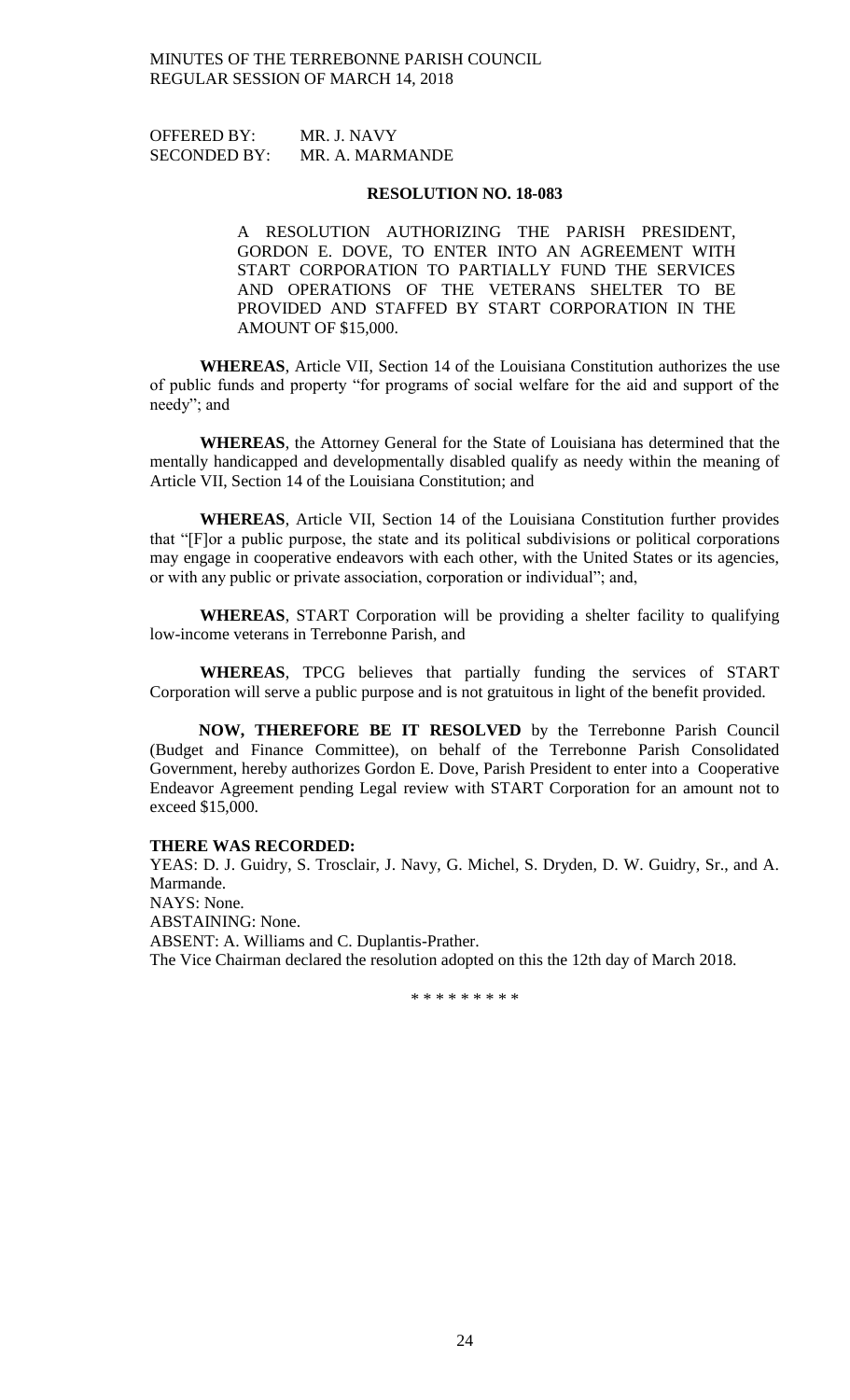OFFERED BY: MR. J. NAVY
SECONDED BY: MR. A. MARMANDE

**RESOLUTION NO. 18-083**

A RESOLUTION AUTHORIZING THE PARISH PRESIDENT, GORDON E. DOVE, TO ENTER INTO AN AGREEMENT WITH START CORPORATION TO PARTIALLY FUND THE SERVICES AND OPERATIONS OF THE VETERANS SHELTER TO BE PROVIDED AND STAFFED BY START CORPORATION IN THE AMOUNT OF $15,000.

**WHEREAS**, Article VII, Section 14 of the Louisiana Constitution authorizes the use of public funds and property "for programs of social welfare for the aid and support of the needy"; and

**WHEREAS**, the Attorney General for the State of Louisiana has determined that the mentally handicapped and developmentally disabled qualify as needy within the meaning of Article VII, Section 14 of the Louisiana Constitution; and

**WHEREAS**, Article VII, Section 14 of the Louisiana Constitution further provides that "[F]or a public purpose, the state and its political subdivisions or political corporations may engage in cooperative endeavors with each other, with the United States or its agencies, or with any public or private association, corporation or individual"; and,

**WHEREAS**, START Corporation will be providing a shelter facility to qualifying low-income veterans in Terrebonne Parish, and

**WHEREAS**, TPCG believes that partially funding the services of START Corporation will serve a public purpose and is not gratuitous in light of the benefit provided.

**NOW, THEREFORE BE IT RESOLVED** by the Terrebonne Parish Council (Budget and Finance Committee), on behalf of the Terrebonne Parish Consolidated Government, hereby authorizes Gordon E. Dove, Parish President to enter into a Cooperative Endeavor Agreement pending Legal review with START Corporation for an amount not to exceed $15,000.

**THERE WAS RECORDED:**
YEAS: D. J. Guidry, S. Trosclair, J. Navy, G. Michel, S. Dryden, D. W. Guidry, Sr., and A. Marmande.
NAYS: None.
ABSTAINING: None.
ABSENT: A. Williams and C. Duplantis-Prather.
The Vice Chairman declared the resolution adopted on this the 12th day of March 2018.

\* \* \* \* \* \* \* \* \*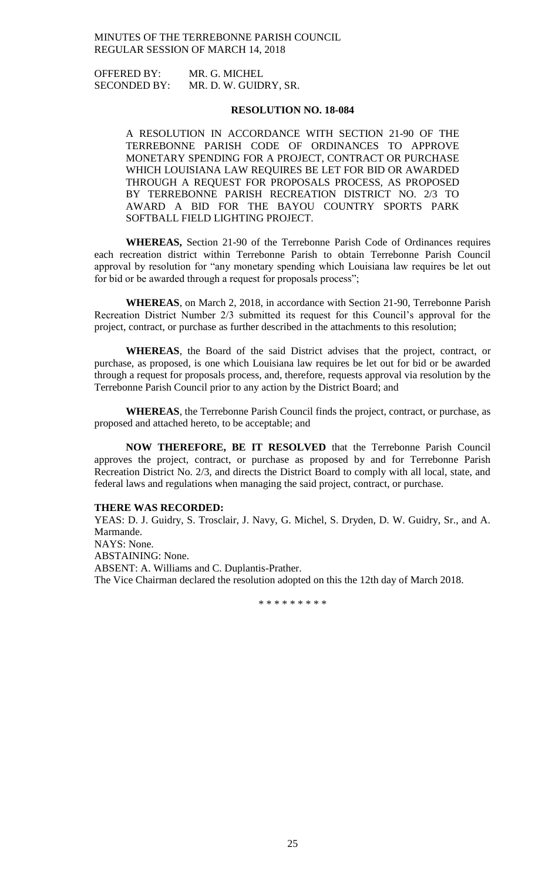OFFERED BY: MR. G. MICHEL
SECONDED BY: MR. D. W. GUIDRY, SR.

**RESOLUTION NO. 18-084**

A RESOLUTION IN ACCORDANCE WITH SECTION 21-90 OF THE TERREBONNE PARISH CODE OF ORDINANCES TO APPROVE MONETARY SPENDING FOR A PROJECT, CONTRACT OR PURCHASE WHICH LOUISIANA LAW REQUIRES BE LET FOR BID OR AWARDED THROUGH A REQUEST FOR PROPOSALS PROCESS, AS PROPOSED BY TERREBONNE PARISH RECREATION DISTRICT NO. 2/3 TO AWARD A BID FOR THE BAYOU COUNTRY SPORTS PARK SOFTBALL FIELD LIGHTING PROJECT.

**WHEREAS,** Section 21-90 of the Terrebonne Parish Code of Ordinances requires each recreation district within Terrebonne Parish to obtain Terrebonne Parish Council approval by resolution for "any monetary spending which Louisiana law requires be let out for bid or be awarded through a request for proposals process";

**WHEREAS**, on March 2, 2018, in accordance with Section 21-90, Terrebonne Parish Recreation District Number 2/3 submitted its request for this Council's approval for the project, contract, or purchase as further described in the attachments to this resolution;

**WHEREAS**, the Board of the said District advises that the project, contract, or purchase, as proposed, is one which Louisiana law requires be let out for bid or be awarded through a request for proposals process, and, therefore, requests approval via resolution by the Terrebonne Parish Council prior to any action by the District Board; and

**WHEREAS**, the Terrebonne Parish Council finds the project, contract, or purchase, as proposed and attached hereto, to be acceptable; and

**NOW THEREFORE, BE IT RESOLVED** that the Terrebonne Parish Council approves the project, contract, or purchase as proposed by and for Terrebonne Parish Recreation District No. 2/3, and directs the District Board to comply with all local, state, and federal laws and regulations when managing the said project, contract, or purchase.

**THERE WAS RECORDED:**

YEAS: D. J. Guidry, S. Trosclair, J. Navy, G. Michel, S. Dryden, D. W. Guidry, Sr., and A. Marmande.
NAYS: None.
ABSTAINING: None.
ABSENT: A. Williams and C. Duplantis-Prather.
The Vice Chairman declared the resolution adopted on this the 12th day of March 2018.

\* \* \* \* \* \* \* \* \*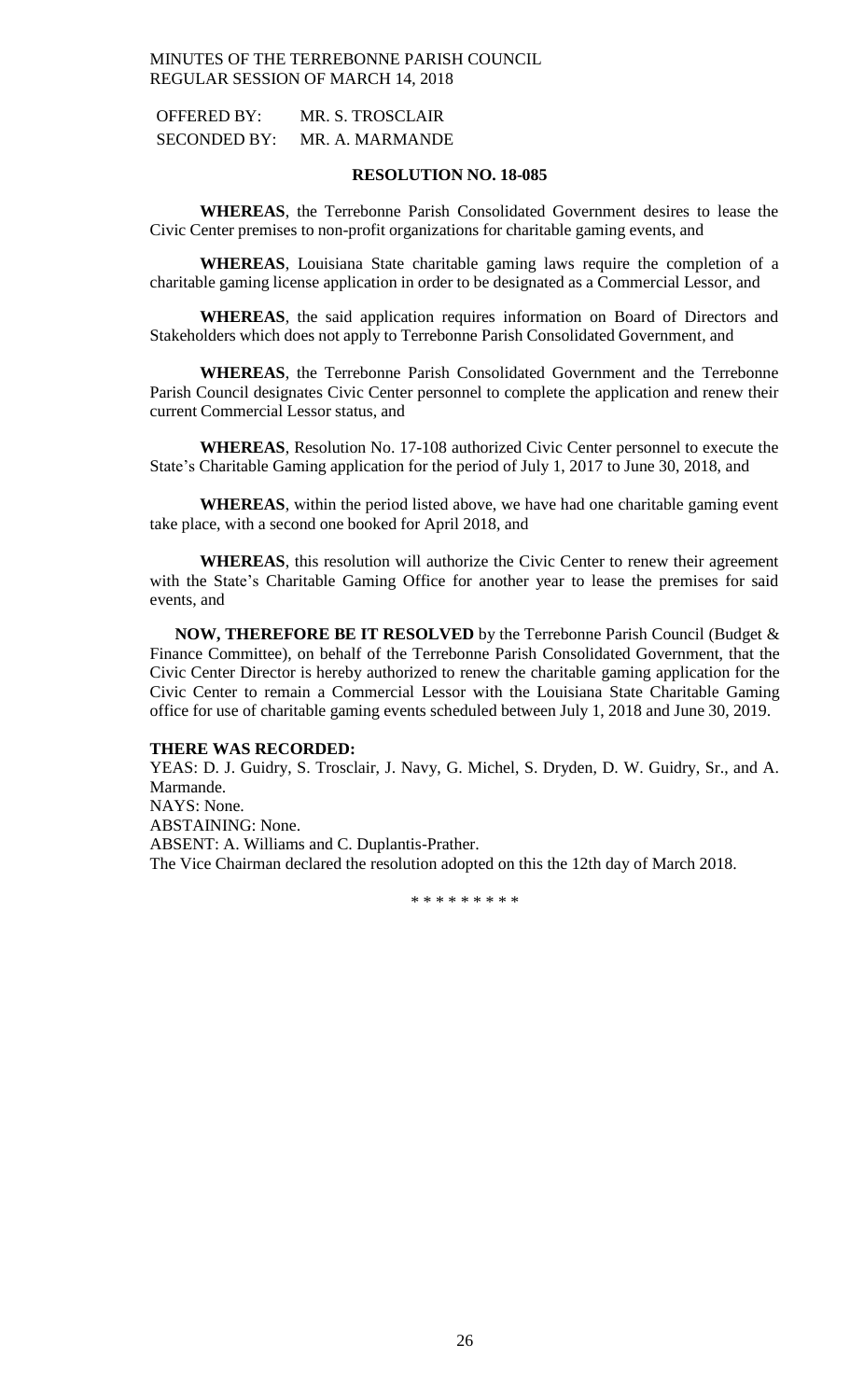OFFERED BY: MR. S. TROSCLAIR
SECONDED BY: MR. A. MARMANDE

**RESOLUTION NO. 18-085**

**WHEREAS**, the Terrebonne Parish Consolidated Government desires to lease the Civic Center premises to non-profit organizations for charitable gaming events, and

**WHEREAS**, Louisiana State charitable gaming laws require the completion of a charitable gaming license application in order to be designated as a Commercial Lessor, and

**WHEREAS**, the said application requires information on Board of Directors and Stakeholders which does not apply to Terrebonne Parish Consolidated Government, and

**WHEREAS**, the Terrebonne Parish Consolidated Government and the Terrebonne Parish Council designates Civic Center personnel to complete the application and renew their current Commercial Lessor status, and

**WHEREAS**, Resolution No. 17-108 authorized Civic Center personnel to execute the State's Charitable Gaming application for the period of July 1, 2017 to June 30, 2018, and

**WHEREAS**, within the period listed above, we have had one charitable gaming event take place, with a second one booked for April 2018, and

**WHEREAS**, this resolution will authorize the Civic Center to renew their agreement with the State's Charitable Gaming Office for another year to lease the premises for said events, and

**NOW, THEREFORE BE IT RESOLVED** by the Terrebonne Parish Council (Budget & Finance Committee), on behalf of the Terrebonne Parish Consolidated Government, that the Civic Center Director is hereby authorized to renew the charitable gaming application for the Civic Center to remain a Commercial Lessor with the Louisiana State Charitable Gaming office for use of charitable gaming events scheduled between July 1, 2018 and June 30, 2019.

**THERE WAS RECORDED:**
YEAS: D. J. Guidry, S. Trosclair, J. Navy, G. Michel, S. Dryden, D. W. Guidry, Sr., and A. Marmande.
NAYS: None.
ABSTAINING: None.
ABSENT: A. Williams and C. Duplantis-Prather.
The Vice Chairman declared the resolution adopted on this the 12th day of March 2018.

\* \* \* \* \* \* \* \* \*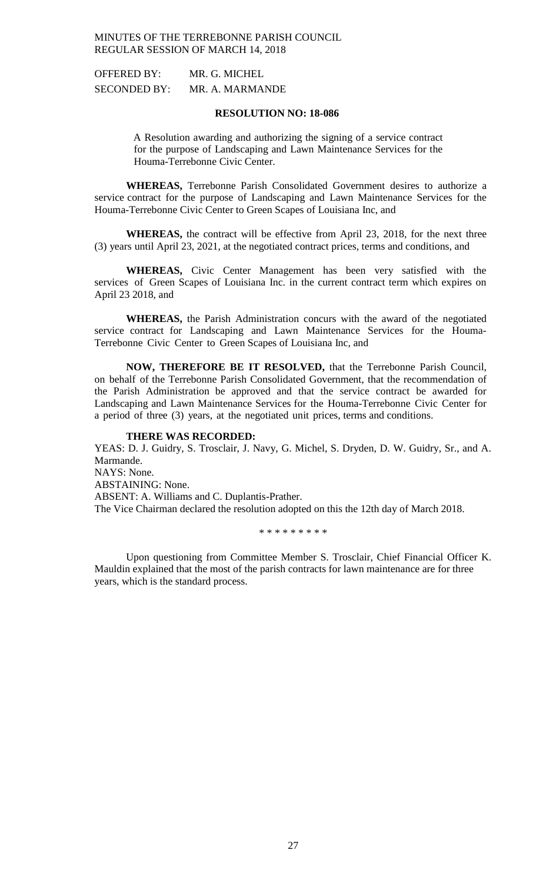OFFERED BY: MR. G. MICHEL
SECONDED BY: MR. A. MARMANDE

**RESOLUTION NO: 18-086**

A Resolution awarding and authorizing the signing of a service contract for the purpose of Landscaping and Lawn Maintenance Services for the Houma-Terrebonne Civic Center.

**WHEREAS,** Terrebonne Parish Consolidated Government desires to authorize a service contract for the purpose of Landscaping and Lawn Maintenance Services for the Houma-Terrebonne Civic Center to Green Scapes of Louisiana Inc, and

**WHEREAS,** the contract will be effective from April 23, 2018, for the next three (3) years until April 23, 2021, at the negotiated contract prices, terms and conditions, and

**WHEREAS,** Civic Center Management has been very satisfied with the services of Green Scapes of Louisiana Inc. in the current contract term which expires on April 23 2018, and

**WHEREAS,** the Parish Administration concurs with the award of the negotiated service contract for Landscaping and Lawn Maintenance Services for the Houma-Terrebonne Civic Center to Green Scapes of Louisiana Inc, and

**NOW, THEREFORE BE IT RESOLVED,** that the Terrebonne Parish Council, on behalf of the Terrebonne Parish Consolidated Government, that the recommendation of the Parish Administration be approved and that the service contract be awarded for Landscaping and Lawn Maintenance Services for the Houma-Terrebonne Civic Center for a period of three (3) years, at the negotiated unit prices, terms and conditions.

**THERE WAS RECORDED:**

YEAS: D. J. Guidry, S. Trosclair, J. Navy, G. Michel, S. Dryden, D. W. Guidry, Sr., and A. Marmande.
NAYS: None.
ABSTAINING: None.
ABSENT: A. Williams and C. Duplantis-Prather.
The Vice Chairman declared the resolution adopted on this the 12th day of March 2018.

\* \* \* \* \* \* \* \* \*

Upon questioning from Committee Member S. Trosclair, Chief Financial Officer K. Mauldin explained that the most of the parish contracts for lawn maintenance are for three years, which is the standard process.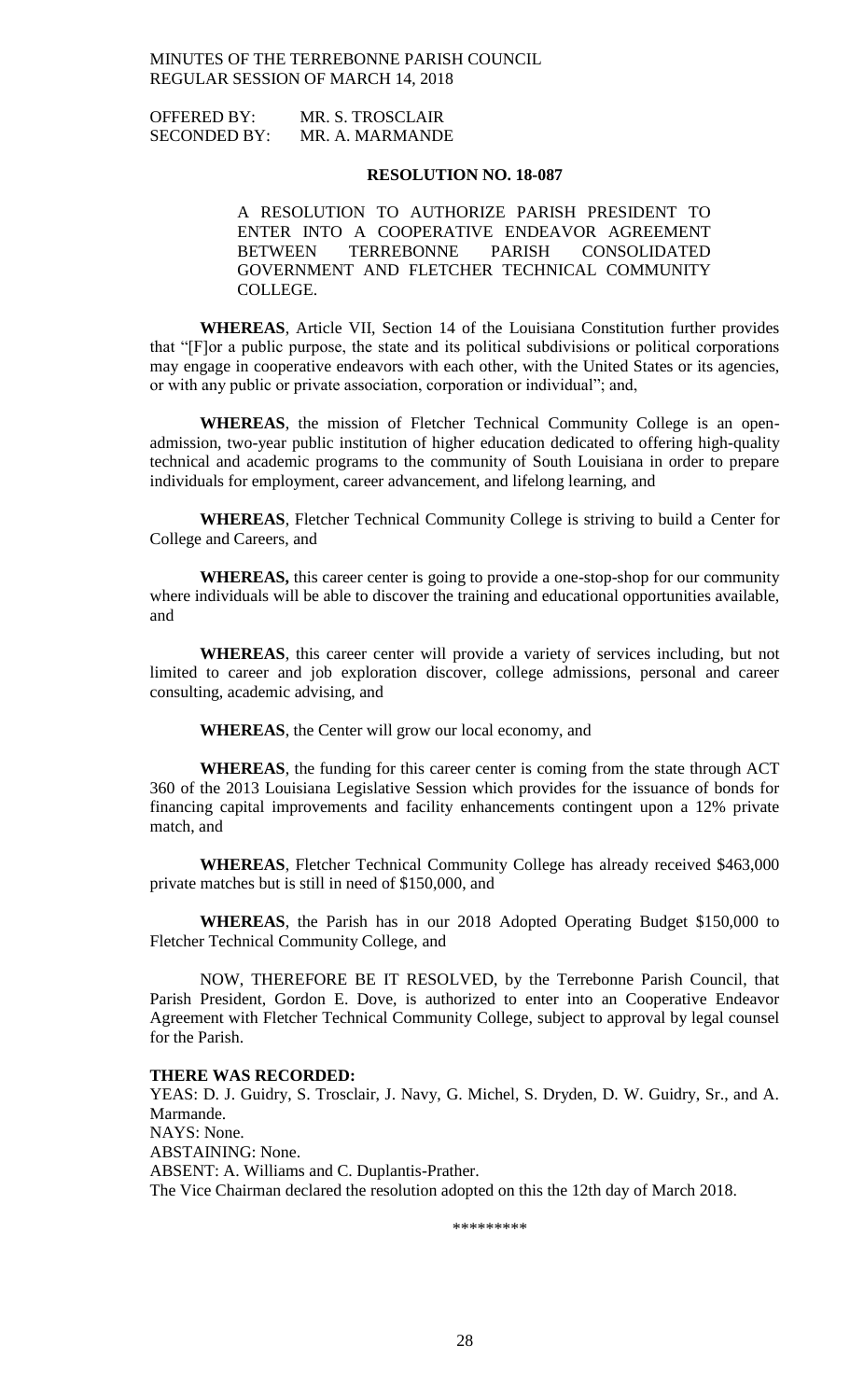OFFERED BY: MR. S. TROSCLAIR
SECONDED BY: MR. A. MARMANDE

## RESOLUTION NO. 18-087

A RESOLUTION TO AUTHORIZE PARISH PRESIDENT TO ENTER INTO A COOPERATIVE ENDEAVOR AGREEMENT BETWEEN TERREBONNE PARISH CONSOLIDATED GOVERNMENT AND FLETCHER TECHNICAL COMMUNITY COLLEGE.

**WHEREAS**, Article VII, Section 14 of the Louisiana Constitution further provides that "[F]or a public purpose, the state and its political subdivisions or political corporations may engage in cooperative endeavors with each other, with the United States or its agencies, or with any public or private association, corporation or individual"; and,

**WHEREAS**, the mission of Fletcher Technical Community College is an open-admission, two-year public institution of higher education dedicated to offering high-quality technical and academic programs to the community of South Louisiana in order to prepare individuals for employment, career advancement, and lifelong learning, and

**WHEREAS**, Fletcher Technical Community College is striving to build a Center for College and Careers, and

**WHEREAS,** this career center is going to provide a one-stop-shop for our community where individuals will be able to discover the training and educational opportunities available, and

**WHEREAS**, this career center will provide a variety of services including, but not limited to career and job exploration discover, college admissions, personal and career consulting, academic advising, and

**WHEREAS**, the Center will grow our local economy, and

**WHEREAS**, the funding for this career center is coming from the state through ACT 360 of the 2013 Louisiana Legislative Session which provides for the issuance of bonds for financing capital improvements and facility enhancements contingent upon a 12% private match, and

**WHEREAS**, Fletcher Technical Community College has already received $463,000 private matches but is still in need of $150,000, and

**WHEREAS**, the Parish has in our 2018 Adopted Operating Budget $150,000 to Fletcher Technical Community College, and

NOW, THEREFORE BE IT RESOLVED, by the Terrebonne Parish Council, that Parish President, Gordon E. Dove, is authorized to enter into an Cooperative Endeavor Agreement with Fletcher Technical Community College, subject to approval by legal counsel for the Parish.

**THERE WAS RECORDED:**
YEAS: D. J. Guidry, S. Trosclair, J. Navy, G. Michel, S. Dryden, D. W. Guidry, Sr., and A. Marmande.
NAYS: None.
ABSTAINING: None.
ABSENT: A. Williams and C. Duplantis-Prather.
The Vice Chairman declared the resolution adopted on this the 12th day of March 2018.

\*\*\*\*\*\*\*\*\*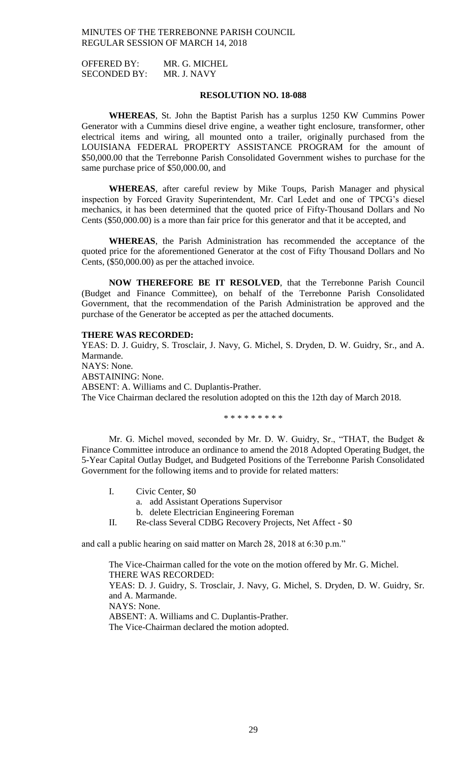OFFERED BY: MR. G. MICHEL
SECONDED BY: MR. J. NAVY

**RESOLUTION NO. 18-088**

**WHEREAS**, St. John the Baptist Parish has a surplus 1250 KW Cummins Power Generator with a Cummins diesel drive engine, a weather tight enclosure, transformer, other electrical items and wiring, all mounted onto a trailer, originally purchased from the LOUISIANA FEDERAL PROPERTY ASSISTANCE PROGRAM for the amount of $50,000.00 that the Terrebonne Parish Consolidated Government wishes to purchase for the same purchase price of $50,000.00, and

**WHEREAS**, after careful review by Mike Toups, Parish Manager and physical inspection by Forced Gravity Superintendent, Mr. Carl Ledet and one of TPCG's diesel mechanics, it has been determined that the quoted price of Fifty-Thousand Dollars and No Cents ($50,000.00) is a more than fair price for this generator and that it be accepted, and

**WHEREAS**, the Parish Administration has recommended the acceptance of the quoted price for the aforementioned Generator at the cost of Fifty Thousand Dollars and No Cents, ($50,000.00) as per the attached invoice.

**NOW THEREFORE BE IT RESOLVED**, that the Terrebonne Parish Council (Budget and Finance Committee), on behalf of the Terrebonne Parish Consolidated Government, that the recommendation of the Parish Administration be approved and the purchase of the Generator be accepted as per the attached documents.

**THERE WAS RECORDED:**

YEAS: D. J. Guidry, S. Trosclair, J. Navy, G. Michel, S. Dryden, D. W. Guidry, Sr., and A. Marmande.
NAYS: None.
ABSTAINING: None.
ABSENT: A. Williams and C. Duplantis-Prather.
The Vice Chairman declared the resolution adopted on this the 12th day of March 2018.

\* \* \* \* \* \* \* \* \*

Mr. G. Michel moved, seconded by Mr. D. W. Guidry, Sr., "THAT, the Budget & Finance Committee introduce an ordinance to amend the 2018 Adopted Operating Budget, the 5-Year Capital Outlay Budget, and Budgeted Positions of the Terrebonne Parish Consolidated Government for the following items and to provide for related matters:

I. Civic Center, $0
   a. add Assistant Operations Supervisor
   b. delete Electrician Engineering Foreman
II. Re-class Several CDBG Recovery Projects, Net Affect - $0

and call a public hearing on said matter on March 28, 2018 at 6:30 p.m."

The Vice-Chairman called for the vote on the motion offered by Mr. G. Michel.
THERE WAS RECORDED:
YEAS: D. J. Guidry, S. Trosclair, J. Navy, G. Michel, S. Dryden, D. W. Guidry, Sr. and A. Marmande.
NAYS: None.
ABSENT: A. Williams and C. Duplantis-Prather.
The Vice-Chairman declared the motion adopted.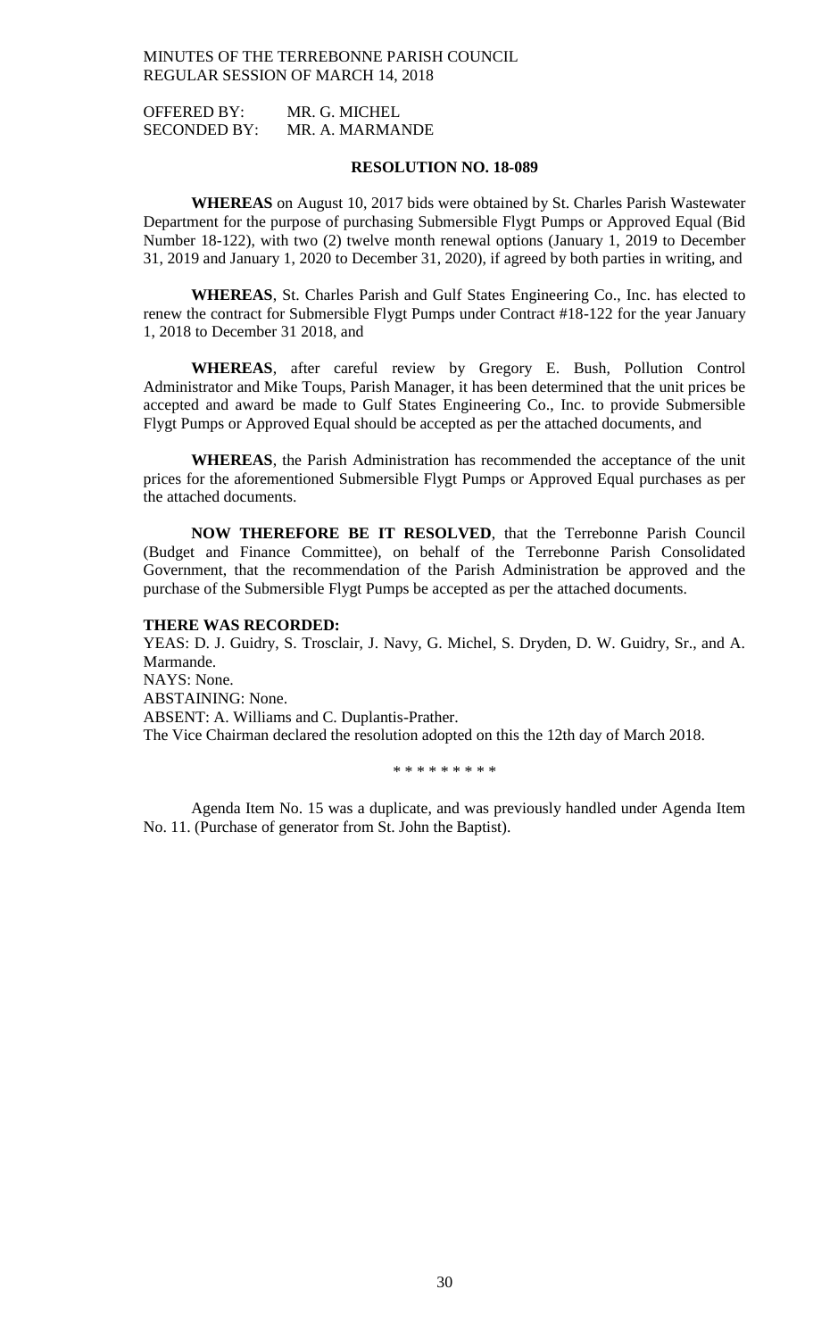OFFERED BY: MR. G. MICHEL
SECONDED BY: MR. A. MARMANDE

**RESOLUTION NO. 18-089**

**WHEREAS** on August 10, 2017 bids were obtained by St. Charles Parish Wastewater Department for the purpose of purchasing Submersible Flygt Pumps or Approved Equal (Bid Number 18-122), with two (2) twelve month renewal options (January 1, 2019 to December 31, 2019 and January 1, 2020 to December 31, 2020), if agreed by both parties in writing, and

**WHEREAS**, St. Charles Parish and Gulf States Engineering Co., Inc. has elected to renew the contract for Submersible Flygt Pumps under Contract #18-122 for the year January 1, 2018 to December 31 2018, and

**WHEREAS**, after careful review by Gregory E. Bush, Pollution Control Administrator and Mike Toups, Parish Manager, it has been determined that the unit prices be accepted and award be made to Gulf States Engineering Co., Inc. to provide Submersible Flygt Pumps or Approved Equal should be accepted as per the attached documents, and

**WHEREAS**, the Parish Administration has recommended the acceptance of the unit prices for the aforementioned Submersible Flygt Pumps or Approved Equal purchases as per the attached documents.

**NOW THEREFORE BE IT RESOLVED**, that the Terrebonne Parish Council (Budget and Finance Committee), on behalf of the Terrebonne Parish Consolidated Government, that the recommendation of the Parish Administration be approved and the purchase of the Submersible Flygt Pumps be accepted as per the attached documents.

**THERE WAS RECORDED:**
YEAS: D. J. Guidry, S. Trosclair, J. Navy, G. Michel, S. Dryden, D. W. Guidry, Sr., and A. Marmande.
NAYS: None.
ABSTAINING: None.
ABSENT: A. Williams and C. Duplantis-Prather.
The Vice Chairman declared the resolution adopted on this the 12th day of March 2018.

\* \* \* \* \* \* \* \* \*

Agenda Item No. 15 was a duplicate, and was previously handled under Agenda Item No. 11. (Purchase of generator from St. John the Baptist).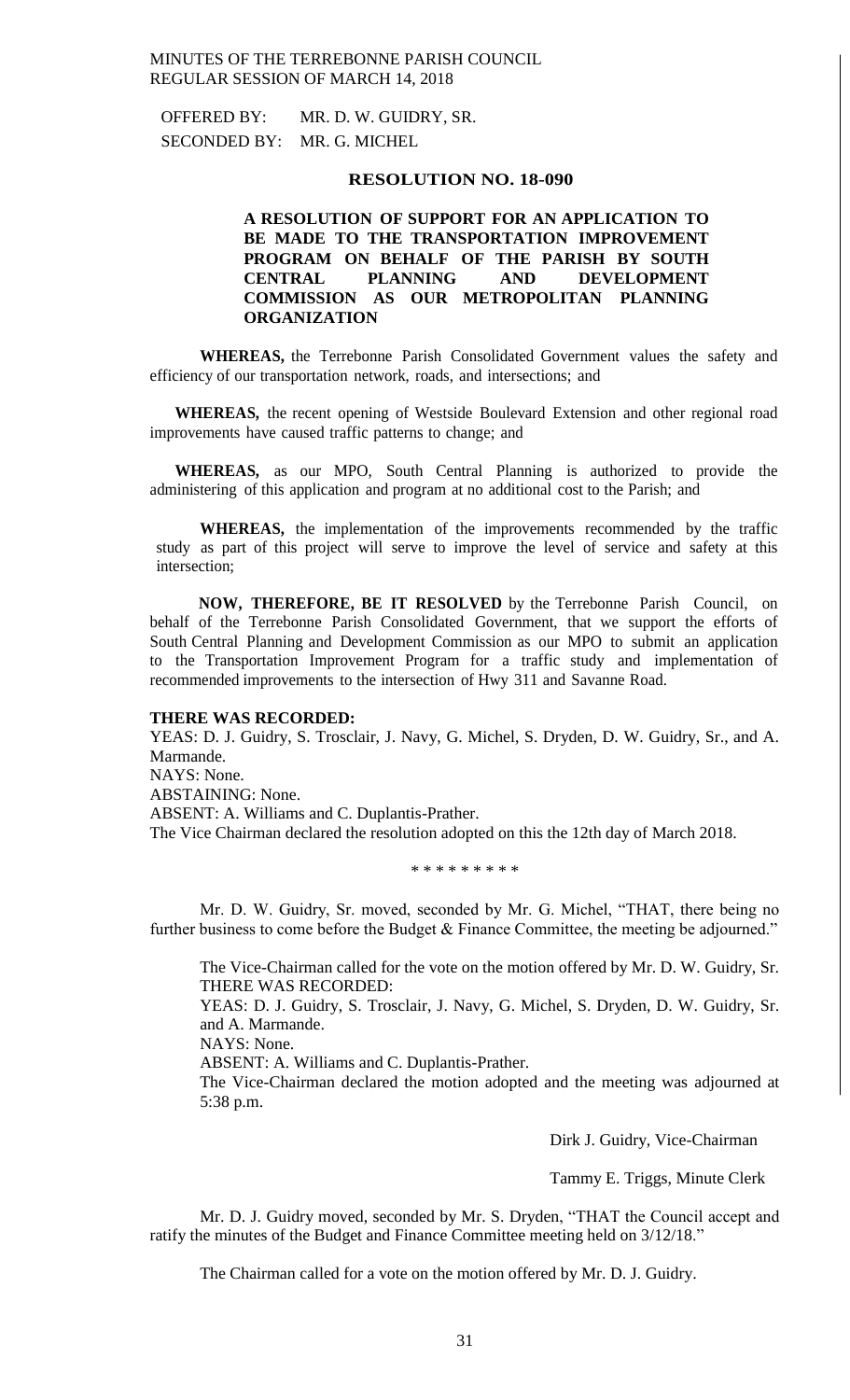OFFERED BY: MR. D. W. GUIDRY, SR.
SECONDED BY: MR. G. MICHEL

**RESOLUTION NO. 18-090**

**A RESOLUTION OF SUPPORT FOR AN APPLICATION TO BE MADE TO THE TRANSPORTATION IMPROVEMENT PROGRAM ON BEHALF OF THE PARISH BY SOUTH CENTRAL PLANNING AND DEVELOPMENT COMMISSION AS OUR METROPOLITAN PLANNING ORGANIZATION**

**WHEREAS,** the Terrebonne Parish Consolidated Government values the safety and efficiency of our transportation network, roads, and intersections; and

**WHEREAS,** the recent opening of Westside Boulevard Extension and other regional road improvements have caused traffic patterns to change; and

**WHEREAS,** as our MPO, South Central Planning is authorized to provide the administering of this application and program at no additional cost to the Parish; and

**WHEREAS,** the implementation of the improvements recommended by the traffic study as part of this project will serve to improve the level of service and safety at this intersection;

**NOW, THEREFORE, BE IT RESOLVED** by the Terrebonne Parish Council, on behalf of the Terrebonne Parish Consolidated Government, that we support the efforts of South Central Planning and Development Commission as our MPO to submit an application to the Transportation Improvement Program for a traffic study and implementation of recommended improvements to the intersection of Hwy 311 and Savanne Road.

**THERE WAS RECORDED:**
YEAS: D. J. Guidry, S. Trosclair, J. Navy, G. Michel, S. Dryden, D. W. Guidry, Sr., and A. Marmande.
NAYS: None.
ABSTAINING: None.
ABSENT: A. Williams and C. Duplantis-Prather.
The Vice Chairman declared the resolution adopted on this the 12th day of March 2018.

\* \* \* \* \* \* \* \* \*

Mr. D. W. Guidry, Sr. moved, seconded by Mr. G. Michel, "THAT, there being no further business to come before the Budget & Finance Committee, the meeting be adjourned."

The Vice-Chairman called for the vote on the motion offered by Mr. D. W. Guidry, Sr.
THERE WAS RECORDED:
YEAS: D. J. Guidry, S. Trosclair, J. Navy, G. Michel, S. Dryden, D. W. Guidry, Sr. and A. Marmande.
NAYS: None.
ABSENT: A. Williams and C. Duplantis-Prather.
The Vice-Chairman declared the motion adopted and the meeting was adjourned at 5:38 p.m.

Dirk J. Guidry, Vice-Chairman

Tammy E. Triggs, Minute Clerk

Mr. D. J. Guidry moved, seconded by Mr. S. Dryden, "THAT the Council accept and ratify the minutes of the Budget and Finance Committee meeting held on 3/12/18."

The Chairman called for a vote on the motion offered by Mr. D. J. Guidry.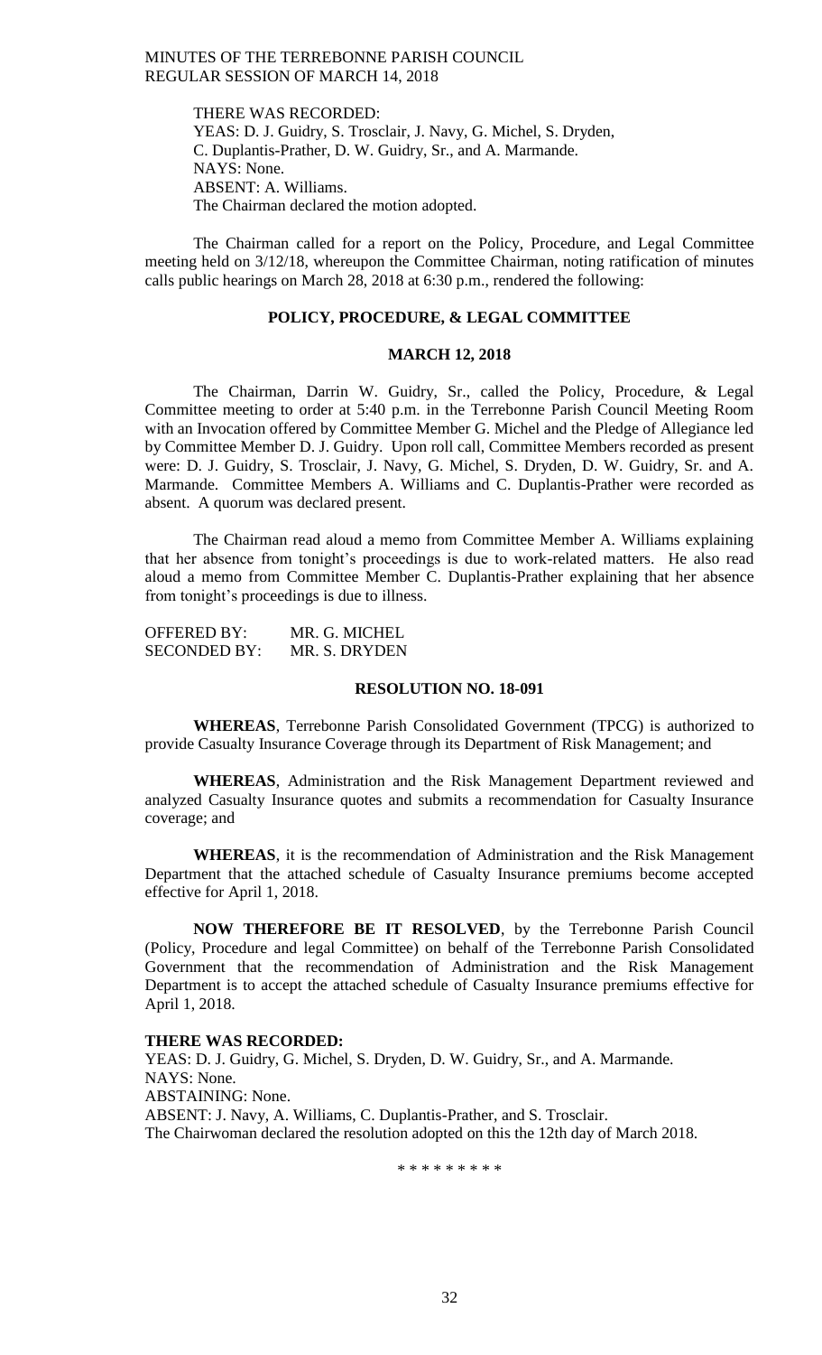THERE WAS RECORDED:
YEAS: D. J. Guidry, S. Trosclair, J. Navy, G. Michel, S. Dryden, C. Duplantis-Prather, D. W. Guidry, Sr., and A. Marmande.
NAYS: None.
ABSENT: A. Williams.
The Chairman declared the motion adopted.

The Chairman called for a report on the Policy, Procedure, and Legal Committee meeting held on 3/12/18, whereupon the Committee Chairman, noting ratification of minutes calls public hearings on March 28, 2018 at 6:30 p.m., rendered the following:

## POLICY, PROCEDURE, & LEGAL COMMITTEE

## MARCH 12, 2018

The Chairman, Darrin W. Guidry, Sr., called the Policy, Procedure, & Legal Committee meeting to order at 5:40 p.m. in the Terrebonne Parish Council Meeting Room with an Invocation offered by Committee Member G. Michel and the Pledge of Allegiance led by Committee Member D. J. Guidry. Upon roll call, Committee Members recorded as present were: D. J. Guidry, S. Trosclair, J. Navy, G. Michel, S. Dryden, D. W. Guidry, Sr. and A. Marmande. Committee Members A. Williams and C. Duplantis-Prather were recorded as absent. A quorum was declared present.

The Chairman read aloud a memo from Committee Member A. Williams explaining that her absence from tonight's proceedings is due to work-related matters. He also read aloud a memo from Committee Member C. Duplantis-Prather explaining that her absence from tonight's proceedings is due to illness.

OFFERED BY: MR. G. MICHEL
SECONDED BY: MR. S. DRYDEN

## RESOLUTION NO. 18-091

**WHEREAS**, Terrebonne Parish Consolidated Government (TPCG) is authorized to provide Casualty Insurance Coverage through its Department of Risk Management; and

**WHEREAS**, Administration and the Risk Management Department reviewed and analyzed Casualty Insurance quotes and submits a recommendation for Casualty Insurance coverage; and

**WHEREAS**, it is the recommendation of Administration and the Risk Management Department that the attached schedule of Casualty Insurance premiums become accepted effective for April 1, 2018.

**NOW THEREFORE BE IT RESOLVED**, by the Terrebonne Parish Council (Policy, Procedure and legal Committee) on behalf of the Terrebonne Parish Consolidated Government that the recommendation of Administration and the Risk Management Department is to accept the attached schedule of Casualty Insurance premiums effective for April 1, 2018.

**THERE WAS RECORDED:**
YEAS: D. J. Guidry, G. Michel, S. Dryden, D. W. Guidry, Sr., and A. Marmande.
NAYS: None.
ABSTAINING: None.
ABSENT: J. Navy, A. Williams, C. Duplantis-Prather, and S. Trosclair.
The Chairwoman declared the resolution adopted on this the 12th day of March 2018.

\* \* \* \* \* \* \* \* \*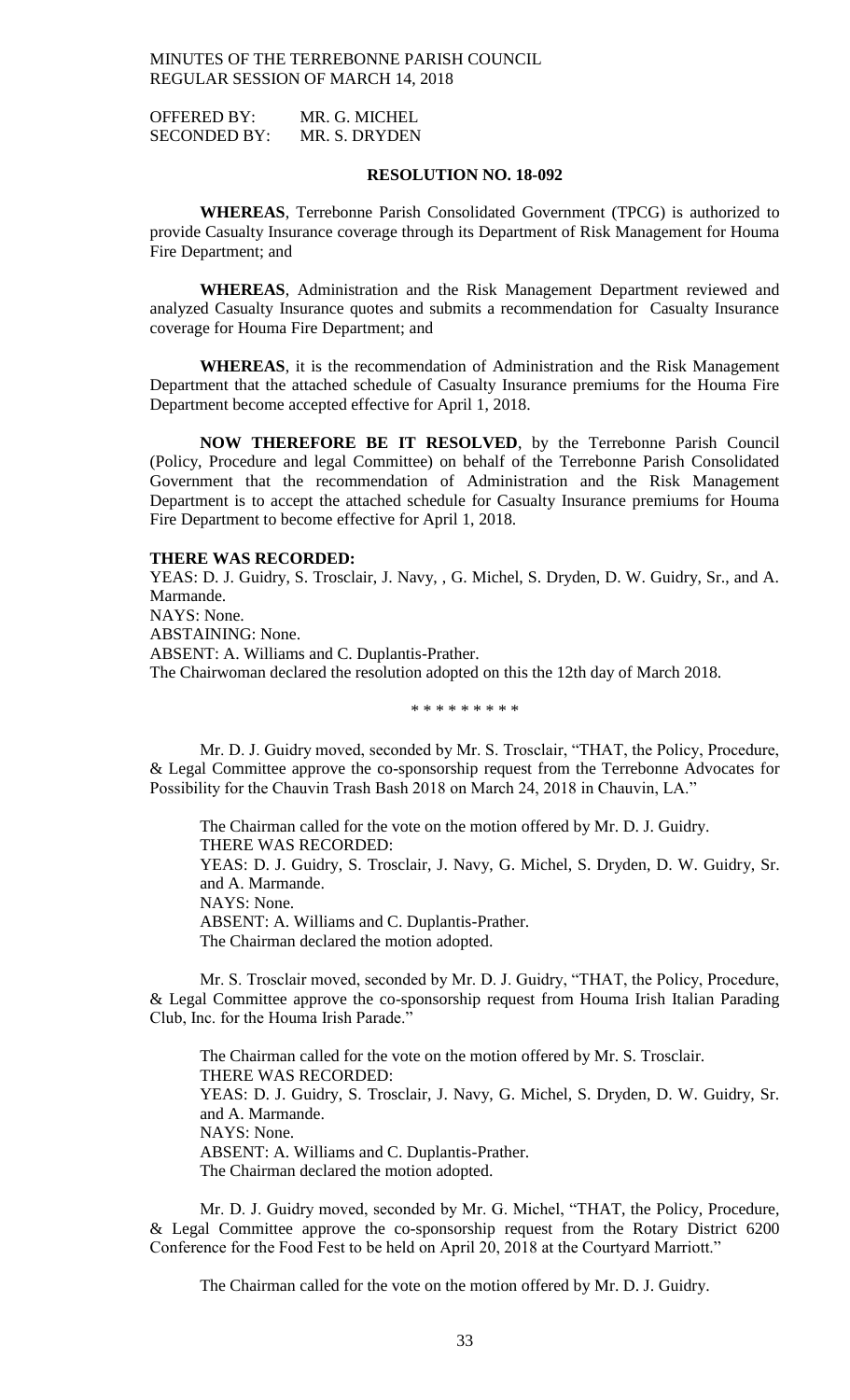OFFERED BY: MR. G. MICHEL
SECONDED BY: MR. S. DRYDEN

**RESOLUTION NO. 18-092**

**WHEREAS**, Terrebonne Parish Consolidated Government (TPCG) is authorized to provide Casualty Insurance coverage through its Department of Risk Management for Houma Fire Department; and

**WHEREAS**, Administration and the Risk Management Department reviewed and analyzed Casualty Insurance quotes and submits a recommendation for Casualty Insurance coverage for Houma Fire Department; and

**WHEREAS**, it is the recommendation of Administration and the Risk Management Department that the attached schedule of Casualty Insurance premiums for the Houma Fire Department become accepted effective for April 1, 2018.

**NOW THEREFORE BE IT RESOLVED**, by the Terrebonne Parish Council (Policy, Procedure and legal Committee) on behalf of the Terrebonne Parish Consolidated Government that the recommendation of Administration and the Risk Management Department is to accept the attached schedule for Casualty Insurance premiums for Houma Fire Department to become effective for April 1, 2018.

**THERE WAS RECORDED:**
YEAS: D. J. Guidry, S. Trosclair, J. Navy, , G. Michel, S. Dryden, D. W. Guidry, Sr., and A. Marmande.
NAYS: None.
ABSTAINING: None.
ABSENT: A. Williams and C. Duplantis-Prather.
The Chairwoman declared the resolution adopted on this the 12th day of March 2018.

\* \* \* \* \* \* \* \* \*

Mr. D. J. Guidry moved, seconded by Mr. S. Trosclair, "THAT, the Policy, Procedure, & Legal Committee approve the co-sponsorship request from the Terrebonne Advocates for Possibility for the Chauvin Trash Bash 2018 on March 24, 2018 in Chauvin, LA."

The Chairman called for the vote on the motion offered by Mr. D. J. Guidry.
THERE WAS RECORDED:
YEAS: D. J. Guidry, S. Trosclair, J. Navy, G. Michel, S. Dryden, D. W. Guidry, Sr. and A. Marmande.
NAYS: None.
ABSENT: A. Williams and C. Duplantis-Prather.
The Chairman declared the motion adopted.

Mr. S. Trosclair moved, seconded by Mr. D. J. Guidry, "THAT, the Policy, Procedure, & Legal Committee approve the co-sponsorship request from Houma Irish Italian Parading Club, Inc. for the Houma Irish Parade."

The Chairman called for the vote on the motion offered by Mr. S. Trosclair.
THERE WAS RECORDED:
YEAS: D. J. Guidry, S. Trosclair, J. Navy, G. Michel, S. Dryden, D. W. Guidry, Sr. and A. Marmande.
NAYS: None.
ABSENT: A. Williams and C. Duplantis-Prather.
The Chairman declared the motion adopted.

Mr. D. J. Guidry moved, seconded by Mr. G. Michel, "THAT, the Policy, Procedure, & Legal Committee approve the co-sponsorship request from the Rotary District 6200 Conference for the Food Fest to be held on April 20, 2018 at the Courtyard Marriott."

The Chairman called for the vote on the motion offered by Mr. D. J. Guidry.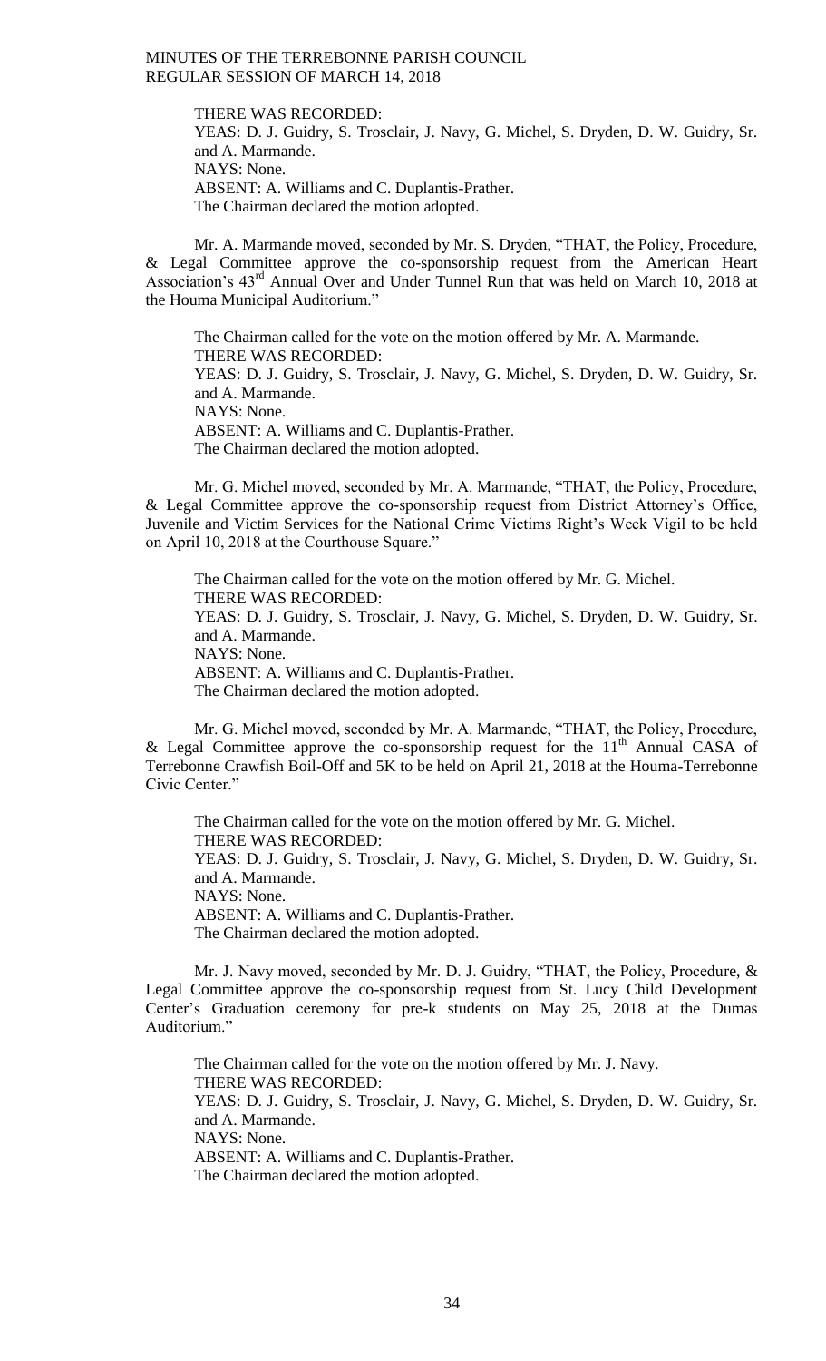THERE WAS RECORDED:
YEAS: D. J. Guidry, S. Trosclair, J. Navy, G. Michel, S. Dryden, D. W. Guidry, Sr. and A. Marmande.
NAYS: None.
ABSENT: A. Williams and C. Duplantis-Prather.
The Chairman declared the motion adopted.

Mr. A. Marmande moved, seconded by Mr. S. Dryden, "THAT, the Policy, Procedure, & Legal Committee approve the co-sponsorship request from the American Heart Association's 43rd Annual Over and Under Tunnel Run that was held on March 10, 2018 at the Houma Municipal Auditorium."

The Chairman called for the vote on the motion offered by Mr. A. Marmande.
THERE WAS RECORDED:
YEAS: D. J. Guidry, S. Trosclair, J. Navy, G. Michel, S. Dryden, D. W. Guidry, Sr. and A. Marmande.
NAYS: None.
ABSENT: A. Williams and C. Duplantis-Prather.
The Chairman declared the motion adopted.

Mr. G. Michel moved, seconded by Mr. A. Marmande, "THAT, the Policy, Procedure, & Legal Committee approve the co-sponsorship request from District Attorney's Office, Juvenile and Victim Services for the National Crime Victims Right's Week Vigil to be held on April 10, 2018 at the Courthouse Square."

The Chairman called for the vote on the motion offered by Mr. G. Michel.
THERE WAS RECORDED:
YEAS: D. J. Guidry, S. Trosclair, J. Navy, G. Michel, S. Dryden, D. W. Guidry, Sr. and A. Marmande.
NAYS: None.
ABSENT: A. Williams and C. Duplantis-Prather.
The Chairman declared the motion adopted.

Mr. G. Michel moved, seconded by Mr. A. Marmande, "THAT, the Policy, Procedure, & Legal Committee approve the co-sponsorship request for the 11th Annual CASA of Terrebonne Crawfish Boil-Off and 5K to be held on April 21, 2018 at the Houma-Terrebonne Civic Center."

The Chairman called for the vote on the motion offered by Mr. G. Michel.
THERE WAS RECORDED:
YEAS: D. J. Guidry, S. Trosclair, J. Navy, G. Michel, S. Dryden, D. W. Guidry, Sr. and A. Marmande.
NAYS: None.
ABSENT: A. Williams and C. Duplantis-Prather.
The Chairman declared the motion adopted.

Mr. J. Navy moved, seconded by Mr. D. J. Guidry, "THAT, the Policy, Procedure, & Legal Committee approve the co-sponsorship request from St. Lucy Child Development Center's Graduation ceremony for pre-k students on May 25, 2018 at the Dumas Auditorium."

The Chairman called for the vote on the motion offered by Mr. J. Navy.
THERE WAS RECORDED:
YEAS: D. J. Guidry, S. Trosclair, J. Navy, G. Michel, S. Dryden, D. W. Guidry, Sr. and A. Marmande.
NAYS: None.
ABSENT: A. Williams and C. Duplantis-Prather.
The Chairman declared the motion adopted.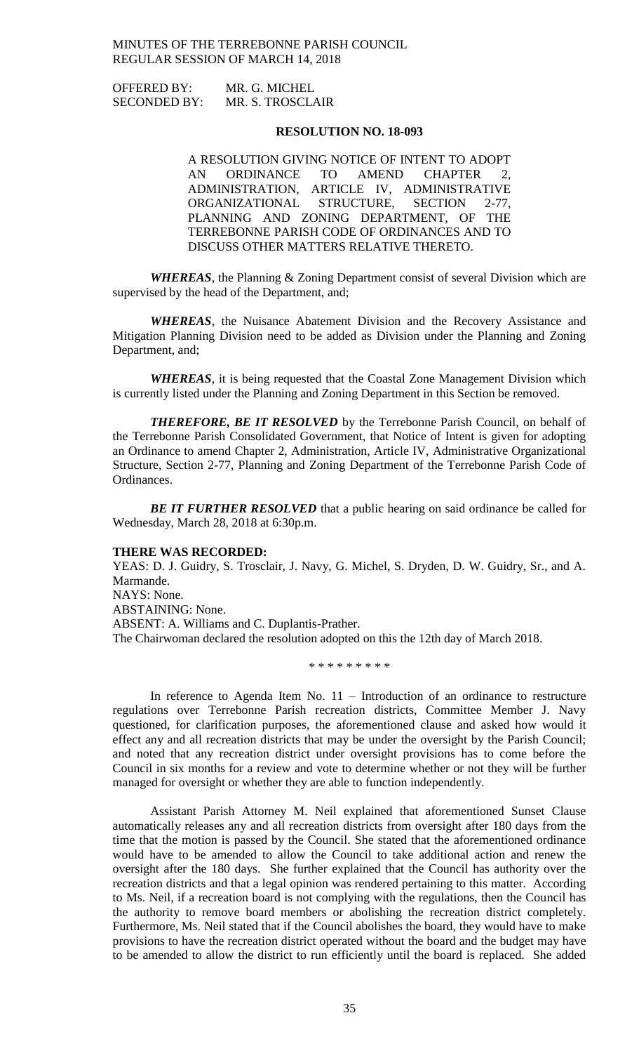OFFERED BY: MR. G. MICHEL
SECONDED BY: MR. S. TROSCLAIR

**RESOLUTION NO. 18-093**

A RESOLUTION GIVING NOTICE OF INTENT TO ADOPT AN ORDINANCE TO AMEND CHAPTER 2, ADMINISTRATION, ARTICLE IV, ADMINISTRATIVE ORGANIZATIONAL STRUCTURE, SECTION 2-77, PLANNING AND ZONING DEPARTMENT, OF THE TERREBONNE PARISH CODE OF ORDINANCES AND TO DISCUSS OTHER MATTERS RELATIVE THERETO.

***WHEREAS***, the Planning & Zoning Department consist of several Division which are supervised by the head of the Department, and;

***WHEREAS***, the Nuisance Abatement Division and the Recovery Assistance and Mitigation Planning Division need to be added as Division under the Planning and Zoning Department, and;

***WHEREAS***, it is being requested that the Coastal Zone Management Division which is currently listed under the Planning and Zoning Department in this Section be removed.

***THEREFORE, BE IT RESOLVED*** by the Terrebonne Parish Council, on behalf of the Terrebonne Parish Consolidated Government, that Notice of Intent is given for adopting an Ordinance to amend Chapter 2, Administration, Article IV, Administrative Organizational Structure, Section 2-77, Planning and Zoning Department of the Terrebonne Parish Code of Ordinances.

***BE IT FURTHER RESOLVED*** that a public hearing on said ordinance be called for Wednesday, March 28, 2018 at 6:30p.m.

**THERE WAS RECORDED:**
YEAS: D. J. Guidry, S. Trosclair, J. Navy, G. Michel, S. Dryden, D. W. Guidry, Sr., and A. Marmande.
NAYS: None.
ABSTAINING: None.
ABSENT: A. Williams and C. Duplantis-Prather.
The Chairwoman declared the resolution adopted on this the 12th day of March 2018.

\* \* \* \* \* \* \* \* \*

In reference to Agenda Item No. 11 – Introduction of an ordinance to restructure regulations over Terrebonne Parish recreation districts, Committee Member J. Navy questioned, for clarification purposes, the aforementioned clause and asked how would it effect any and all recreation districts that may be under the oversight by the Parish Council; and noted that any recreation district under oversight provisions has to come before the Council in six months for a review and vote to determine whether or not they will be further managed for oversight or whether they are able to function independently.

Assistant Parish Attorney M. Neil explained that aforementioned Sunset Clause automatically releases any and all recreation districts from oversight after 180 days from the time that the motion is passed by the Council. She stated that the aforementioned ordinance would have to be amended to allow the Council to take additional action and renew the oversight after the 180 days. She further explained that the Council has authority over the recreation districts and that a legal opinion was rendered pertaining to this matter. According to Ms. Neil, if a recreation board is not complying with the regulations, then the Council has the authority to remove board members or abolishing the recreation district completely. Furthermore, Ms. Neil stated that if the Council abolishes the board, they would have to make provisions to have the recreation district operated without the board and the budget may have to be amended to allow the district to run efficiently until the board is replaced. She added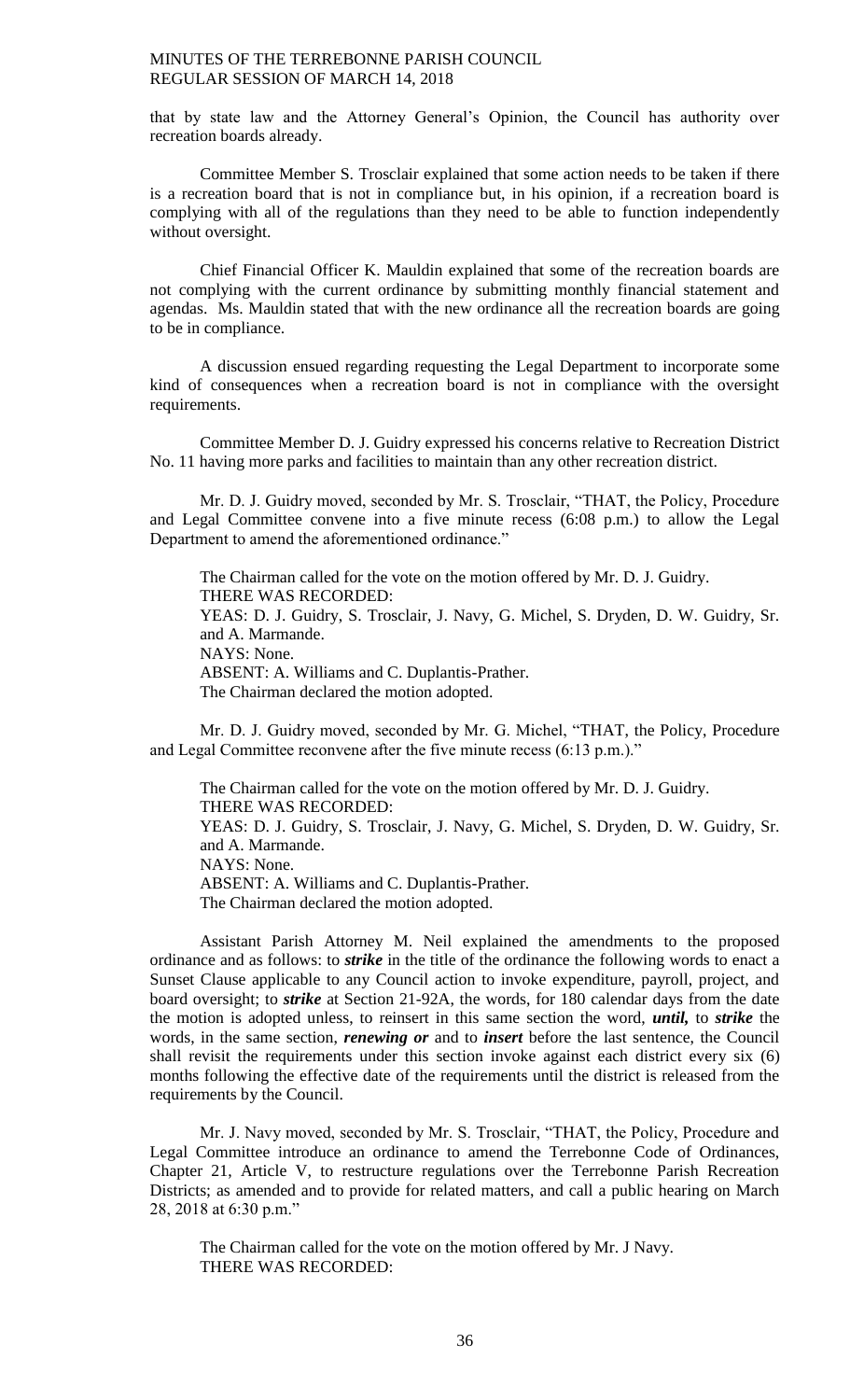that by state law and the Attorney General's Opinion, the Council has authority over recreation boards already.

Committee Member S. Trosclair explained that some action needs to be taken if there is a recreation board that is not in compliance but, in his opinion, if a recreation board is complying with all of the regulations than they need to be able to function independently without oversight.

Chief Financial Officer K. Mauldin explained that some of the recreation boards are not complying with the current ordinance by submitting monthly financial statement and agendas. Ms. Mauldin stated that with the new ordinance all the recreation boards are going to be in compliance.

A discussion ensued regarding requesting the Legal Department to incorporate some kind of consequences when a recreation board is not in compliance with the oversight requirements.

Committee Member D. J. Guidry expressed his concerns relative to Recreation District No. 11 having more parks and facilities to maintain than any other recreation district.

Mr. D. J. Guidry moved, seconded by Mr. S. Trosclair, "THAT, the Policy, Procedure and Legal Committee convene into a five minute recess (6:08 p.m.) to allow the Legal Department to amend the aforementioned ordinance."

The Chairman called for the vote on the motion offered by Mr. D. J. Guidry.
THERE WAS RECORDED:
YEAS: D. J. Guidry, S. Trosclair, J. Navy, G. Michel, S. Dryden, D. W. Guidry, Sr. and A. Marmande.
NAYS: None.
ABSENT: A. Williams and C. Duplantis-Prather.
The Chairman declared the motion adopted.

Mr. D. J. Guidry moved, seconded by Mr. G. Michel, "THAT, the Policy, Procedure and Legal Committee reconvene after the five minute recess (6:13 p.m.)."

The Chairman called for the vote on the motion offered by Mr. D. J. Guidry.
THERE WAS RECORDED:
YEAS: D. J. Guidry, S. Trosclair, J. Navy, G. Michel, S. Dryden, D. W. Guidry, Sr. and A. Marmande.
NAYS: None.
ABSENT: A. Williams and C. Duplantis-Prather.
The Chairman declared the motion adopted.

Assistant Parish Attorney M. Neil explained the amendments to the proposed ordinance and as follows: to ***strike*** in the title of the ordinance the following words to enact a Sunset Clause applicable to any Council action to invoke expenditure, payroll, project, and board oversight; to ***strike*** at Section 21-92A, the words, for 180 calendar days from the date the motion is adopted unless, to reinsert in this same section the word, ***until,*** to ***strike*** the words, in the same section, ***renewing or*** and to ***insert*** before the last sentence, the Council shall revisit the requirements under this section invoke against each district every six (6) months following the effective date of the requirements until the district is released from the requirements by the Council.

Mr. J. Navy moved, seconded by Mr. S. Trosclair, "THAT, the Policy, Procedure and Legal Committee introduce an ordinance to amend the Terrebonne Code of Ordinances, Chapter 21, Article V, to restructure regulations over the Terrebonne Parish Recreation Districts; as amended and to provide for related matters, and call a public hearing on March 28, 2018 at 6:30 p.m."

The Chairman called for the vote on the motion offered by Mr J Navy.
THERE WAS RECORDED: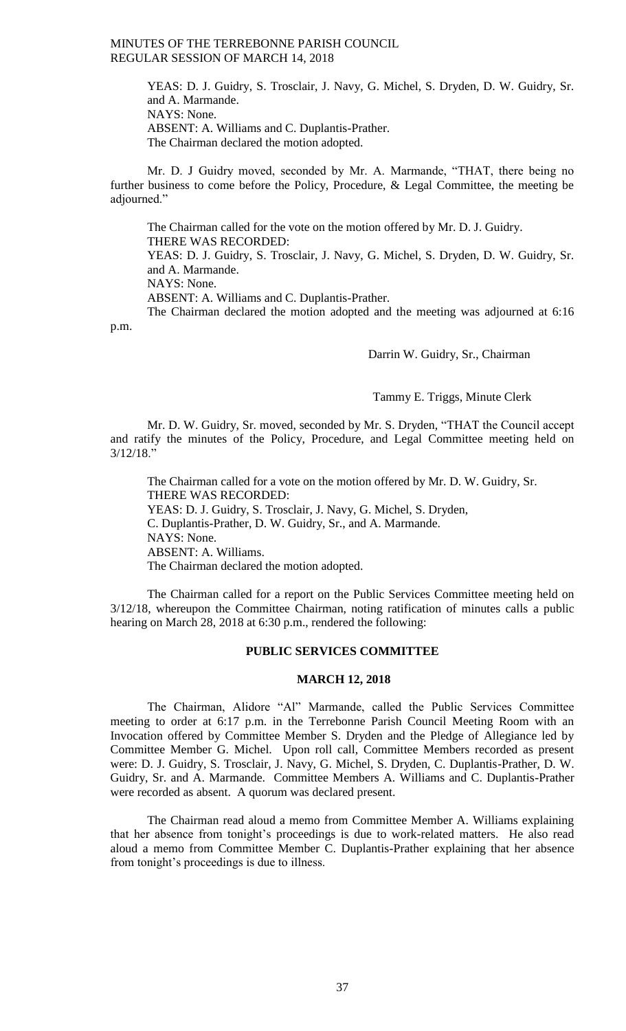YEAS: D. J. Guidry, S. Trosclair, J. Navy, G. Michel, S. Dryden, D. W. Guidry, Sr. and A. Marmande.
NAYS: None.
ABSENT: A. Williams and C. Duplantis-Prather.
The Chairman declared the motion adopted.

Mr. D. J Guidry moved, seconded by Mr. A. Marmande, "THAT, there being no further business to come before the Policy, Procedure, & Legal Committee, the meeting be adjourned."

The Chairman called for the vote on the motion offered by Mr. D. J. Guidry.
THERE WAS RECORDED:
YEAS: D. J. Guidry, S. Trosclair, J. Navy, G. Michel, S. Dryden, D. W. Guidry, Sr. and A. Marmande.
NAYS: None.
ABSENT: A. Williams and C. Duplantis-Prather.
The Chairman declared the motion adopted and the meeting was adjourned at 6:16 p.m.

Darrin W. Guidry, Sr., Chairman

Tammy E. Triggs, Minute Clerk

Mr. D. W. Guidry, Sr. moved, seconded by Mr. S. Dryden, "THAT the Council accept and ratify the minutes of the Policy, Procedure, and Legal Committee meeting held on 3/12/18."

The Chairman called for a vote on the motion offered by Mr. D. W. Guidry, Sr.
THERE WAS RECORDED:
YEAS: D. J. Guidry, S. Trosclair, J. Navy, G. Michel, S. Dryden, C. Duplantis-Prather, D. W. Guidry, Sr., and A. Marmande.
NAYS: None.
ABSENT: A. Williams.
The Chairman declared the motion adopted.

The Chairman called for a report on the Public Services Committee meeting held on 3/12/18, whereupon the Committee Chairman, noting ratification of minutes calls a public hearing on March 28, 2018 at 6:30 p.m., rendered the following:

## PUBLIC SERVICES COMMITTEE

### MARCH 12, 2018

The Chairman, Alidore "Al" Marmande, called the Public Services Committee meeting to order at 6:17 p.m. in the Terrebonne Parish Council Meeting Room with an Invocation offered by Committee Member S. Dryden and the Pledge of Allegiance led by Committee Member G. Michel. Upon roll call, Committee Members recorded as present were: D. J. Guidry, S. Trosclair, J. Navy, G. Michel, S. Dryden, C. Duplantis-Prather, D. W. Guidry, Sr. and A. Marmande. Committee Members A. Williams and C. Duplantis-Prather were recorded as absent. A quorum was declared present.

The Chairman read aloud a memo from Committee Member A. Williams explaining that her absence from tonight's proceedings is due to work-related matters. He also read aloud a memo from Committee Member C. Duplantis-Prather explaining that her absence from tonight's proceedings is due to illness.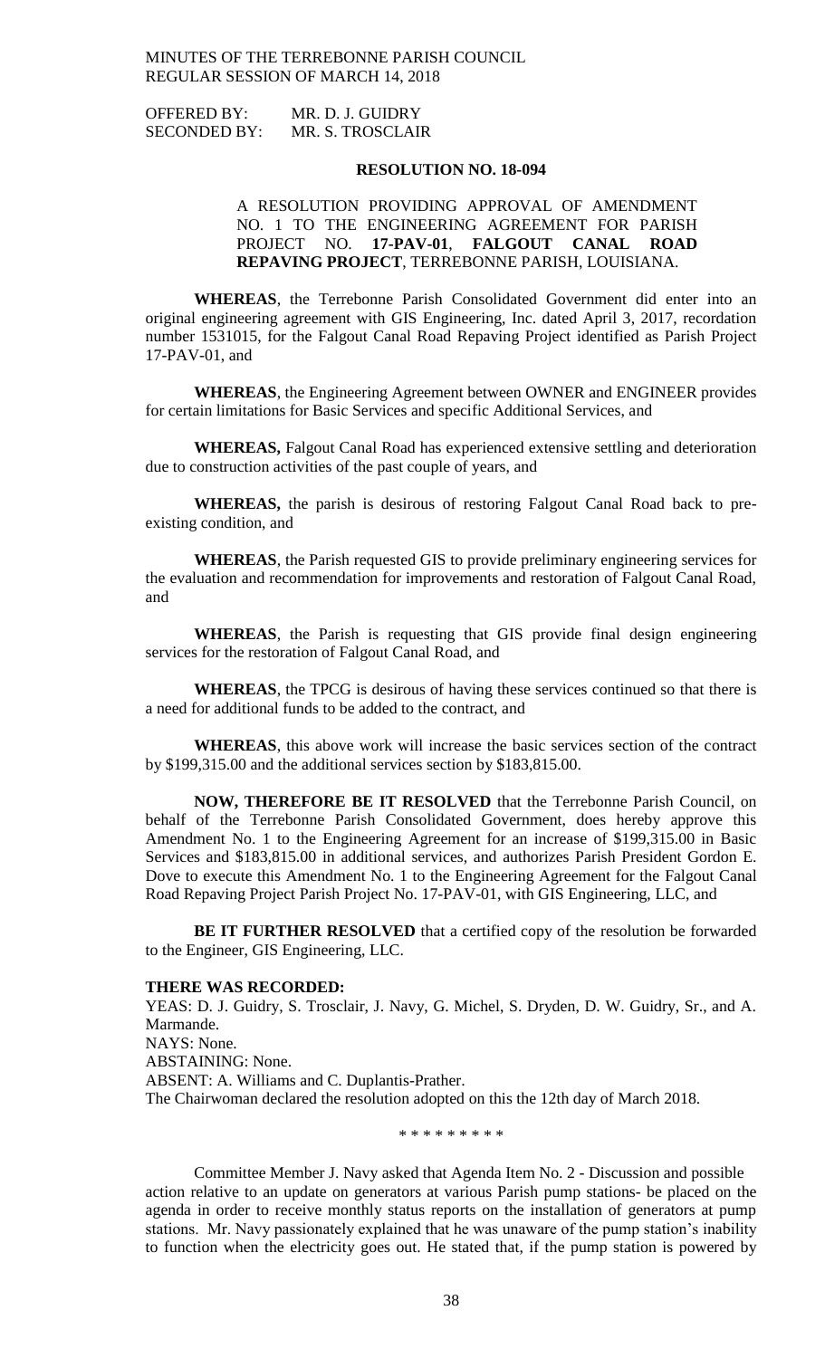OFFERED BY: MR. D. J. GUIDRY
SECONDED BY: MR. S. TROSCLAIR

**RESOLUTION NO. 18-094**

A RESOLUTION PROVIDING APPROVAL OF AMENDMENT NO. 1 TO THE ENGINEERING AGREEMENT FOR PARISH PROJECT NO. **17-PAV-01**, **FALGOUT CANAL ROAD REPAVING PROJECT**, TERREBONNE PARISH, LOUISIANA.

**WHEREAS**, the Terrebonne Parish Consolidated Government did enter into an original engineering agreement with GIS Engineering, Inc. dated April 3, 2017, recordation number 1531015, for the Falgout Canal Road Repaving Project identified as Parish Project 17-PAV-01, and

**WHEREAS**, the Engineering Agreement between OWNER and ENGINEER provides for certain limitations for Basic Services and specific Additional Services, and

**WHEREAS,** Falgout Canal Road has experienced extensive settling and deterioration due to construction activities of the past couple of years, and

**WHEREAS,** the parish is desirous of restoring Falgout Canal Road back to pre-existing condition, and

**WHEREAS**, the Parish requested GIS to provide preliminary engineering services for the evaluation and recommendation for improvements and restoration of Falgout Canal Road, and

**WHEREAS**, the Parish is requesting that GIS provide final design engineering services for the restoration of Falgout Canal Road, and

**WHEREAS**, the TPCG is desirous of having these services continued so that there is a need for additional funds to be added to the contract, and

**WHEREAS**, this above work will increase the basic services section of the contract by $199,315.00 and the additional services section by $183,815.00.

**NOW, THEREFORE BE IT RESOLVED** that the Terrebonne Parish Council, on behalf of the Terrebonne Parish Consolidated Government, does hereby approve this Amendment No. 1 to the Engineering Agreement for an increase of $199,315.00 in Basic Services and $183,815.00 in additional services, and authorizes Parish President Gordon E. Dove to execute this Amendment No. 1 to the Engineering Agreement for the Falgout Canal Road Repaving Project Parish Project No. 17-PAV-01, with GIS Engineering, LLC, and

**BE IT FURTHER RESOLVED** that a certified copy of the resolution be forwarded to the Engineer, GIS Engineering, LLC.

**THERE WAS RECORDED:**

YEAS: D. J. Guidry, S. Trosclair, J. Navy, G. Michel, S. Dryden, D. W. Guidry, Sr., and A. Marmande.
NAYS: None.
ABSTAINING: None.
ABSENT: A. Williams and C. Duplantis-Prather.
The Chairwoman declared the resolution adopted on this the 12th day of March 2018.

\* \* \* \* \* \* \* \* \*

Committee Member J. Navy asked that Agenda Item No. 2 - Discussion and possible action relative to an update on generators at various Parish pump stations- be placed on the agenda in order to receive monthly status reports on the installation of generators at pump stations. Mr. Navy passionately explained that he was unaware of the pump station's inability to function when the electricity goes out. He stated that, if the pump station is powered by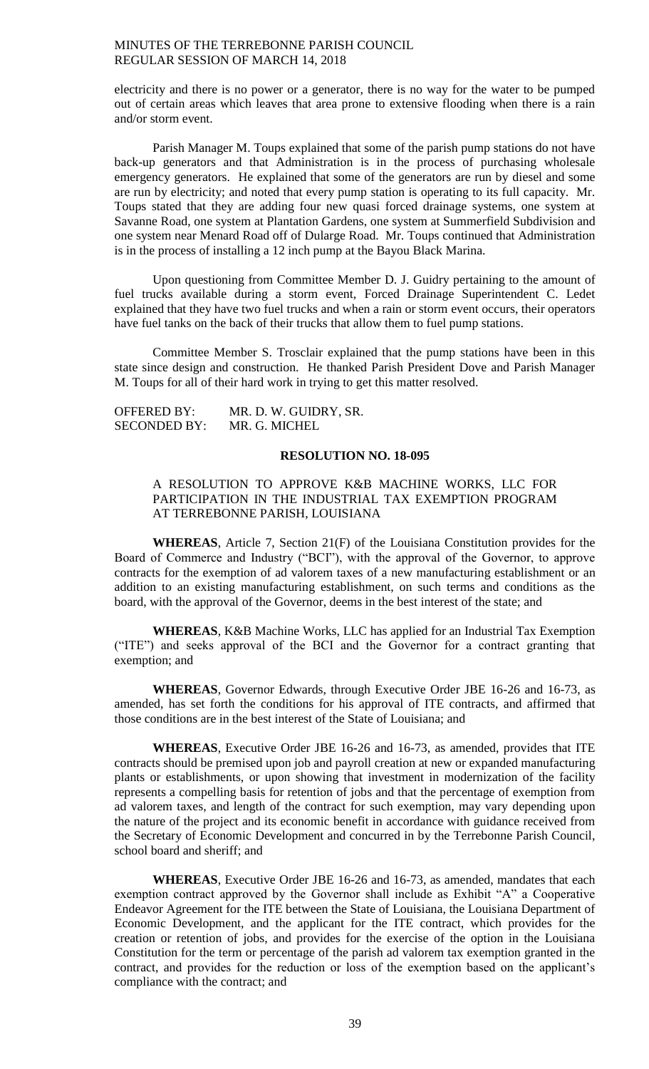electricity and there is no power or a generator, there is no way for the water to be pumped out of certain areas which leaves that area prone to extensive flooding when there is a rain and/or storm event.

Parish Manager M. Toups explained that some of the parish pump stations do not have back-up generators and that Administration is in the process of purchasing wholesale emergency generators. He explained that some of the generators are run by diesel and some are run by electricity; and noted that every pump station is operating to its full capacity. Mr. Toups stated that they are adding four new quasi forced drainage systems, one system at Savanne Road, one system at Plantation Gardens, one system at Summerfield Subdivision and one system near Menard Road off of Dularge Road. Mr. Toups continued that Administration is in the process of installing a 12 inch pump at the Bayou Black Marina.

Upon questioning from Committee Member D. J. Guidry pertaining to the amount of fuel trucks available during a storm event, Forced Drainage Superintendent C. Ledet explained that they have two fuel trucks and when a rain or storm event occurs, their operators have fuel tanks on the back of their trucks that allow them to fuel pump stations.

Committee Member S. Trosclair explained that the pump stations have been in this state since design and construction. He thanked Parish President Dove and Parish Manager M. Toups for all of their hard work in trying to get this matter resolved.

OFFERED BY: MR. D. W. GUIDRY, SR.
SECONDED BY: MR. G. MICHEL

**RESOLUTION NO. 18-095**

A RESOLUTION TO APPROVE K&B MACHINE WORKS, LLC FOR PARTICIPATION IN THE INDUSTRIAL TAX EXEMPTION PROGRAM AT TERREBONNE PARISH, LOUISIANA

**WHEREAS**, Article 7, Section 21(F) of the Louisiana Constitution provides for the Board of Commerce and Industry ("BCI"), with the approval of the Governor, to approve contracts for the exemption of ad valorem taxes of a new manufacturing establishment or an addition to an existing manufacturing establishment, on such terms and conditions as the board, with the approval of the Governor, deems in the best interest of the state; and

**WHEREAS**, K&B Machine Works, LLC has applied for an Industrial Tax Exemption ("ITE") and seeks approval of the BCI and the Governor for a contract granting that exemption; and

**WHEREAS**, Governor Edwards, through Executive Order JBE 16-26 and 16-73, as amended, has set forth the conditions for his approval of ITE contracts, and affirmed that those conditions are in the best interest of the State of Louisiana; and

**WHEREAS**, Executive Order JBE 16-26 and 16-73, as amended, provides that ITE contracts should be premised upon job and payroll creation at new or expanded manufacturing plants or establishments, or upon showing that investment in modernization of the facility represents a compelling basis for retention of jobs and that the percentage of exemption from ad valorem taxes, and length of the contract for such exemption, may vary depending upon the nature of the project and its economic benefit in accordance with guidance received from the Secretary of Economic Development and concurred in by the Terrebonne Parish Council, school board and sheriff; and

**WHEREAS**, Executive Order JBE 16-26 and 16-73, as amended, mandates that each exemption contract approved by the Governor shall include as Exhibit "A" a Cooperative Endeavor Agreement for the ITE between the State of Louisiana, the Louisiana Department of Economic Development, and the applicant for the ITE contract, which provides for the creation or retention of jobs, and provides for the exercise of the option in the Louisiana Constitution for the term or percentage of the parish ad valorem tax exemption granted in the contract, and provides for the reduction or loss of the exemption based on the applicant's compliance with the contract; and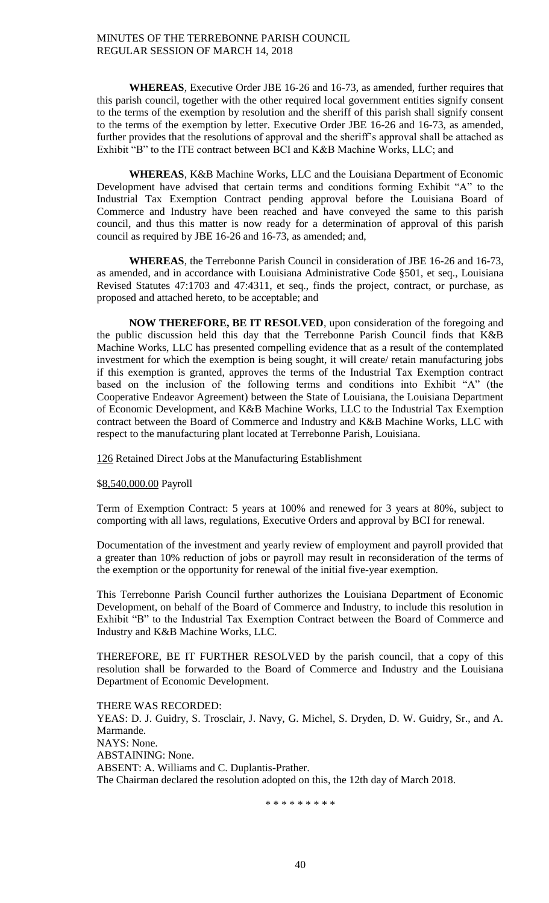**WHEREAS**, Executive Order JBE 16-26 and 16-73, as amended, further requires that this parish council, together with the other required local government entities signify consent to the terms of the exemption by resolution and the sheriff of this parish shall signify consent to the terms of the exemption by letter. Executive Order JBE 16-26 and 16-73, as amended, further provides that the resolutions of approval and the sheriff's approval shall be attached as Exhibit "B" to the ITE contract between BCI and K&B Machine Works, LLC; and

**WHEREAS**, K&B Machine Works, LLC and the Louisiana Department of Economic Development have advised that certain terms and conditions forming Exhibit "A" to the Industrial Tax Exemption Contract pending approval before the Louisiana Board of Commerce and Industry have been reached and have conveyed the same to this parish council, and thus this matter is now ready for a determination of approval of this parish council as required by JBE 16-26 and 16-73, as amended; and,

**WHEREAS**, the Terrebonne Parish Council in consideration of JBE 16-26 and 16-73, as amended, and in accordance with Louisiana Administrative Code §501, et seq., Louisiana Revised Statutes 47:1703 and 47:4311, et seq., finds the project, contract, or purchase, as proposed and attached hereto, to be acceptable; and

**NOW THEREFORE, BE IT RESOLVED**, upon consideration of the foregoing and the public discussion held this day that the Terrebonne Parish Council finds that K&B Machine Works, LLC has presented compelling evidence that as a result of the contemplated investment for which the exemption is being sought, it will create/ retain manufacturing jobs if this exemption is granted, approves the terms of the Industrial Tax Exemption contract based on the inclusion of the following terms and conditions into Exhibit "A" (the Cooperative Endeavor Agreement) between the State of Louisiana, the Louisiana Department of Economic Development, and K&B Machine Works, LLC to the Industrial Tax Exemption contract between the Board of Commerce and Industry and K&B Machine Works, LLC with respect to the manufacturing plant located at Terrebonne Parish, Louisiana.

126 Retained Direct Jobs at the Manufacturing Establishment

$8,540,000.00 Payroll

Term of Exemption Contract: 5 years at 100% and renewed for 3 years at 80%, subject to comporting with all laws, regulations, Executive Orders and approval by BCI for renewal.

Documentation of the investment and yearly review of employment and payroll provided that a greater than 10% reduction of jobs or payroll may result in reconsideration of the terms of the exemption or the opportunity for renewal of the initial five-year exemption.

This Terrebonne Parish Council further authorizes the Louisiana Department of Economic Development, on behalf of the Board of Commerce and Industry, to include this resolution in Exhibit "B" to the Industrial Tax Exemption Contract between the Board of Commerce and Industry and K&B Machine Works, LLC.

THEREFORE, BE IT FURTHER RESOLVED by the parish council, that a copy of this resolution shall be forwarded to the Board of Commerce and Industry and the Louisiana Department of Economic Development.

THERE WAS RECORDED:
YEAS: D. J. Guidry, S. Trosclair, J. Navy, G. Michel, S. Dryden, D. W. Guidry, Sr., and A. Marmande.
NAYS: None.
ABSTAINING: None.
ABSENT: A. Williams and C. Duplantis-Prather.
The Chairman declared the resolution adopted on this, the 12th day of March 2018.

\* \* \* \* \* \* \* \* \*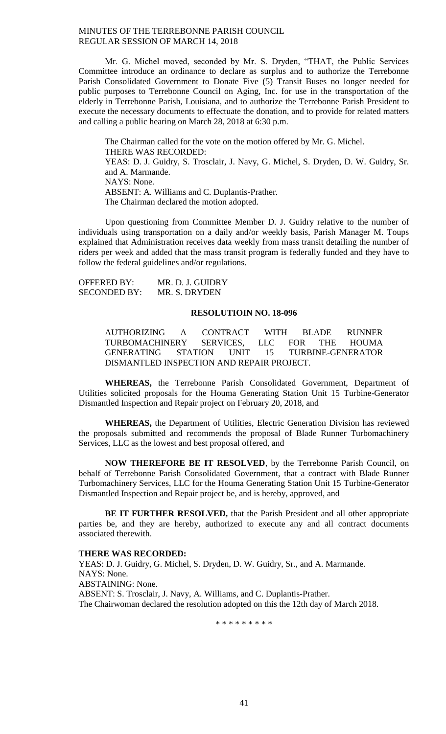Mr. G. Michel moved, seconded by Mr. S. Dryden, "THAT, the Public Services Committee introduce an ordinance to declare as surplus and to authorize the Terrebonne Parish Consolidated Government to Donate Five (5) Transit Buses no longer needed for public purposes to Terrebonne Council on Aging, Inc. for use in the transportation of the elderly in Terrebonne Parish, Louisiana, and to authorize the Terrebonne Parish President to execute the necessary documents to effectuate the donation, and to provide for related matters and calling a public hearing on March 28, 2018 at 6:30 p.m.

The Chairman called for the vote on the motion offered by Mr. G. Michel.
THERE WAS RECORDED:
YEAS: D. J. Guidry, S. Trosclair, J. Navy, G. Michel, S. Dryden, D. W. Guidry, Sr. and A. Marmande.
NAYS: None.
ABSENT: A. Williams and C. Duplantis-Prather.
The Chairman declared the motion adopted.

Upon questioning from Committee Member D. J. Guidry relative to the number of individuals using transportation on a daily and/or weekly basis, Parish Manager M. Toups explained that Administration receives data weekly from mass transit detailing the number of riders per week and added that the mass transit program is federally funded and they have to follow the federal guidelines and/or regulations.

OFFERED BY: MR. D. J. GUIDRY
SECONDED BY: MR. S. DRYDEN

**RESOLUTIOIN NO. 18-096**

AUTHORIZING A CONTRACT WITH BLADE RUNNER TURBOMACHINERY SERVICES, LLC FOR THE HOUMA GENERATING STATION UNIT 15 TURBINE-GENERATOR DISMANTLED INSPECTION AND REPAIR PROJECT.

**WHEREAS,** the Terrebonne Parish Consolidated Government, Department of Utilities solicited proposals for the Houma Generating Station Unit 15 Turbine-Generator Dismantled Inspection and Repair project on February 20, 2018, and

**WHEREAS,** the Department of Utilities, Electric Generation Division has reviewed the proposals submitted and recommends the proposal of Blade Runner Turbomachinery Services, LLC as the lowest and best proposal offered, and

**NOW THEREFORE BE IT RESOLVED**, by the Terrebonne Parish Council, on behalf of Terrebonne Parish Consolidated Government, that a contract with Blade Runner Turbomachinery Services, LLC for the Houma Generating Station Unit 15 Turbine-Generator Dismantled Inspection and Repair project be, and is hereby, approved, and

**BE IT FURTHER RESOLVED,** that the Parish President and all other appropriate parties be, and they are hereby, authorized to execute any and all contract documents associated therewith.

**THERE WAS RECORDED:**
YEAS: D. J. Guidry, G. Michel, S. Dryden, D. W. Guidry, Sr., and A. Marmande.
NAYS: None.
ABSTAINING: None.
ABSENT: S. Trosclair, J. Navy, A. Williams, and C. Duplantis-Prather.
The Chairwoman declared the resolution adopted on this the 12th day of March 2018.

\* \* \* \* \* \* \* \* \*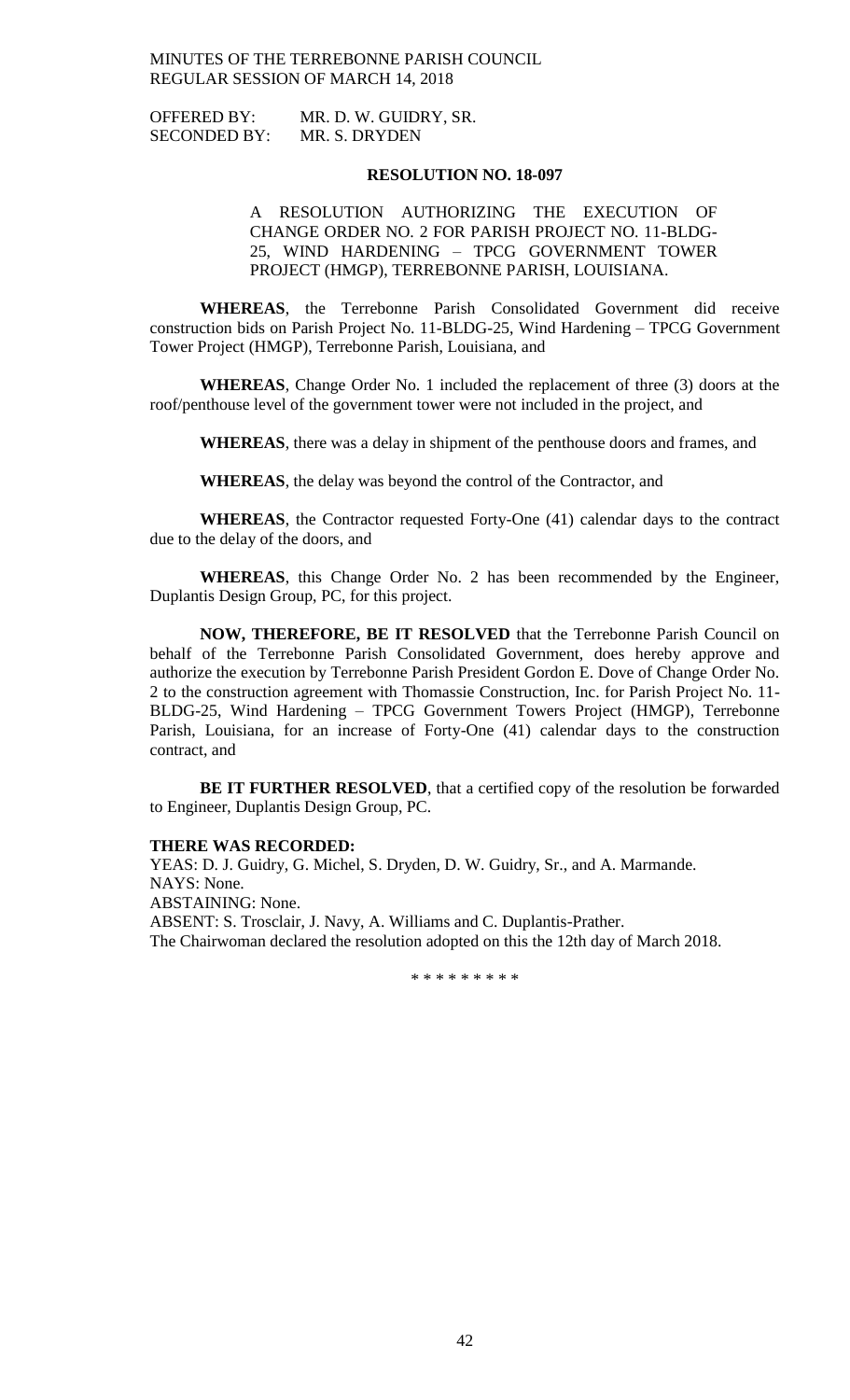OFFERED BY: MR. D. W. GUIDRY, SR.
SECONDED BY: MR. S. DRYDEN

**RESOLUTION NO. 18-097**

A RESOLUTION AUTHORIZING THE EXECUTION OF CHANGE ORDER NO. 2 FOR PARISH PROJECT NO. 11-BLDG-25, WIND HARDENING – TPCG GOVERNMENT TOWER PROJECT (HMGP), TERREBONNE PARISH, LOUISIANA.

**WHEREAS**, the Terrebonne Parish Consolidated Government did receive construction bids on Parish Project No. 11-BLDG-25, Wind Hardening – TPCG Government Tower Project (HMGP), Terrebonne Parish, Louisiana, and

**WHEREAS**, Change Order No. 1 included the replacement of three (3) doors at the roof/penthouse level of the government tower were not included in the project, and

**WHEREAS**, there was a delay in shipment of the penthouse doors and frames, and

**WHEREAS**, the delay was beyond the control of the Contractor, and

**WHEREAS**, the Contractor requested Forty-One (41) calendar days to the contract due to the delay of the doors, and

**WHEREAS**, this Change Order No. 2 has been recommended by the Engineer, Duplantis Design Group, PC, for this project.

**NOW, THEREFORE, BE IT RESOLVED** that the Terrebonne Parish Council on behalf of the Terrebonne Parish Consolidated Government, does hereby approve and authorize the execution by Terrebonne Parish President Gordon E. Dove of Change Order No. 2 to the construction agreement with Thomassie Construction, Inc. for Parish Project No. 11-BLDG-25, Wind Hardening – TPCG Government Towers Project (HMGP), Terrebonne Parish, Louisiana, for an increase of Forty-One (41) calendar days to the construction contract, and

**BE IT FURTHER RESOLVED**, that a certified copy of the resolution be forwarded to Engineer, Duplantis Design Group, PC.

**THERE WAS RECORDED:**
YEAS: D. J. Guidry, G. Michel, S. Dryden, D. W. Guidry, Sr., and A. Marmande.
NAYS: None.
ABSTAINING: None.
ABSENT: S. Trosclair, J. Navy, A. Williams and C. Duplantis-Prather.
The Chairwoman declared the resolution adopted on this the 12th day of March 2018.

\* \* \* \* \* \* \* \* \*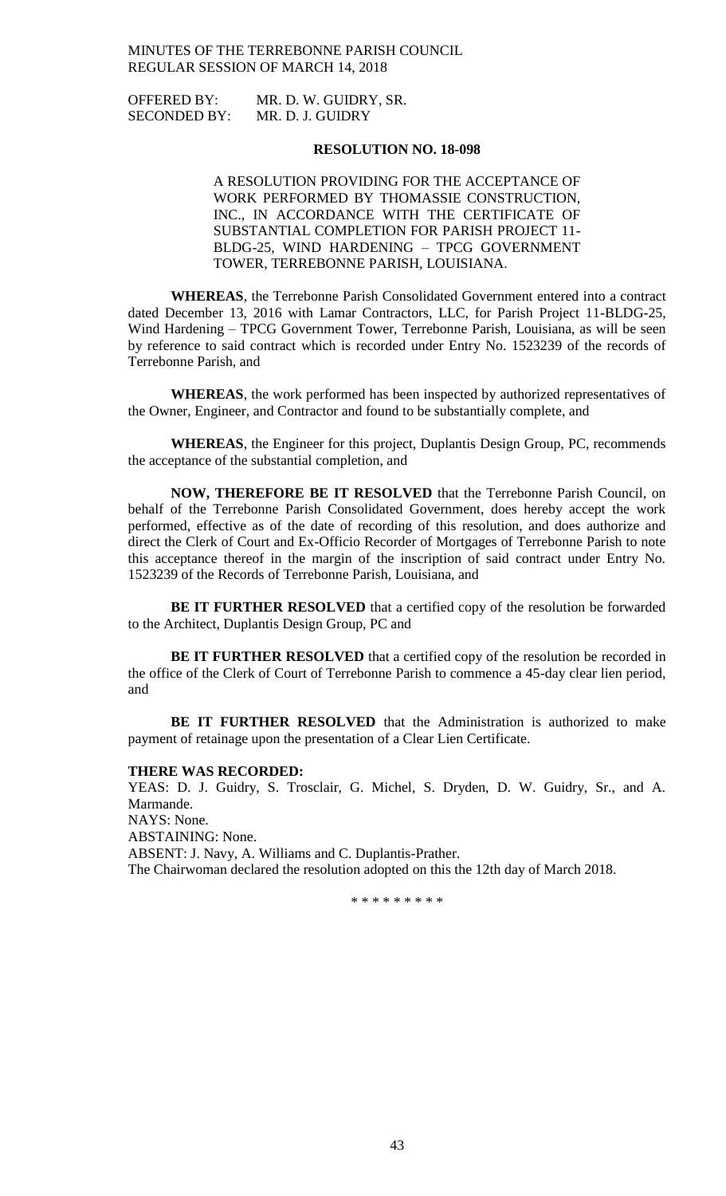OFFERED BY: MR. D. W. GUIDRY, SR.
SECONDED BY: MR. D. J. GUIDRY

**RESOLUTION NO. 18-098**

A RESOLUTION PROVIDING FOR THE ACCEPTANCE OF WORK PERFORMED BY THOMASSIE CONSTRUCTION, INC., IN ACCORDANCE WITH THE CERTIFICATE OF SUBSTANTIAL COMPLETION FOR PARISH PROJECT 11-BLDG-25, WIND HARDENING – TPCG GOVERNMENT TOWER, TERREBONNE PARISH, LOUISIANA.

**WHEREAS**, the Terrebonne Parish Consolidated Government entered into a contract dated December 13, 2016 with Lamar Contractors, LLC, for Parish Project 11-BLDG-25, Wind Hardening – TPCG Government Tower, Terrebonne Parish, Louisiana, as will be seen by reference to said contract which is recorded under Entry No. 1523239 of the records of Terrebonne Parish, and

**WHEREAS**, the work performed has been inspected by authorized representatives of the Owner, Engineer, and Contractor and found to be substantially complete, and

**WHEREAS**, the Engineer for this project, Duplantis Design Group, PC, recommends the acceptance of the substantial completion, and

**NOW, THEREFORE BE IT RESOLVED** that the Terrebonne Parish Council, on behalf of the Terrebonne Parish Consolidated Government, does hereby accept the work performed, effective as of the date of recording of this resolution, and does authorize and direct the Clerk of Court and Ex-Officio Recorder of Mortgages of Terrebonne Parish to note this acceptance thereof in the margin of the inscription of said contract under Entry No. 1523239 of the Records of Terrebonne Parish, Louisiana, and

**BE IT FURTHER RESOLVED** that a certified copy of the resolution be forwarded to the Architect, Duplantis Design Group, PC and

**BE IT FURTHER RESOLVED** that a certified copy of the resolution be recorded in the office of the Clerk of Court of Terrebonne Parish to commence a 45-day clear lien period, and

**BE IT FURTHER RESOLVED** that the Administration is authorized to make payment of retainage upon the presentation of a Clear Lien Certificate.

**THERE WAS RECORDED:**
YEAS: D. J. Guidry, S. Trosclair, G. Michel, S. Dryden, D. W. Guidry, Sr., and A. Marmande.
NAYS: None.
ABSTAINING: None.
ABSENT: J. Navy, A. Williams and C. Duplantis-Prather.
The Chairwoman declared the resolution adopted on this the 12th day of March 2018.

\* \* \* \* \* \* \* \* \*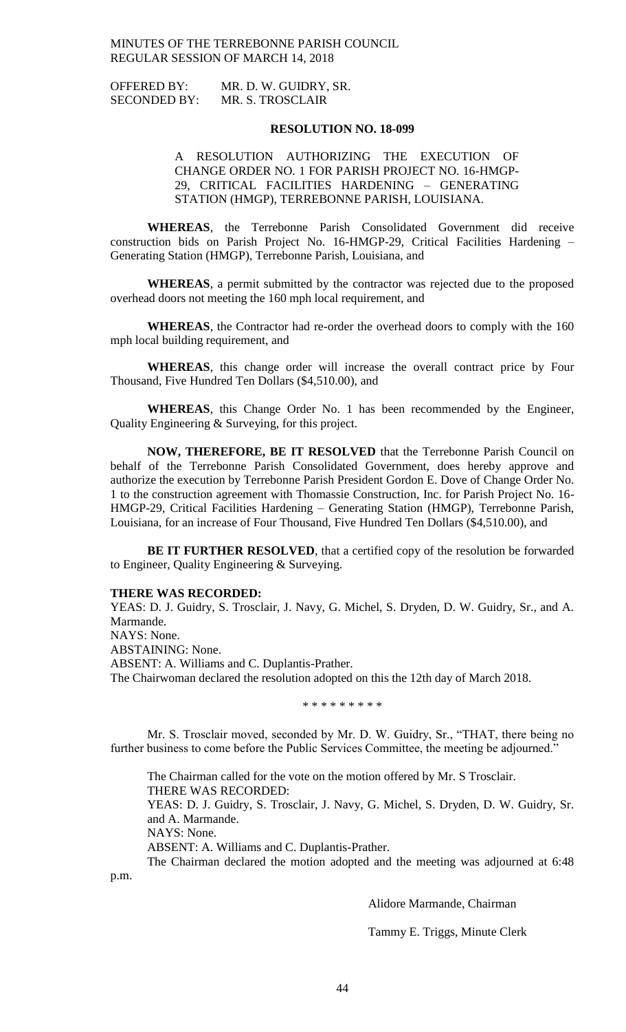MINUTES OF THE TERREBONNE PARISH COUNCIL
REGULAR SESSION OF MARCH 14, 2018

OFFERED BY: MR. D. W. GUIDRY, SR.
SECONDED BY: MR. S. TROSCLAIR

**RESOLUTION NO. 18-099**

A RESOLUTION AUTHORIZING THE EXECUTION OF CHANGE ORDER NO. 1 FOR PARISH PROJECT NO. 16-HMGP-29, CRITICAL FACILITIES HARDENING – GENERATING STATION (HMGP), TERREBONNE PARISH, LOUISIANA.

**WHEREAS**, the Terrebonne Parish Consolidated Government did receive construction bids on Parish Project No. 16-HMGP-29, Critical Facilities Hardening – Generating Station (HMGP), Terrebonne Parish, Louisiana, and

**WHEREAS**, a permit submitted by the contractor was rejected due to the proposed overhead doors not meeting the 160 mph local requirement, and

**WHEREAS**, the Contractor had re-order the overhead doors to comply with the 160 mph local building requirement, and

**WHEREAS**, this change order will increase the overall contract price by Four Thousand, Five Hundred Ten Dollars ($4,510.00), and

**WHEREAS**, this Change Order No. 1 has been recommended by the Engineer, Quality Engineering & Surveying, for this project.

**NOW, THEREFORE, BE IT RESOLVED** that the Terrebonne Parish Council on behalf of the Terrebonne Parish Consolidated Government, does hereby approve and authorize the execution by Terrebonne Parish President Gordon E. Dove of Change Order No. 1 to the construction agreement with Thomassie Construction, Inc. for Parish Project No. 16-HMGP-29, Critical Facilities Hardening – Generating Station (HMGP), Terrebonne Parish, Louisiana, for an increase of Four Thousand, Five Hundred Ten Dollars ($4,510.00), and

**BE IT FURTHER RESOLVED**, that a certified copy of the resolution be forwarded to Engineer, Quality Engineering & Surveying.

**THERE WAS RECORDED:**
YEAS: D. J. Guidry, S. Trosclair, J. Navy, G. Michel, S. Dryden, D. W. Guidry, Sr., and A. Marmande.
NAYS: None.
ABSTAINING: None.
ABSENT: A. Williams and C. Duplantis-Prather.
The Chairwoman declared the resolution adopted on this the 12th day of March 2018.

\* \* \* \* \* \* \* \* \*

Mr. S. Trosclair moved, seconded by Mr. D. W. Guidry, Sr., "THAT, there being no further business to come before the Public Services Committee, the meeting be adjourned."

The Chairman called for the vote on the motion offered by Mr. S Trosclair.
THERE WAS RECORDED:
YEAS: D. J. Guidry, S. Trosclair, J. Navy, G. Michel, S. Dryden, D. W. Guidry, Sr. and A. Marmande.
NAYS: None.
ABSENT: A. Williams and C. Duplantis-Prather.
The Chairman declared the motion adopted and the meeting was adjourned at 6:48 p.m.

Alidore Marmande, Chairman

Tammy E. Triggs, Minute Clerk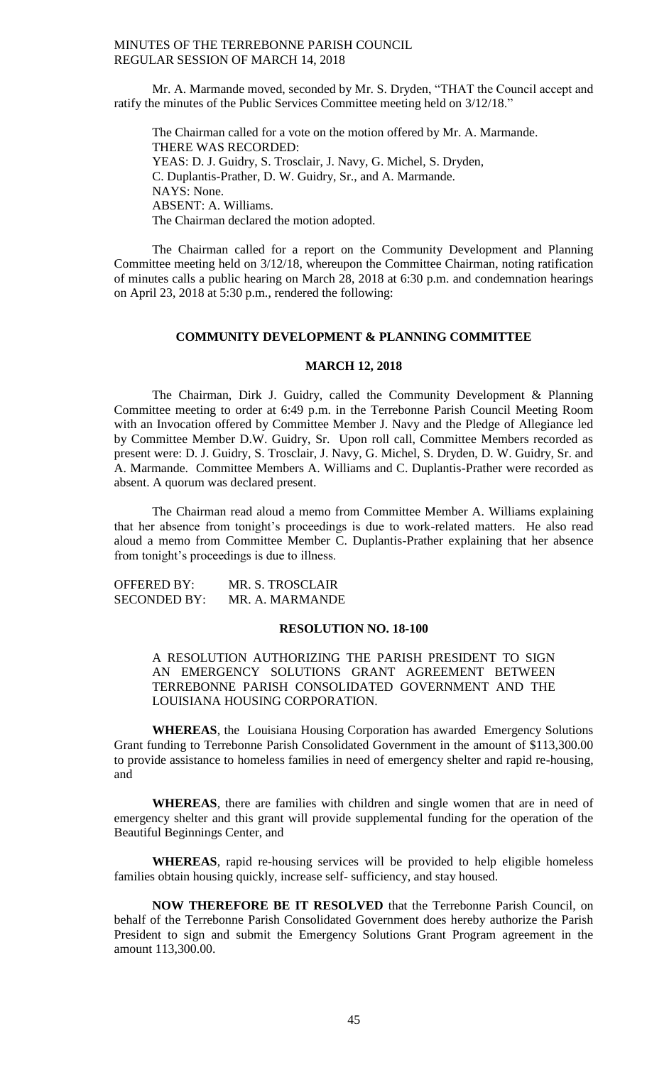Mr. A. Marmande moved, seconded by Mr. S. Dryden, "THAT the Council accept and ratify the minutes of the Public Services Committee meeting held on 3/12/18."

The Chairman called for a vote on the motion offered by Mr. A. Marmande.
THERE WAS RECORDED:
YEAS: D. J. Guidry, S. Trosclair, J. Navy, G. Michel, S. Dryden, C. Duplantis-Prather, D. W. Guidry, Sr., and A. Marmande.
NAYS: None.
ABSENT: A. Williams.
The Chairman declared the motion adopted.

The Chairman called for a report on the Community Development and Planning Committee meeting held on 3/12/18, whereupon the Committee Chairman, noting ratification of minutes calls a public hearing on March 28, 2018 at 6:30 p.m. and condemnation hearings on April 23, 2018 at 5:30 p.m., rendered the following:

**COMMUNITY DEVELOPMENT & PLANNING COMMITTEE**

**MARCH 12, 2018**

The Chairman, Dirk J. Guidry, called the Community Development & Planning Committee meeting to order at 6:49 p.m. in the Terrebonne Parish Council Meeting Room with an Invocation offered by Committee Member J. Navy and the Pledge of Allegiance led by Committee Member D.W. Guidry, Sr. Upon roll call, Committee Members recorded as present were: D. J. Guidry, S. Trosclair, J. Navy, G. Michel, S. Dryden, D. W. Guidry, Sr. and A. Marmande. Committee Members A. Williams and C. Duplantis-Prather were recorded as absent. A quorum was declared present.

The Chairman read aloud a memo from Committee Member A. Williams explaining that her absence from tonight's proceedings is due to work-related matters. He also read aloud a memo from Committee Member C. Duplantis-Prather explaining that her absence from tonight's proceedings is due to illness.

OFFERED BY: MR. S. TROSCLAIR
SECONDED BY: MR. A. MARMANDE

**RESOLUTION NO. 18-100**

A RESOLUTION AUTHORIZING THE PARISH PRESIDENT TO SIGN AN EMERGENCY SOLUTIONS GRANT AGREEMENT BETWEEN TERREBONNE PARISH CONSOLIDATED GOVERNMENT AND THE LOUISIANA HOUSING CORPORATION.

**WHEREAS**, the Louisiana Housing Corporation has awarded Emergency Solutions Grant funding to Terrebonne Parish Consolidated Government in the amount of $113,300.00 to provide assistance to homeless families in need of emergency shelter and rapid re-housing, and

**WHEREAS**, there are families with children and single women that are in need of emergency shelter and this grant will provide supplemental funding for the operation of the Beautiful Beginnings Center, and

**WHEREAS**, rapid re-housing services will be provided to help eligible homeless families obtain housing quickly, increase self- sufficiency, and stay housed.

**NOW THEREFORE BE IT RESOLVED** that the Terrebonne Parish Council, on behalf of the Terrebonne Parish Consolidated Government does hereby authorize the Parish President to sign and submit the Emergency Solutions Grant Program agreement in the amount 113,300.00.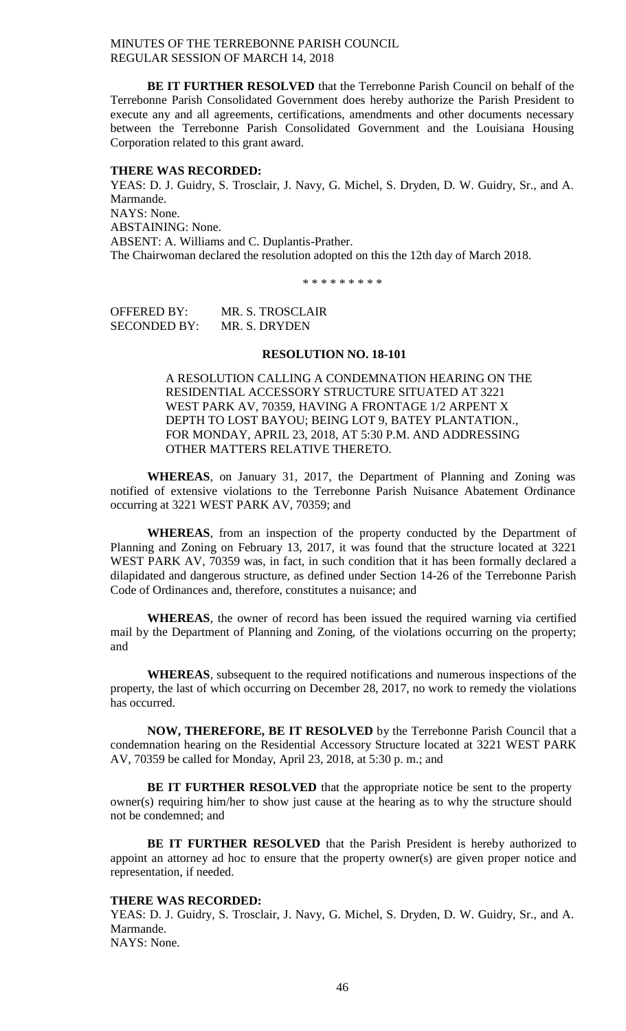**BE IT FURTHER RESOLVED** that the Terrebonne Parish Council on behalf of the Terrebonne Parish Consolidated Government does hereby authorize the Parish President to execute any and all agreements, certifications, amendments and other documents necessary between the Terrebonne Parish Consolidated Government and the Louisiana Housing Corporation related to this grant award.

**THERE WAS RECORDED:**

YEAS: D. J. Guidry, S. Trosclair, J. Navy, G. Michel, S. Dryden, D. W. Guidry, Sr., and A. Marmande.
NAYS: None.
ABSTAINING: None.
ABSENT: A. Williams and C. Duplantis-Prather.
The Chairwoman declared the resolution adopted on this the 12th day of March 2018.

\* \* \* \* \* \* \* \* \*

OFFERED BY: MR. S. TROSCLAIR
SECONDED BY: MR. S. DRYDEN

**RESOLUTION NO. 18-101**

A RESOLUTION CALLING A CONDEMNATION HEARING ON THE RESIDENTIAL ACCESSORY STRUCTURE SITUATED AT 3221 WEST PARK AV, 70359, HAVING A FRONTAGE 1/2 ARPENT X DEPTH TO LOST BAYOU; BEING LOT 9, BATEY PLANTATION., FOR MONDAY, APRIL 23, 2018, AT 5:30 P.M. AND ADDRESSING OTHER MATTERS RELATIVE THERETO.

**WHEREAS**, on January 31, 2017, the Department of Planning and Zoning was notified of extensive violations to the Terrebonne Parish Nuisance Abatement Ordinance occurring at 3221 WEST PARK AV, 70359; and

**WHEREAS**, from an inspection of the property conducted by the Department of Planning and Zoning on February 13, 2017, it was found that the structure located at 3221 WEST PARK AV, 70359 was, in fact, in such condition that it has been formally declared a dilapidated and dangerous structure, as defined under Section 14-26 of the Terrebonne Parish Code of Ordinances and, therefore, constitutes a nuisance; and

**WHEREAS**, the owner of record has been issued the required warning via certified mail by the Department of Planning and Zoning, of the violations occurring on the property; and

**WHEREAS**, subsequent to the required notifications and numerous inspections of the property, the last of which occurring on December 28, 2017, no work to remedy the violations has occurred.

**NOW, THEREFORE, BE IT RESOLVED** by the Terrebonne Parish Council that a condemnation hearing on the Residential Accessory Structure located at 3221 WEST PARK AV, 70359 be called for Monday, April 23, 2018, at 5:30 p. m.; and

**BE IT FURTHER RESOLVED** that the appropriate notice be sent to the property owner(s) requiring him/her to show just cause at the hearing as to why the structure should not be condemned; and

**BE IT FURTHER RESOLVED** that the Parish President is hereby authorized to appoint an attorney ad hoc to ensure that the property owner(s) are given proper notice and representation, if needed.

**THERE WAS RECORDED:**

YEAS: D. J. Guidry, S. Trosclair, J. Navy, G. Michel, S. Dryden, D. W. Guidry, Sr., and A. Marmande.
NAYS: None.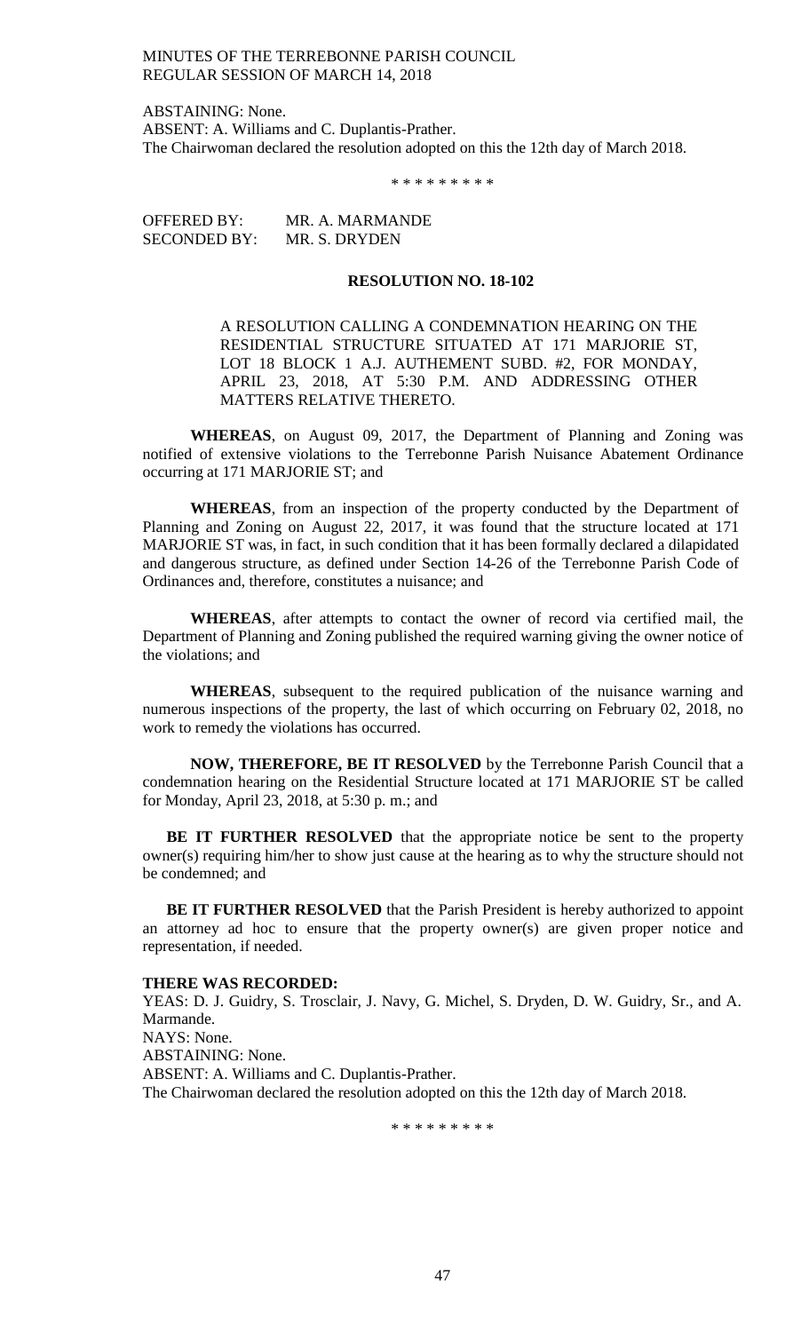ABSTAINING: None.
ABSENT: A. Williams and C. Duplantis-Prather.
The Chairwoman declared the resolution adopted on this the 12th day of March 2018.

\* \* \* \* \* \* \* \* \*

OFFERED BY: MR. A. MARMANDE
SECONDED BY: MR. S. DRYDEN

**RESOLUTION NO. 18-102**

A RESOLUTION CALLING A CONDEMNATION HEARING ON THE RESIDENTIAL STRUCTURE SITUATED AT 171 MARJORIE ST, LOT 18 BLOCK 1 A.J. AUTHEMENT SUBD. #2, FOR MONDAY, APRIL 23, 2018, AT 5:30 P.M. AND ADDRESSING OTHER MATTERS RELATIVE THERETO.

**WHEREAS**, on August 09, 2017, the Department of Planning and Zoning was notified of extensive violations to the Terrebonne Parish Nuisance Abatement Ordinance occurring at 171 MARJORIE ST; and

**WHEREAS**, from an inspection of the property conducted by the Department of Planning and Zoning on August 22, 2017, it was found that the structure located at 171 MARJORIE ST was, in fact, in such condition that it has been formally declared a dilapidated and dangerous structure, as defined under Section 14-26 of the Terrebonne Parish Code of Ordinances and, therefore, constitutes a nuisance; and

**WHEREAS**, after attempts to contact the owner of record via certified mail, the Department of Planning and Zoning published the required warning giving the owner notice of the violations; and

**WHEREAS**, subsequent to the required publication of the nuisance warning and numerous inspections of the property, the last of which occurring on February 02, 2018, no work to remedy the violations has occurred.

**NOW, THEREFORE, BE IT RESOLVED** by the Terrebonne Parish Council that a condemnation hearing on the Residential Structure located at 171 MARJORIE ST be called for Monday, April 23, 2018, at 5:30 p. m.; and

**BE IT FURTHER RESOLVED** that the appropriate notice be sent to the property owner(s) requiring him/her to show just cause at the hearing as to why the structure should not be condemned; and

**BE IT FURTHER RESOLVED** that the Parish President is hereby authorized to appoint an attorney ad hoc to ensure that the property owner(s) are given proper notice and representation, if needed.

**THERE WAS RECORDED:**
YEAS: D. J. Guidry, S. Trosclair, J. Navy, G. Michel, S. Dryden, D. W. Guidry, Sr., and A. Marmande.
NAYS: None.
ABSTAINING: None.
ABSENT: A. Williams and C. Duplantis-Prather.
The Chairwoman declared the resolution adopted on this the 12th day of March 2018.

\* \* \* \* \* \* \* \* \*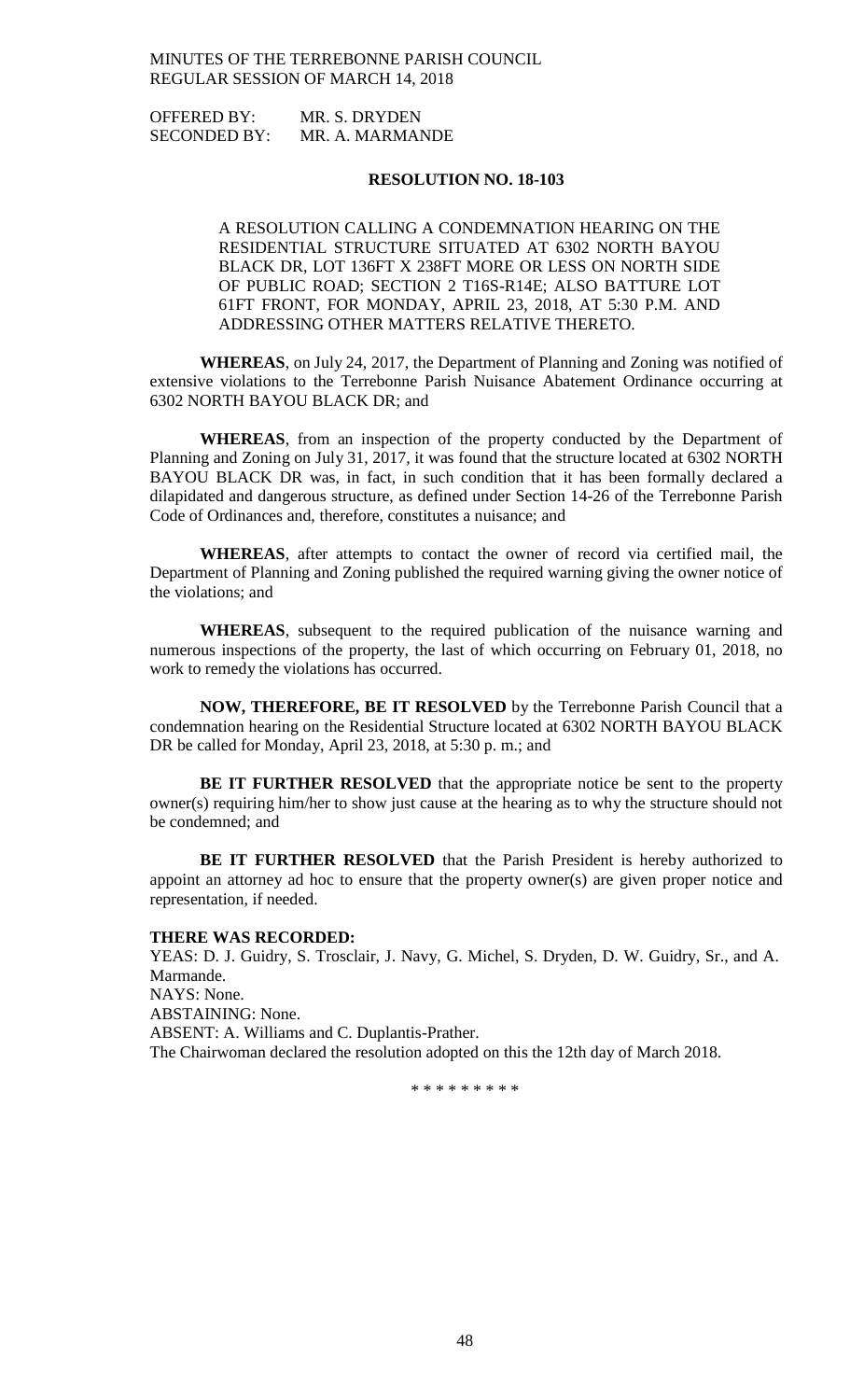OFFERED BY: MR. S. DRYDEN
SECONDED BY: MR. A. MARMANDE

**RESOLUTION NO. 18-103**

A RESOLUTION CALLING A CONDEMNATION HEARING ON THE RESIDENTIAL STRUCTURE SITUATED AT 6302 NORTH BAYOU BLACK DR, LOT 136FT X 238FT MORE OR LESS ON NORTH SIDE OF PUBLIC ROAD; SECTION 2 T16S-R14E; ALSO BATTURE LOT 61FT FRONT, FOR MONDAY, APRIL 23, 2018, AT 5:30 P.M. AND ADDRESSING OTHER MATTERS RELATIVE THERETO.

**WHEREAS**, on July 24, 2017, the Department of Planning and Zoning was notified of extensive violations to the Terrebonne Parish Nuisance Abatement Ordinance occurring at 6302 NORTH BAYOU BLACK DR; and

**WHEREAS**, from an inspection of the property conducted by the Department of Planning and Zoning on July 31, 2017, it was found that the structure located at 6302 NORTH BAYOU BLACK DR was, in fact, in such condition that it has been formally declared a dilapidated and dangerous structure, as defined under Section 14-26 of the Terrebonne Parish Code of Ordinances and, therefore, constitutes a nuisance; and

**WHEREAS**, after attempts to contact the owner of record via certified mail, the Department of Planning and Zoning published the required warning giving the owner notice of the violations; and

**WHEREAS**, subsequent to the required publication of the nuisance warning and numerous inspections of the property, the last of which occurring on February 01, 2018, no work to remedy the violations has occurred.

**NOW, THEREFORE, BE IT RESOLVED** by the Terrebonne Parish Council that a condemnation hearing on the Residential Structure located at 6302 NORTH BAYOU BLACK DR be called for Monday, April 23, 2018, at 5:30 p. m.; and

**BE IT FURTHER RESOLVED** that the appropriate notice be sent to the property owner(s) requiring him/her to show just cause at the hearing as to why the structure should not be condemned; and

**BE IT FURTHER RESOLVED** that the Parish President is hereby authorized to appoint an attorney ad hoc to ensure that the property owner(s) are given proper notice and representation, if needed.

**THERE WAS RECORDED:**

YEAS: D. J. Guidry, S. Trosclair, J. Navy, G. Michel, S. Dryden, D. W. Guidry, Sr., and A. Marmande.
NAYS: None.
ABSTAINING: None.
ABSENT: A. Williams and C. Duplantis-Prather.
The Chairwoman declared the resolution adopted on this the 12th day of March 2018.

\* \* \* \* \* \* \* \* \*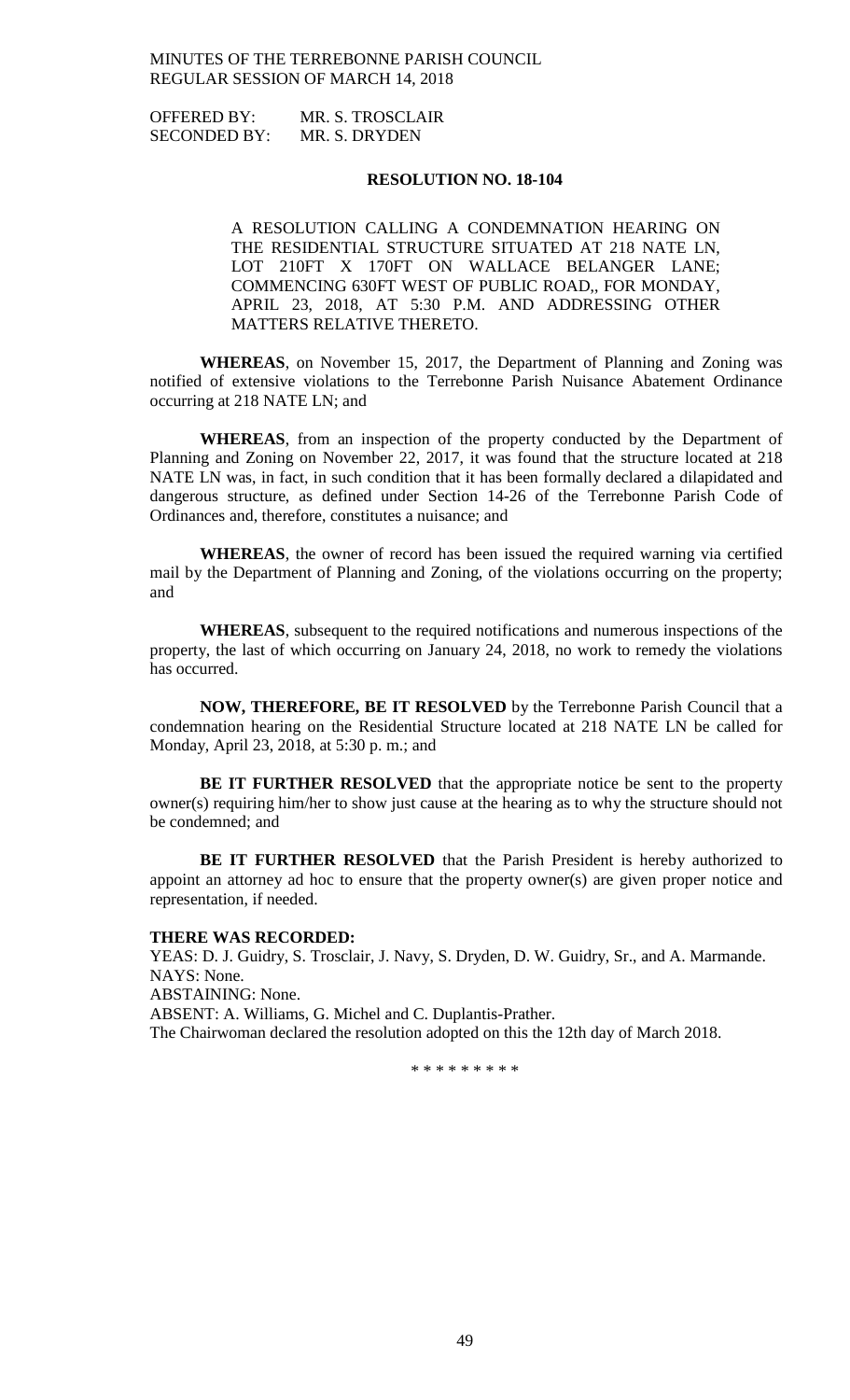OFFERED BY: MR. S. TROSCLAIR
SECONDED BY: MR. S. DRYDEN

**RESOLUTION NO. 18-104**

A RESOLUTION CALLING A CONDEMNATION HEARING ON THE RESIDENTIAL STRUCTURE SITUATED AT 218 NATE LN, LOT 210FT X 170FT ON WALLACE BELANGER LANE; COMMENCING 630FT WEST OF PUBLIC ROAD,, FOR MONDAY, APRIL 23, 2018, AT 5:30 P.M. AND ADDRESSING OTHER MATTERS RELATIVE THERETO.

**WHEREAS**, on November 15, 2017, the Department of Planning and Zoning was notified of extensive violations to the Terrebonne Parish Nuisance Abatement Ordinance occurring at 218 NATE LN; and

**WHEREAS**, from an inspection of the property conducted by the Department of Planning and Zoning on November 22, 2017, it was found that the structure located at 218 NATE LN was, in fact, in such condition that it has been formally declared a dilapidated and dangerous structure, as defined under Section 14-26 of the Terrebonne Parish Code of Ordinances and, therefore, constitutes a nuisance; and

**WHEREAS**, the owner of record has been issued the required warning via certified mail by the Department of Planning and Zoning, of the violations occurring on the property; and

**WHEREAS**, subsequent to the required notifications and numerous inspections of the property, the last of which occurring on January 24, 2018, no work to remedy the violations has occurred.

**NOW, THEREFORE, BE IT RESOLVED** by the Terrebonne Parish Council that a condemnation hearing on the Residential Structure located at 218 NATE LN be called for Monday, April 23, 2018, at 5:30 p. m.; and

**BE IT FURTHER RESOLVED** that the appropriate notice be sent to the property owner(s) requiring him/her to show just cause at the hearing as to why the structure should not be condemned; and

**BE IT FURTHER RESOLVED** that the Parish President is hereby authorized to appoint an attorney ad hoc to ensure that the property owner(s) are given proper notice and representation, if needed.

**THERE WAS RECORDED:**

YEAS: D. J. Guidry, S. Trosclair, J. Navy, S. Dryden, D. W. Guidry, Sr., and A. Marmande.
NAYS: None.
ABSTAINING: None.
ABSENT: A. Williams, G. Michel and C. Duplantis-Prather.
The Chairwoman declared the resolution adopted on this the 12th day of March 2018.

\* \* \* \* \* \* \* \* \*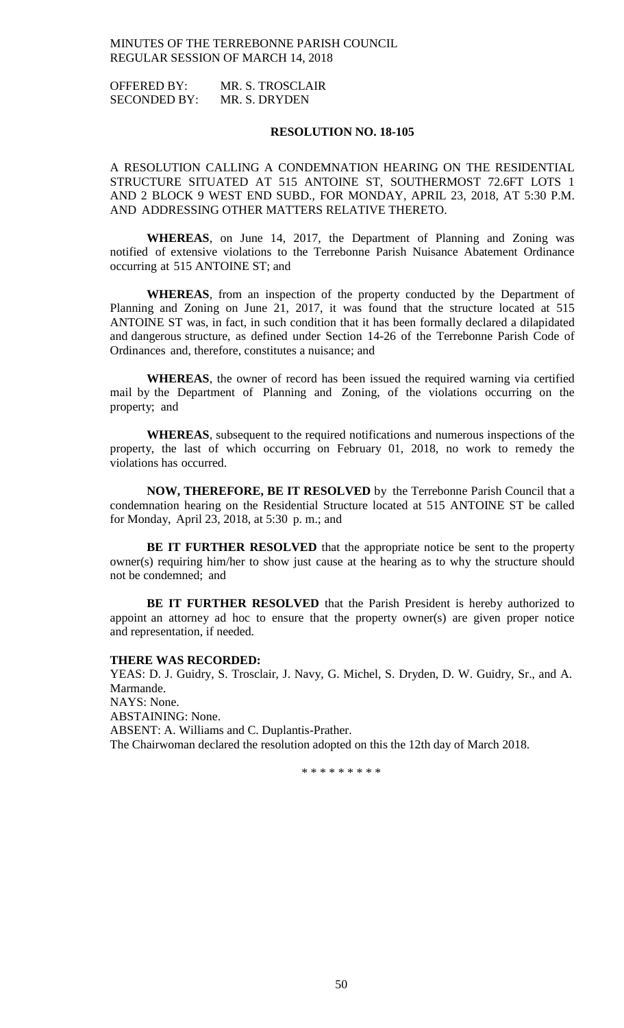OFFERED BY: MR. S. TROSCLAIR
SECONDED BY: MR. S. DRYDEN

**RESOLUTION NO. 18-105**

A RESOLUTION CALLING A CONDEMNATION HEARING ON THE RESIDENTIAL STRUCTURE SITUATED AT 515 ANTOINE ST, SOUTHERMOST 72.6FT LOTS 1 AND 2 BLOCK 9 WEST END SUBD., FOR MONDAY, APRIL 23, 2018, AT 5:30 P.M. AND ADDRESSING OTHER MATTERS RELATIVE THERETO.

**WHEREAS**, on June 14, 2017, the Department of Planning and Zoning was notified of extensive violations to the Terrebonne Parish Nuisance Abatement Ordinance occurring at 515 ANTOINE ST; and

**WHEREAS**, from an inspection of the property conducted by the Department of Planning and Zoning on June 21, 2017, it was found that the structure located at 515 ANTOINE ST was, in fact, in such condition that it has been formally declared a dilapidated and dangerous structure, as defined under Section 14-26 of the Terrebonne Parish Code of Ordinances and, therefore, constitutes a nuisance; and

**WHEREAS**, the owner of record has been issued the required warning via certified mail by the Department of Planning and Zoning, of the violations occurring on the property; and

**WHEREAS**, subsequent to the required notifications and numerous inspections of the property, the last of which occurring on February 01, 2018, no work to remedy the violations has occurred.

**NOW, THEREFORE, BE IT RESOLVED** by the Terrebonne Parish Council that a condemnation hearing on the Residential Structure located at 515 ANTOINE ST be called for Monday, April 23, 2018, at 5:30 p. m.; and

**BE IT FURTHER RESOLVED** that the appropriate notice be sent to the property owner(s) requiring him/her to show just cause at the hearing as to why the structure should not be condemned; and

**BE IT FURTHER RESOLVED** that the Parish President is hereby authorized to appoint an attorney ad hoc to ensure that the property owner(s) are given proper notice and representation, if needed.

**THERE WAS RECORDED:**
YEAS: D. J. Guidry, S. Trosclair, J. Navy, G. Michel, S. Dryden, D. W. Guidry, Sr., and A. Marmande.
NAYS: None.
ABSTAINING: None.
ABSENT: A. Williams and C. Duplantis-Prather.
The Chairwoman declared the resolution adopted on this the 12th day of March 2018.

\* \* \* \* \* \* \* \* \*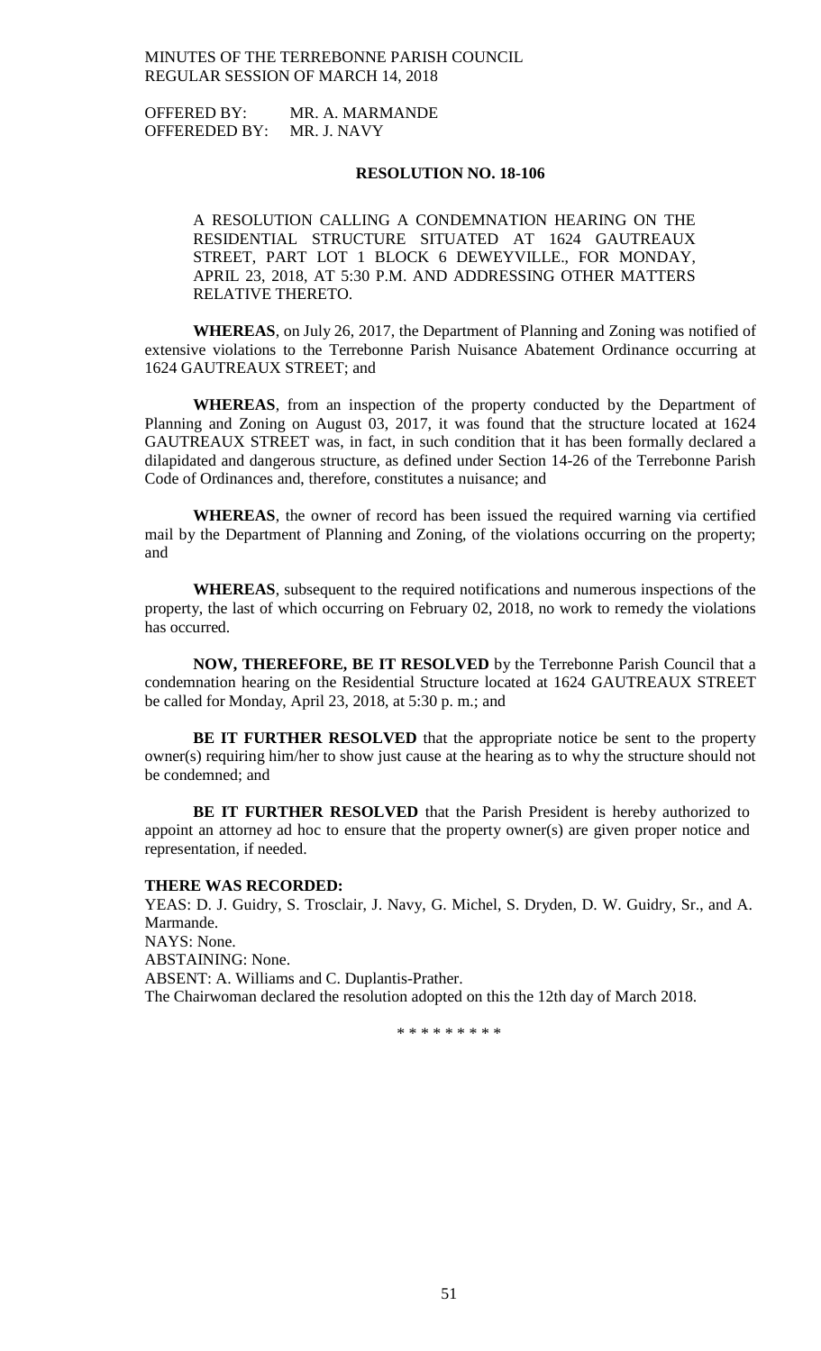OFFERED BY: MR. A. MARMANDE
OFFEREDED BY: MR. J. NAVY

**RESOLUTION NO. 18-106**

A RESOLUTION CALLING A CONDEMNATION HEARING ON THE RESIDENTIAL STRUCTURE SITUATED AT 1624 GAUTREAUX STREET, PART LOT 1 BLOCK 6 DEWEYVILLE., FOR MONDAY, APRIL 23, 2018, AT 5:30 P.M. AND ADDRESSING OTHER MATTERS RELATIVE THERETO.

**WHEREAS**, on July 26, 2017, the Department of Planning and Zoning was notified of extensive violations to the Terrebonne Parish Nuisance Abatement Ordinance occurring at 1624 GAUTREAUX STREET; and

**WHEREAS**, from an inspection of the property conducted by the Department of Planning and Zoning on August 03, 2017, it was found that the structure located at 1624 GAUTREAUX STREET was, in fact, in such condition that it has been formally declared a dilapidated and dangerous structure, as defined under Section 14-26 of the Terrebonne Parish Code of Ordinances and, therefore, constitutes a nuisance; and

**WHEREAS**, the owner of record has been issued the required warning via certified mail by the Department of Planning and Zoning, of the violations occurring on the property; and

**WHEREAS**, subsequent to the required notifications and numerous inspections of the property, the last of which occurring on February 02, 2018, no work to remedy the violations has occurred.

**NOW, THEREFORE, BE IT RESOLVED** by the Terrebonne Parish Council that a condemnation hearing on the Residential Structure located at 1624 GAUTREAUX STREET be called for Monday, April 23, 2018, at 5:30 p. m.; and

**BE IT FURTHER RESOLVED** that the appropriate notice be sent to the property owner(s) requiring him/her to show just cause at the hearing as to why the structure should not be condemned; and

**BE IT FURTHER RESOLVED** that the Parish President is hereby authorized to appoint an attorney ad hoc to ensure that the property owner(s) are given proper notice and representation, if needed.

**THERE WAS RECORDED:**

YEAS: D. J. Guidry, S. Trosclair, J. Navy, G. Michel, S. Dryden, D. W. Guidry, Sr., and A. Marmande.
NAYS: None.
ABSTAINING: None.
ABSENT: A. Williams and C. Duplantis-Prather.
The Chairwoman declared the resolution adopted on this the 12th day of March 2018.

\* \* \* \* \* \* \* \* \*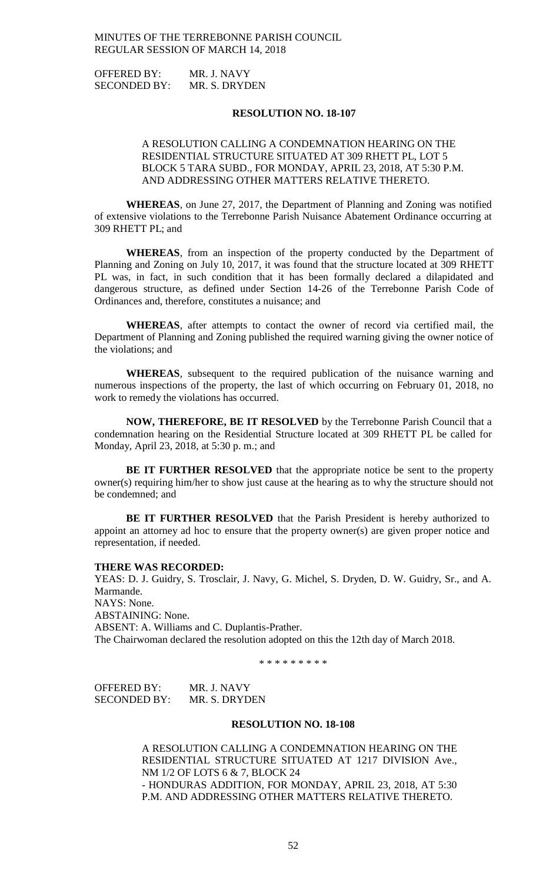OFFERED BY: MR. J. NAVY
SECONDED BY: MR. S. DRYDEN

**RESOLUTION NO. 18-107**

A RESOLUTION CALLING A CONDEMNATION HEARING ON THE RESIDENTIAL STRUCTURE SITUATED AT 309 RHETT PL, LOT 5 BLOCK 5 TARA SUBD., FOR MONDAY, APRIL 23, 2018, AT 5:30 P.M. AND ADDRESSING OTHER MATTERS RELATIVE THERETO.

**WHEREAS**, on June 27, 2017, the Department of Planning and Zoning was notified of extensive violations to the Terrebonne Parish Nuisance Abatement Ordinance occurring at 309 RHETT PL; and

**WHEREAS**, from an inspection of the property conducted by the Department of Planning and Zoning on July 10, 2017, it was found that the structure located at 309 RHETT PL was, in fact, in such condition that it has been formally declared a dilapidated and dangerous structure, as defined under Section 14-26 of the Terrebonne Parish Code of Ordinances and, therefore, constitutes a nuisance; and

**WHEREAS**, after attempts to contact the owner of record via certified mail, the Department of Planning and Zoning published the required warning giving the owner notice of the violations; and

**WHEREAS**, subsequent to the required publication of the nuisance warning and numerous inspections of the property, the last of which occurring on February 01, 2018, no work to remedy the violations has occurred.

**NOW, THEREFORE, BE IT RESOLVED** by the Terrebonne Parish Council that a condemnation hearing on the Residential Structure located at 309 RHETT PL be called for Monday, April 23, 2018, at 5:30 p. m.; and

**BE IT FURTHER RESOLVED** that the appropriate notice be sent to the property owner(s) requiring him/her to show just cause at the hearing as to why the structure should not be condemned; and

**BE IT FURTHER RESOLVED** that the Parish President is hereby authorized to appoint an attorney ad hoc to ensure that the property owner(s) are given proper notice and representation, if needed.

**THERE WAS RECORDED:**
YEAS: D. J. Guidry, S. Trosclair, J. Navy, G. Michel, S. Dryden, D. W. Guidry, Sr., and A. Marmande.
NAYS: None.
ABSTAINING: None.
ABSENT: A. Williams and C. Duplantis-Prather.
The Chairwoman declared the resolution adopted on this the 12th day of March 2018.

\* \* \* \* \* \* \* \* \*

OFFERED BY: MR. J. NAVY
SECONDED BY: MR. S. DRYDEN

**RESOLUTION NO. 18-108**

A RESOLUTION CALLING A CONDEMNATION HEARING ON THE RESIDENTIAL STRUCTURE SITUATED AT 1217 DIVISION Ave., NM 1/2 OF LOTS 6 & 7, BLOCK 24 - HONDURAS ADDITION, FOR MONDAY, APRIL 23, 2018, AT 5:30 P.M. AND ADDRESSING OTHER MATTERS RELATIVE THERETO.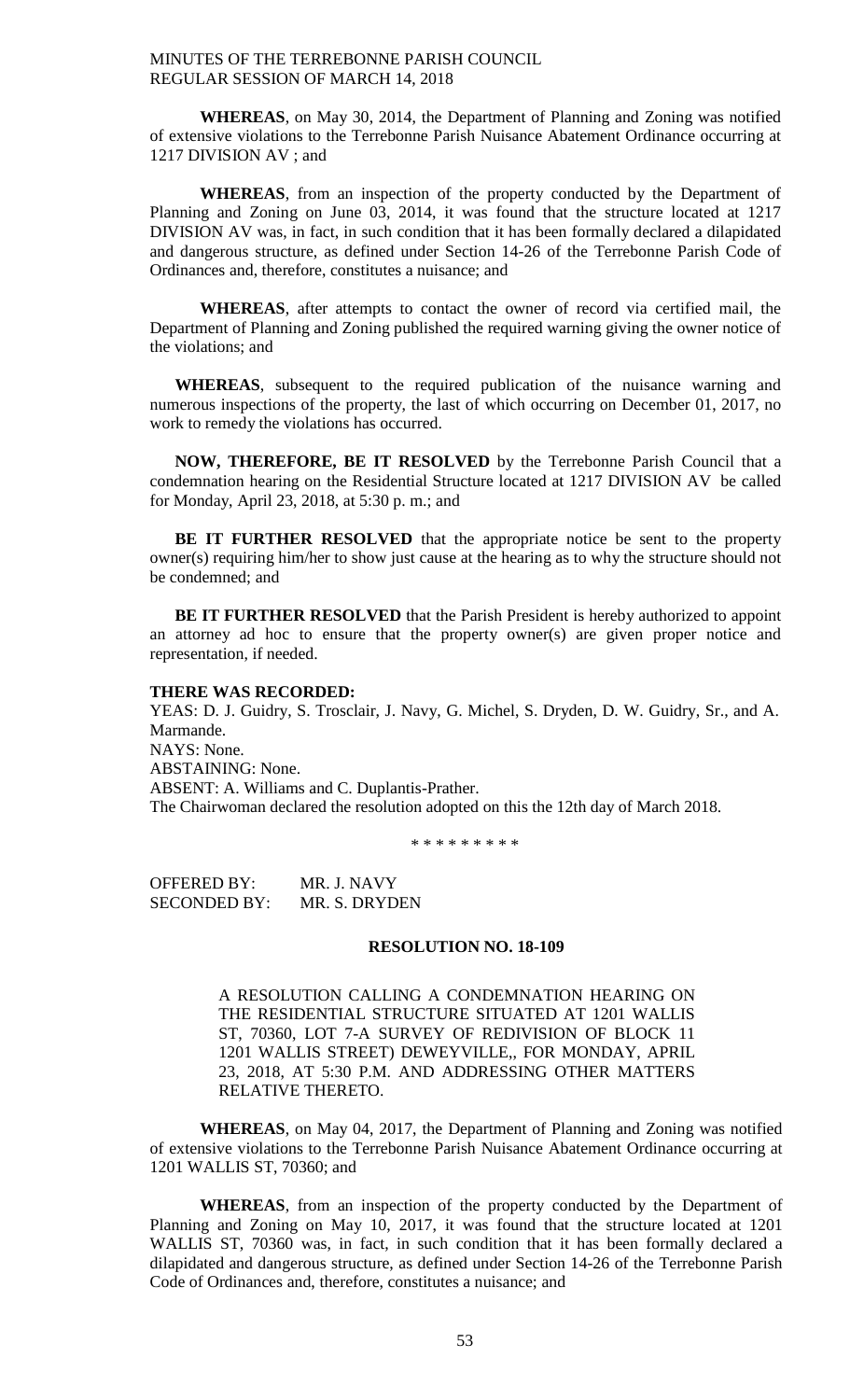**WHEREAS**, on May 30, 2014, the Department of Planning and Zoning was notified of extensive violations to the Terrebonne Parish Nuisance Abatement Ordinance occurring at 1217 DIVISION AV ; and

**WHEREAS**, from an inspection of the property conducted by the Department of Planning and Zoning on June 03, 2014, it was found that the structure located at 1217 DIVISION AV was, in fact, in such condition that it has been formally declared a dilapidated and dangerous structure, as defined under Section 14-26 of the Terrebonne Parish Code of Ordinances and, therefore, constitutes a nuisance; and

**WHEREAS**, after attempts to contact the owner of record via certified mail, the Department of Planning and Zoning published the required warning giving the owner notice of the violations; and

**WHEREAS**, subsequent to the required publication of the nuisance warning and numerous inspections of the property, the last of which occurring on December 01, 2017, no work to remedy the violations has occurred.

**NOW, THEREFORE, BE IT RESOLVED** by the Terrebonne Parish Council that a condemnation hearing on the Residential Structure located at 1217 DIVISION AV be called for Monday, April 23, 2018, at 5:30 p. m.; and

**BE IT FURTHER RESOLVED** that the appropriate notice be sent to the property owner(s) requiring him/her to show just cause at the hearing as to why the structure should not be condemned; and

**BE IT FURTHER RESOLVED** that the Parish President is hereby authorized to appoint an attorney ad hoc to ensure that the property owner(s) are given proper notice and representation, if needed.

**THERE WAS RECORDED:**

YEAS: D. J. Guidry, S. Trosclair, J. Navy, G. Michel, S. Dryden, D. W. Guidry, Sr., and A. Marmande.
NAYS: None.
ABSTAINING: None.
ABSENT: A. Williams and C. Duplantis-Prather.
The Chairwoman declared the resolution adopted on this the 12th day of March 2018.

\* \* \* \* \* \* \* \* \*

OFFERED BY: MR. J. NAVY
SECONDED BY: MR. S. DRYDEN

**RESOLUTION NO. 18-109**

A RESOLUTION CALLING A CONDEMNATION HEARING ON THE RESIDENTIAL STRUCTURE SITUATED AT 1201 WALLIS ST, 70360, LOT 7-A SURVEY OF REDIVISION OF BLOCK 11 1201 WALLIS STREET) DEWEYVILLE,, FOR MONDAY, APRIL 23, 2018, AT 5:30 P.M. AND ADDRESSING OTHER MATTERS RELATIVE THERETO.

**WHEREAS**, on May 04, 2017, the Department of Planning and Zoning was notified of extensive violations to the Terrebonne Parish Nuisance Abatement Ordinance occurring at 1201 WALLIS ST, 70360; and

**WHEREAS**, from an inspection of the property conducted by the Department of Planning and Zoning on May 10, 2017, it was found that the structure located at 1201 WALLIS ST, 70360 was, in fact, in such condition that it has been formally declared a dilapidated and dangerous structure, as defined under Section 14-26 of the Terrebonne Parish Code of Ordinances and, therefore, constitutes a nuisance; and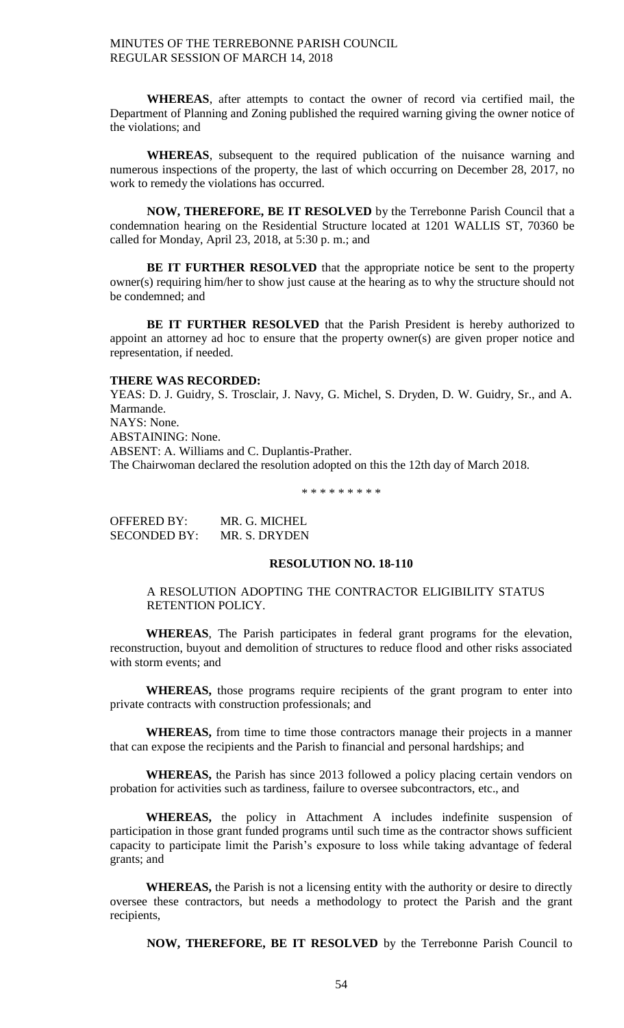**WHEREAS**, after attempts to contact the owner of record via certified mail, the Department of Planning and Zoning published the required warning giving the owner notice of the violations; and

**WHEREAS**, subsequent to the required publication of the nuisance warning and numerous inspections of the property, the last of which occurring on December 28, 2017, no work to remedy the violations has occurred.

**NOW, THEREFORE, BE IT RESOLVED** by the Terrebonne Parish Council that a condemnation hearing on the Residential Structure located at 1201 WALLIS ST, 70360 be called for Monday, April 23, 2018, at 5:30 p. m.; and

**BE IT FURTHER RESOLVED** that the appropriate notice be sent to the property owner(s) requiring him/her to show just cause at the hearing as to why the structure should not be condemned; and

**BE IT FURTHER RESOLVED** that the Parish President is hereby authorized to appoint an attorney ad hoc to ensure that the property owner(s) are given proper notice and representation, if needed.

**THERE WAS RECORDED:**

YEAS: D. J. Guidry, S. Trosclair, J. Navy, G. Michel, S. Dryden, D. W. Guidry, Sr., and A. Marmande.
NAYS: None.
ABSTAINING: None.
ABSENT: A. Williams and C. Duplantis-Prather.
The Chairwoman declared the resolution adopted on this the 12th day of March 2018.

\* \* \* \* \* \* \* \* \*

OFFERED BY: MR. G. MICHEL
SECONDED BY: MR. S. DRYDEN

**RESOLUTION NO. 18-110**

A RESOLUTION ADOPTING THE CONTRACTOR ELIGIBILITY STATUS RETENTION POLICY.

**WHEREAS**, The Parish participates in federal grant programs for the elevation, reconstruction, buyout and demolition of structures to reduce flood and other risks associated with storm events; and

**WHEREAS,** those programs require recipients of the grant program to enter into private contracts with construction professionals; and

**WHEREAS,** from time to time those contractors manage their projects in a manner that can expose the recipients and the Parish to financial and personal hardships; and

**WHEREAS,** the Parish has since 2013 followed a policy placing certain vendors on probation for activities such as tardiness, failure to oversee subcontractors, etc., and

**WHEREAS,** the policy in Attachment A includes indefinite suspension of participation in those grant funded programs until such time as the contractor shows sufficient capacity to participate limit the Parish's exposure to loss while taking advantage of federal grants; and

**WHEREAS,** the Parish is not a licensing entity with the authority or desire to directly oversee these contractors, but needs a methodology to protect the Parish and the grant recipients,

**NOW, THEREFORE, BE IT RESOLVED** by the Terrebonne Parish Council to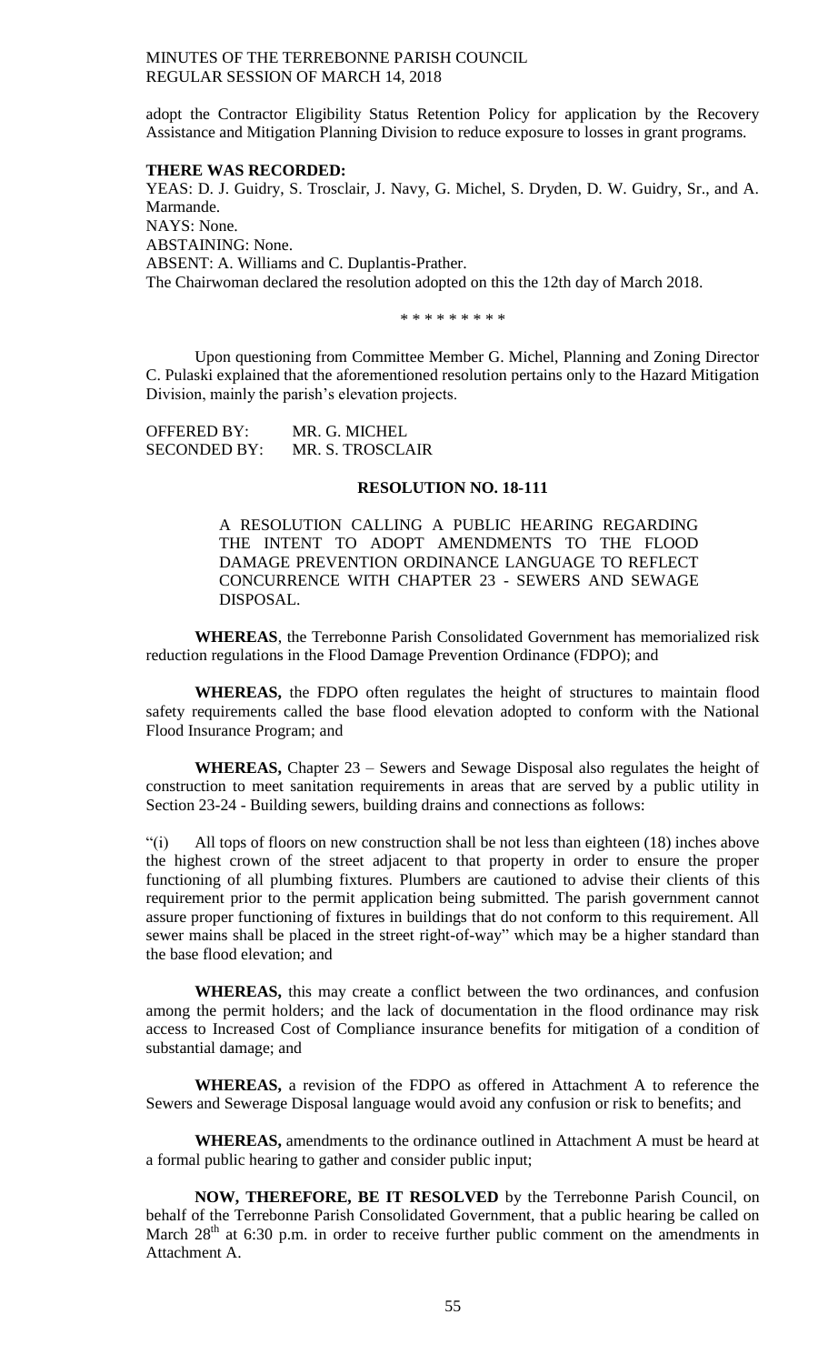adopt the Contractor Eligibility Status Retention Policy for application by the Recovery Assistance and Mitigation Planning Division to reduce exposure to losses in grant programs.

**THERE WAS RECORDED:**

YEAS: D. J. Guidry, S. Trosclair, J. Navy, G. Michel, S. Dryden, D. W. Guidry, Sr., and A. Marmande.

NAYS: None.

ABSTAINING: None.

ABSENT: A. Williams and C. Duplantis-Prather.

The Chairwoman declared the resolution adopted on this the 12th day of March 2018.

\* \* \* \* \* \* \* \* \*

Upon questioning from Committee Member G. Michel, Planning and Zoning Director C. Pulaski explained that the aforementioned resolution pertains only to the Hazard Mitigation Division, mainly the parish's elevation projects.

OFFERED BY: MR. G. MICHEL
SECONDED BY: MR. S. TROSCLAIR

**RESOLUTION NO. 18-111**

A RESOLUTION CALLING A PUBLIC HEARING REGARDING THE INTENT TO ADOPT AMENDMENTS TO THE FLOOD DAMAGE PREVENTION ORDINANCE LANGUAGE TO REFLECT CONCURRENCE WITH CHAPTER 23 - SEWERS AND SEWAGE DISPOSAL.

**WHEREAS**, the Terrebonne Parish Consolidated Government has memorialized risk reduction regulations in the Flood Damage Prevention Ordinance (FDPO); and

**WHEREAS,** the FDPO often regulates the height of structures to maintain flood safety requirements called the base flood elevation adopted to conform with the National Flood Insurance Program; and

**WHEREAS,** Chapter 23 – Sewers and Sewage Disposal also regulates the height of construction to meet sanitation requirements in areas that are served by a public utility in Section 23-24 - Building sewers, building drains and connections as follows:

"(i) All tops of floors on new construction shall be not less than eighteen (18) inches above the highest crown of the street adjacent to that property in order to ensure the proper functioning of all plumbing fixtures. Plumbers are cautioned to advise their clients of this requirement prior to the permit application being submitted. The parish government cannot assure proper functioning of fixtures in buildings that do not conform to this requirement. All sewer mains shall be placed in the street right-of-way" which may be a higher standard than the base flood elevation; and

**WHEREAS,** this may create a conflict between the two ordinances, and confusion among the permit holders; and the lack of documentation in the flood ordinance may risk access to Increased Cost of Compliance insurance benefits for mitigation of a condition of substantial damage; and

**WHEREAS,** a revision of the FDPO as offered in Attachment A to reference the Sewers and Sewerage Disposal language would avoid any confusion or risk to benefits; and

**WHEREAS,** amendments to the ordinance outlined in Attachment A must be heard at a formal public hearing to gather and consider public input;

**NOW, THEREFORE, BE IT RESOLVED** by the Terrebonne Parish Council, on behalf of the Terrebonne Parish Consolidated Government, that a public hearing be called on March 28th at 6:30 p.m. in order to receive further public comment on the amendments in Attachment A.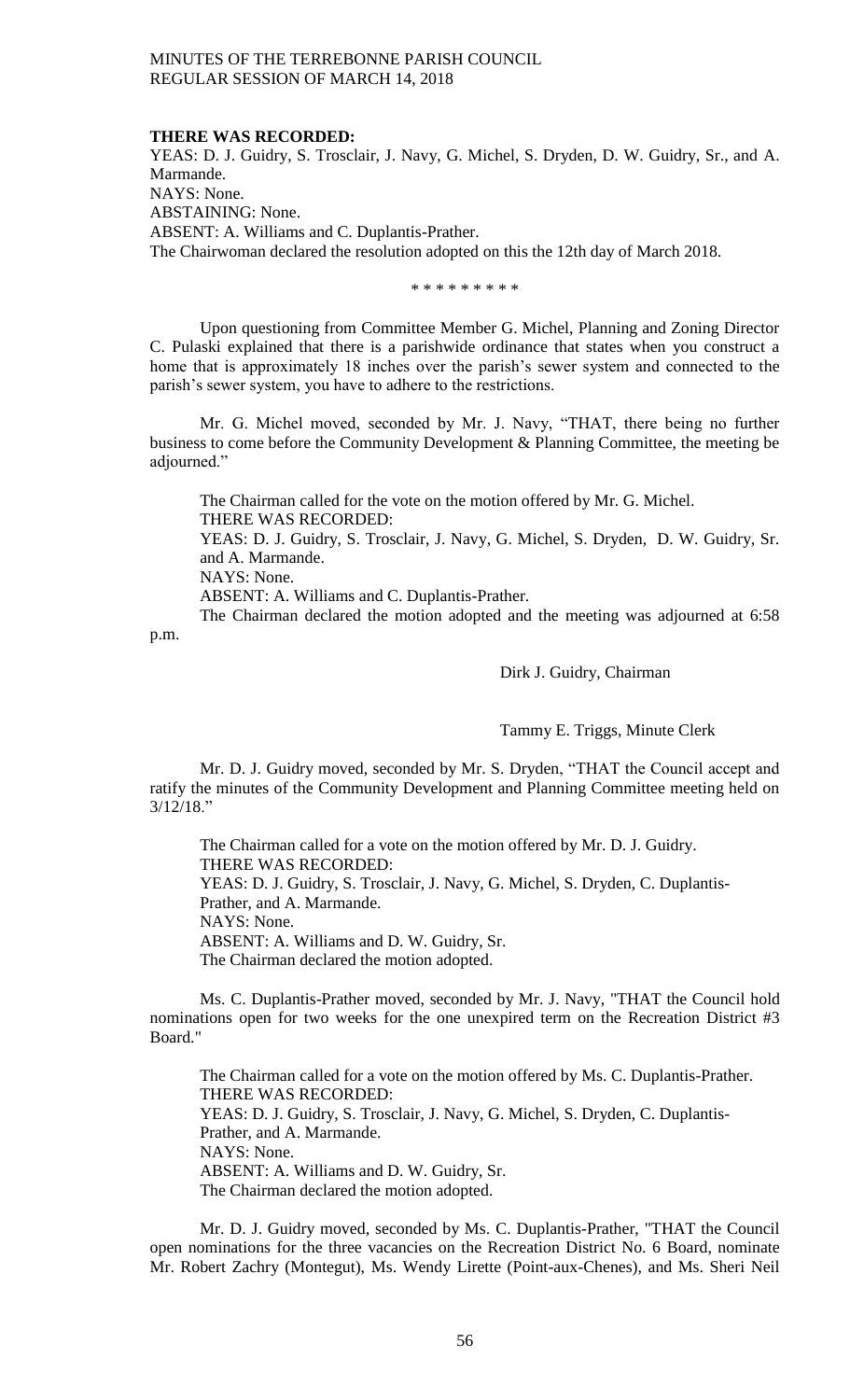**THERE WAS RECORDED:**

YEAS: D. J. Guidry, S. Trosclair, J. Navy, G. Michel, S. Dryden, D. W. Guidry, Sr., and A. Marmande.
NAYS: None.
ABSTAINING: None.
ABSENT: A. Williams and C. Duplantis-Prather.
The Chairwoman declared the resolution adopted on this the 12th day of March 2018.

\* \* \* \* \* \* \* \* \*

Upon questioning from Committee Member G. Michel, Planning and Zoning Director C. Pulaski explained that there is a parishwide ordinance that states when you construct a home that is approximately 18 inches over the parish's sewer system and connected to the parish's sewer system, you have to adhere to the restrictions.

Mr. G. Michel moved, seconded by Mr. J. Navy, "THAT, there being no further business to come before the Community Development & Planning Committee, the meeting be adjourned."

The Chairman called for the vote on the motion offered by Mr. G. Michel.
THERE WAS RECORDED:
YEAS: D. J. Guidry, S. Trosclair, J. Navy, G. Michel, S. Dryden, D. W. Guidry, Sr. and A. Marmande.
NAYS: None.
ABSENT: A. Williams and C. Duplantis-Prather.
The Chairman declared the motion adopted and the meeting was adjourned at 6:58 p.m.

Dirk J. Guidry, Chairman

Tammy E. Triggs, Minute Clerk

Mr. D. J. Guidry moved, seconded by Mr. S. Dryden, "THAT the Council accept and ratify the minutes of the Community Development and Planning Committee meeting held on 3/12/18."

The Chairman called for a vote on the motion offered by Mr. D. J. Guidry.
THERE WAS RECORDED:
YEAS: D. J. Guidry, S. Trosclair, J. Navy, G. Michel, S. Dryden, C. Duplantis-Prather, and A. Marmande.
NAYS: None.
ABSENT: A. Williams and D. W. Guidry, Sr.
The Chairman declared the motion adopted.

Ms. C. Duplantis-Prather moved, seconded by Mr. J. Navy, "THAT the Council hold nominations open for two weeks for the one unexpired term on the Recreation District #3 Board."

The Chairman called for a vote on the motion offered by Ms. C. Duplantis-Prather.
THERE WAS RECORDED:
YEAS: D. J. Guidry, S. Trosclair, J. Navy, G. Michel, S. Dryden, C. Duplantis-Prather, and A. Marmande.
NAYS: None.
ABSENT: A. Williams and D. W. Guidry, Sr.
The Chairman declared the motion adopted.

Mr. D. J. Guidry moved, seconded by Ms. C. Duplantis-Prather, "THAT the Council open nominations for the three vacancies on the Recreation District No. 6 Board, nominate Mr. Robert Zachry (Montegut), Ms. Wendy Lirette (Point-aux-Chenes), and Ms. Sheri Neil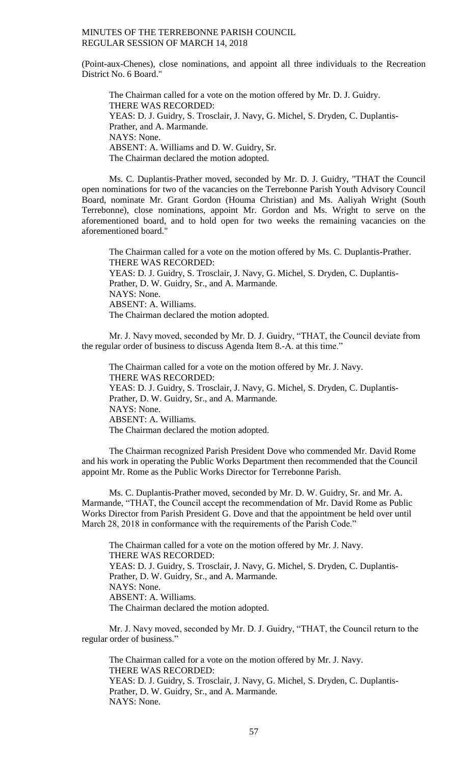(Point-aux-Chenes), close nominations, and appoint all three individuals to the Recreation District No. 6 Board."

The Chairman called for a vote on the motion offered by Mr. D. J. Guidry.
THERE WAS RECORDED:
YEAS: D. J. Guidry, S. Trosclair, J. Navy, G. Michel, S. Dryden, C. Duplantis-Prather, and A. Marmande.
NAYS: None.
ABSENT: A. Williams and D. W. Guidry, Sr.
The Chairman declared the motion adopted.

Ms. C. Duplantis-Prather moved, seconded by Mr. D. J. Guidry, "THAT the Council open nominations for two of the vacancies on the Terrebonne Parish Youth Advisory Council Board, nominate Mr. Grant Gordon (Houma Christian) and Ms. Aaliyah Wright (South Terrebonne), close nominations, appoint Mr. Gordon and Ms. Wright to serve on the aforementioned board, and to hold open for two weeks the remaining vacancies on the aforementioned board."

The Chairman called for a vote on the motion offered by Ms. C. Duplantis-Prather.
THERE WAS RECORDED:
YEAS: D. J. Guidry, S. Trosclair, J. Navy, G. Michel, S. Dryden, C. Duplantis-Prather, D. W. Guidry, Sr., and A. Marmande.
NAYS: None.
ABSENT: A. Williams.
The Chairman declared the motion adopted.

Mr. J. Navy moved, seconded by Mr. D. J. Guidry, "THAT, the Council deviate from the regular order of business to discuss Agenda Item 8.-A. at this time."

The Chairman called for a vote on the motion offered by Mr. J. Navy.
THERE WAS RECORDED:
YEAS: D. J. Guidry, S. Trosclair, J. Navy, G. Michel, S. Dryden, C. Duplantis-Prather, D. W. Guidry, Sr., and A. Marmande.
NAYS: None.
ABSENT: A. Williams.
The Chairman declared the motion adopted.

The Chairman recognized Parish President Dove who commended Mr. David Rome and his work in operating the Public Works Department then recommended that the Council appoint Mr. Rome as the Public Works Director for Terrebonne Parish.

Ms. C. Duplantis-Prather moved, seconded by Mr. D. W. Guidry, Sr. and Mr. A. Marmande, "THAT, the Council accept the recommendation of Mr. David Rome as Public Works Director from Parish President G. Dove and that the appointment be held over until March 28, 2018 in conformance with the requirements of the Parish Code."

The Chairman called for a vote on the motion offered by Mr. J. Navy.
THERE WAS RECORDED:
YEAS: D. J. Guidry, S. Trosclair, J. Navy, G. Michel, S. Dryden, C. Duplantis-Prather, D. W. Guidry, Sr., and A. Marmande.
NAYS: None.
ABSENT: A. Williams.
The Chairman declared the motion adopted.

Mr. J. Navy moved, seconded by Mr. D. J. Guidry, "THAT, the Council return to the regular order of business."

The Chairman called for a vote on the motion offered by Mr. J. Navy.
THERE WAS RECORDED:
YEAS: D. J. Guidry, S. Trosclair, J. Navy, G. Michel, S. Dryden, C. Duplantis-Prather, D. W. Guidry, Sr., and A. Marmande.
NAYS: None.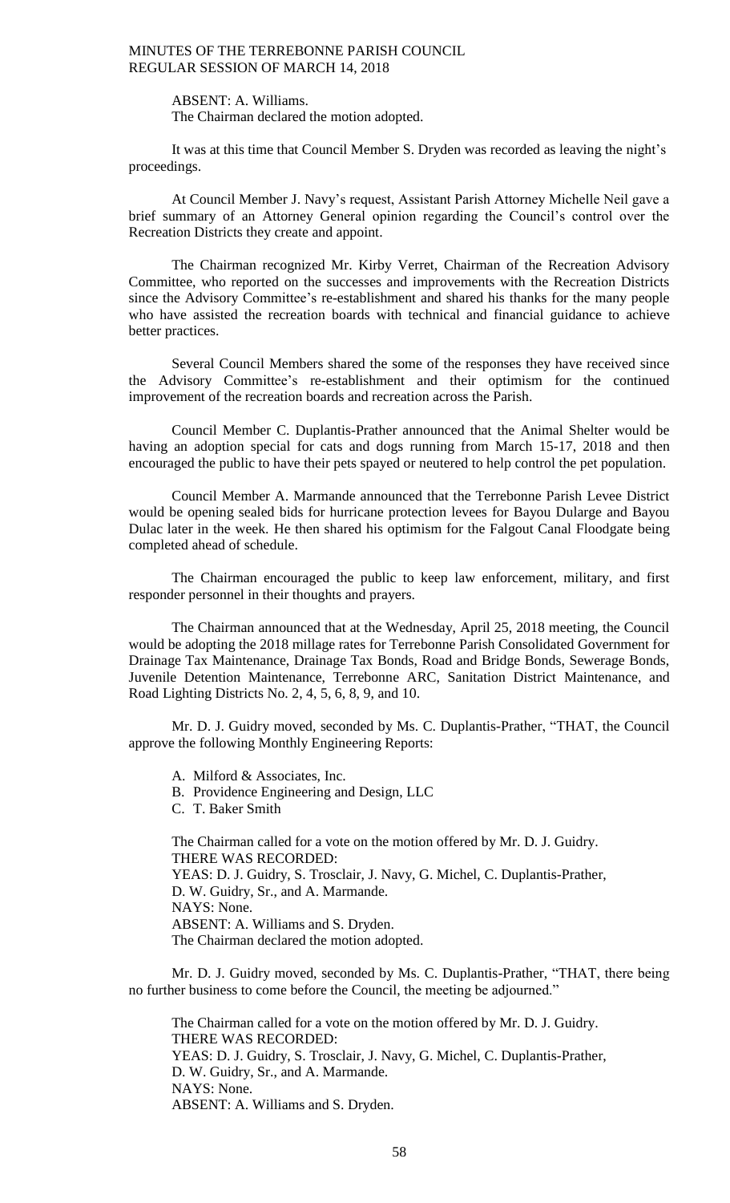ABSENT: A. Williams.
The Chairman declared the motion adopted.

It was at this time that Council Member S. Dryden was recorded as leaving the night's proceedings.

At Council Member J. Navy's request, Assistant Parish Attorney Michelle Neil gave a brief summary of an Attorney General opinion regarding the Council's control over the Recreation Districts they create and appoint.

The Chairman recognized Mr. Kirby Verret, Chairman of the Recreation Advisory Committee, who reported on the successes and improvements with the Recreation Districts since the Advisory Committee's re-establishment and shared his thanks for the many people who have assisted the recreation boards with technical and financial guidance to achieve better practices.

Several Council Members shared the some of the responses they have received since the Advisory Committee's re-establishment and their optimism for the continued improvement of the recreation boards and recreation across the Parish.

Council Member C. Duplantis-Prather announced that the Animal Shelter would be having an adoption special for cats and dogs running from March 15-17, 2018 and then encouraged the public to have their pets spayed or neutered to help control the pet population.

Council Member A. Marmande announced that the Terrebonne Parish Levee District would be opening sealed bids for hurricane protection levees for Bayou Dularge and Bayou Dulac later in the week. He then shared his optimism for the Falgout Canal Floodgate being completed ahead of schedule.

The Chairman encouraged the public to keep law enforcement, military, and first responder personnel in their thoughts and prayers.

The Chairman announced that at the Wednesday, April 25, 2018 meeting, the Council would be adopting the 2018 millage rates for Terrebonne Parish Consolidated Government for Drainage Tax Maintenance, Drainage Tax Bonds, Road and Bridge Bonds, Sewerage Bonds, Juvenile Detention Maintenance, Terrebonne ARC, Sanitation District Maintenance, and Road Lighting Districts No. 2, 4, 5, 6, 8, 9, and 10.

Mr. D. J. Guidry moved, seconded by Ms. C. Duplantis-Prather, "THAT, the Council approve the following Monthly Engineering Reports:

A. Milford & Associates, Inc.
B. Providence Engineering and Design, LLC
C. T. Baker Smith

The Chairman called for a vote on the motion offered by Mr. D. J. Guidry.
THERE WAS RECORDED:
YEAS: D. J. Guidry, S. Trosclair, J. Navy, G. Michel, C. Duplantis-Prather, D. W. Guidry, Sr., and A. Marmande.
NAYS: None.
ABSENT: A. Williams and S. Dryden.
The Chairman declared the motion adopted.

Mr. D. J. Guidry moved, seconded by Ms. C. Duplantis-Prather, "THAT, there being no further business to come before the Council, the meeting be adjourned."

The Chairman called for a vote on the motion offered by Mr. D. J. Guidry.
THERE WAS RECORDED:
YEAS: D. J. Guidry, S. Trosclair, J. Navy, G. Michel, C. Duplantis-Prather, D. W. Guidry, Sr., and A. Marmande.
NAYS: None.
ABSENT: A. Williams and S. Dryden.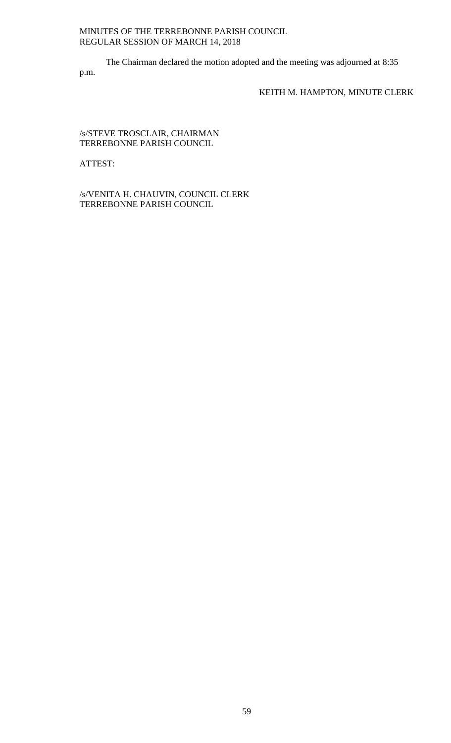The Chairman declared the motion adopted and the meeting was adjourned at 8:35 p.m.

KEITH M. HAMPTON, MINUTE CLERK

/s/STEVE TROSCLAIR, CHAIRMAN
TERREBONNE PARISH COUNCIL

ATTEST:

/s/VENITA H. CHAUVIN, COUNCIL CLERK
TERREBONNE PARISH COUNCIL